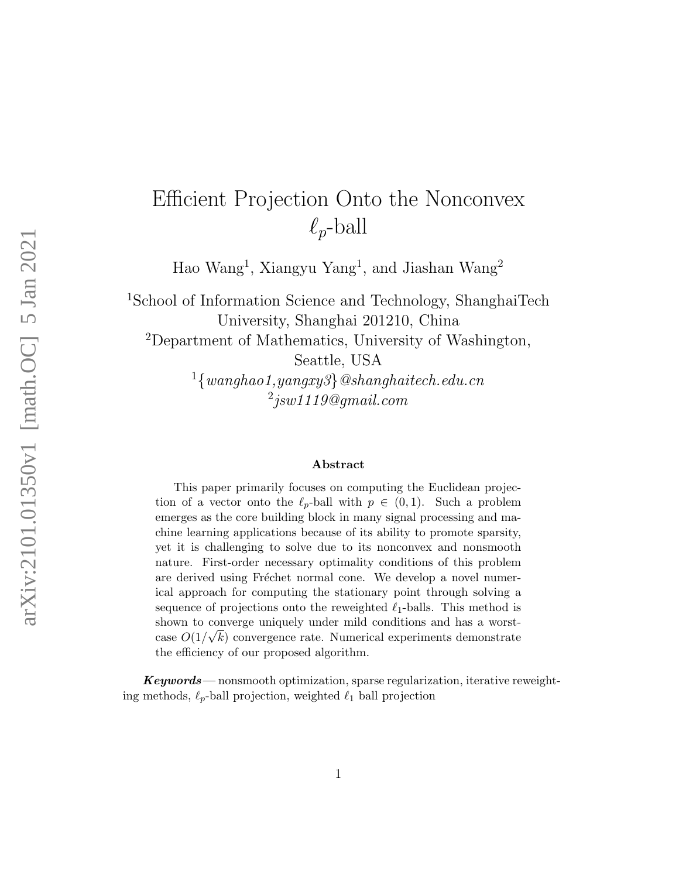# Efficient Projection Onto the Nonconvex $\ell_p$-ball

Hao Wang[1], Xiangyu Yang[1], and Jiashan Wang[2]

[1]School of Information Science and Technology, ShanghaiTech University, Shanghai 201210, China

[2]Department of Mathematics, University of Washington, Seattle, USA

[1]{*wanghao1,yangxy3*}*@shanghaitech.edu.cn*

[2]*jsw1119@gmail.com*

## Abstract

This paper primarily focuses on computing the Euclidean projection of a vector onto the $\ell_p$-ball with $p \in (0, 1)$. Such a problem emerges as the core building block in many signal processing and machine learning applications because of its ability to promote sparsity, yet it is challenging to solve due to its nonconvex and nonsmooth nature. First-order necessary optimality conditions of this problem are derived using Fréchet normal cone. We develop a novel numerical approach for computing the stationary point through solving a sequence of projections onto the reweighted $\ell_1$-balls. This method is shown to converge uniquely under mild conditions and has a worst-case $O(1/\sqrt{k})$ convergence rate. Numerical experiments demonstrate the efficiency of our proposed algorithm.

***Keywords***— nonsmooth optimization, sparse regularization, iterative reweighting methods, $\ell_p$-ball projection, weighted $\ell_1$ ball projection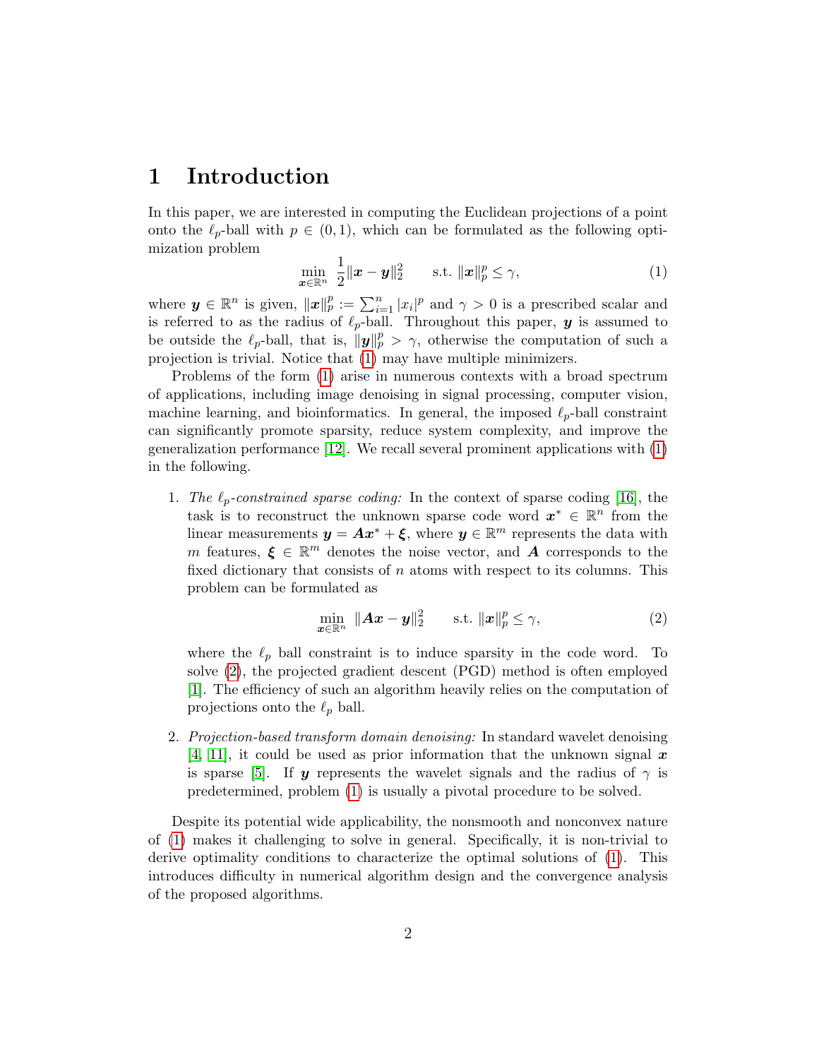# 1 Introduction

In this paper, we are interested in computing the Euclidean projections of a point onto the $\ell_p$-ball with $p \in (0,1)$, which can be formulated as the following optimization problem

$$\min_{\boldsymbol{x}\in\mathbb{R}^n} \ \frac{1}{2}\|\boldsymbol{x}-\boldsymbol{y}\|_2^2 \qquad \text{s.t. } \|\boldsymbol{x}\|_p^p \le \gamma, \tag{1}$$

where $\boldsymbol{y} \in \mathbb{R}^n$ is given, $\|\boldsymbol{x}\|_p^p := \sum_{i=1}^n |x_i|^p$ and $\gamma > 0$ is a prescribed scalar and is referred to as the radius of $\ell_p$-ball. Throughout this paper, $\boldsymbol{y}$ is assumed to be outside the $\ell_p$-ball, that is, $\|\boldsymbol{y}\|_p^p > \gamma$, otherwise the computation of such a projection is trivial. Notice that (1) may have multiple minimizers.

Problems of the form (1) arise in numerous contexts with a broad spectrum of applications, including image denoising in signal processing, computer vision, machine learning, and bioinformatics. In general, the imposed $\ell_p$-ball constraint can significantly promote sparsity, reduce system complexity, and improve the generalization performance [12]. We recall several prominent applications with (1) in the following.

1. *The $\ell_p$-constrained sparse coding:* In the context of sparse coding [16], the task is to reconstruct the unknown sparse code word $\boldsymbol{x}^* \in \mathbb{R}^n$ from the linear measurements $\boldsymbol{y} = \boldsymbol{A}\boldsymbol{x}^* + \boldsymbol{\xi}$, where $\boldsymbol{y} \in \mathbb{R}^m$ represents the data with $m$ features, $\boldsymbol{\xi} \in \mathbb{R}^m$ denotes the noise vector, and $\boldsymbol{A}$ corresponds to the fixed dictionary that consists of $n$ atoms with respect to its columns. This problem can be formulated as

$$\min_{\boldsymbol{x}\in\mathbb{R}^n} \ \|\boldsymbol{A}\boldsymbol{x}-\boldsymbol{y}\|_2^2 \qquad \text{s.t. } \|\boldsymbol{x}\|_p^p \le \gamma, \tag{2}$$

   where the $\ell_p$ ball constraint is to induce sparsity in the code word. To solve (2), the projected gradient descent (PGD) method is often employed [1]. The efficiency of such an algorithm heavily relies on the computation of projections onto the $\ell_p$ ball.

2. *Projection-based transform domain denoising:* In standard wavelet denoising [4, 11], it could be used as prior information that the unknown signal $\boldsymbol{x}$ is sparse [5]. If $\boldsymbol{y}$ represents the wavelet signals and the radius of $\gamma$ is predetermined, problem (1) is usually a pivotal procedure to be solved.

Despite its potential wide applicability, the nonsmooth and nonconvex nature of (1) makes it challenging to solve in general. Specifically, it is non-trivial to derive optimality conditions to characterize the optimal solutions of (1). This introduces difficulty in numerical algorithm design and the convergence analysis of the proposed algorithms.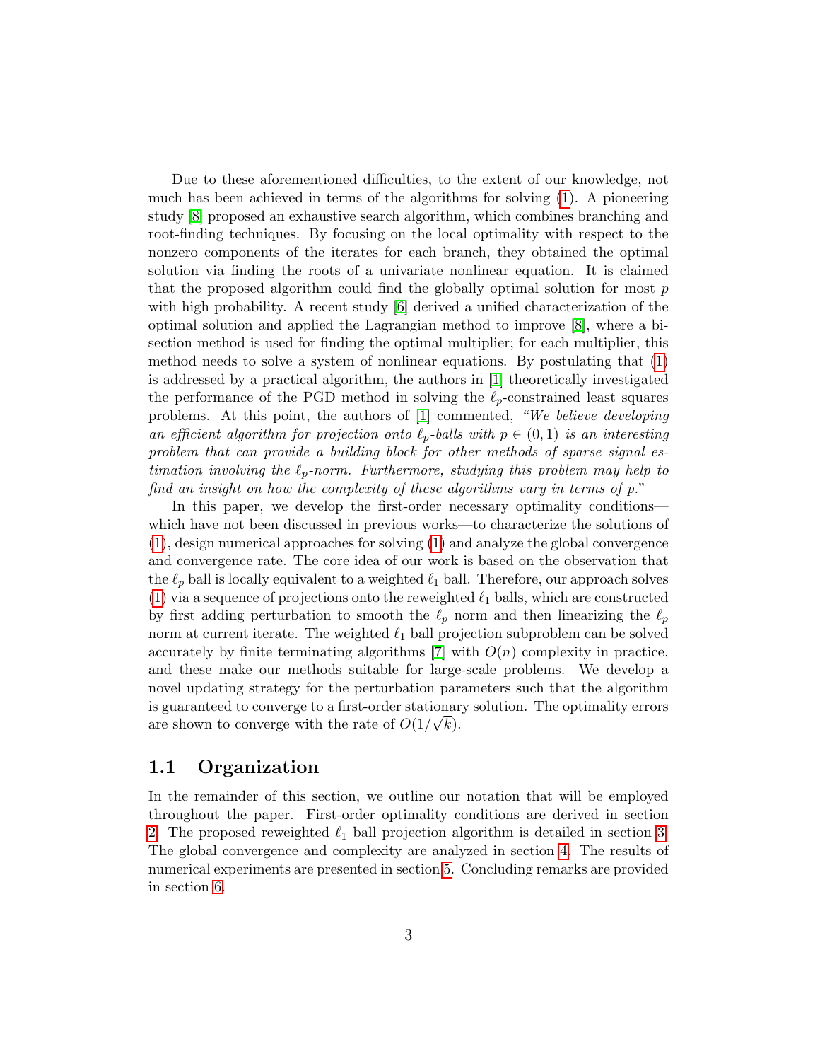Due to these aforementioned difficulties, to the extent of our knowledge, not much has been achieved in terms of the algorithms for solving (1). A pioneering study [8] proposed an exhaustive search algorithm, which combines branching and root-finding techniques. By focusing on the local optimality with respect to the nonzero components of the iterates for each branch, they obtained the optimal solution via finding the roots of a univariate nonlinear equation. It is claimed that the proposed algorithm could find the globally optimal solution for most $p$ with high probability. A recent study [6] derived a unified characterization of the optimal solution and applied the Lagrangian method to improve [8], where a bisection method is used for finding the optimal multiplier; for each multiplier, this method needs to solve a system of nonlinear equations. By postulating that (1) is addressed by a practical algorithm, the authors in [1] theoretically investigated the performance of the PGD method in solving the $\ell_p$-constrained least squares problems. At this point, the authors of [1] commented, *"We believe developing an efficient algorithm for projection onto $\ell_p$-balls with $p \in (0,1)$ is an interesting problem that can provide a building block for other methods of sparse signal estimation involving the $\ell_p$-norm. Furthermore, studying this problem may help to find an insight on how the complexity of these algorithms vary in terms of $p$."*

In this paper, we develop the first-order necessary optimality conditions—which have not been discussed in previous works—to characterize the solutions of (1), design numerical approaches for solving (1) and analyze the global convergence and convergence rate. The core idea of our work is based on the observation that the $\ell_p$ ball is locally equivalent to a weighted $\ell_1$ ball. Therefore, our approach solves (1) via a sequence of projections onto the reweighted $\ell_1$ balls, which are constructed by first adding perturbation to smooth the $\ell_p$ norm and then linearizing the $\ell_p$ norm at current iterate. The weighted $\ell_1$ ball projection subproblem can be solved accurately by finite terminating algorithms [7] with $O(n)$ complexity in practice, and these make our methods suitable for large-scale problems. We develop a novel updating strategy for the perturbation parameters such that the algorithm is guaranteed to converge to a first-order stationary solution. The optimality errors are shown to converge with the rate of $O(1/\sqrt{k})$.

## 1.1 Organization

In the remainder of this section, we outline our notation that will be employed throughout the paper. First-order optimality conditions are derived in section 2. The proposed reweighted $\ell_1$ ball projection algorithm is detailed in section 3. The global convergence and complexity are analyzed in section 4. The results of numerical experiments are presented in section 5. Concluding remarks are provided in section 6.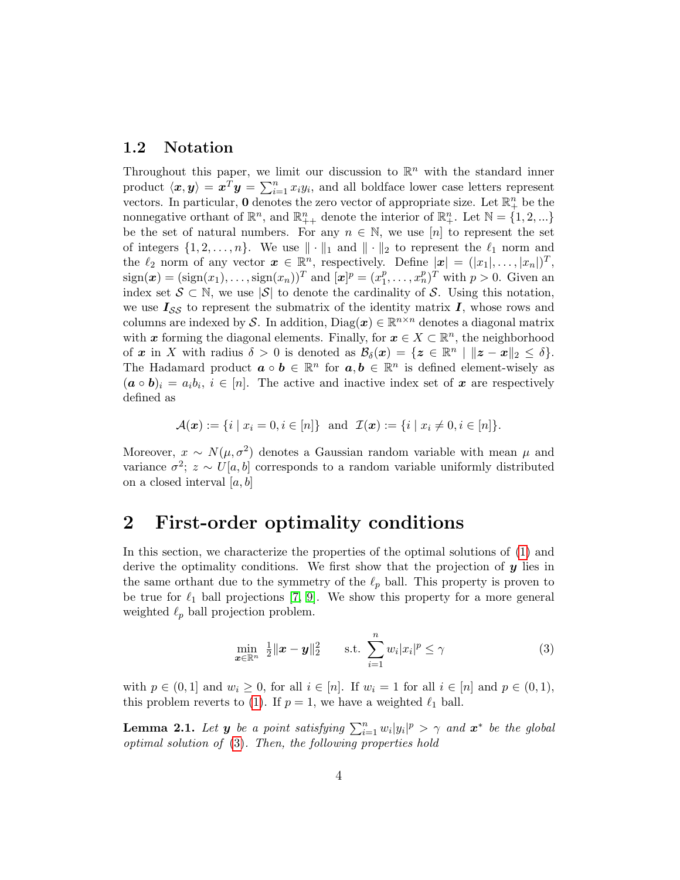### 1.2 Notation

Throughout this paper, we limit our discussion to $\mathbb{R}^n$ with the standard inner product $\langle \boldsymbol{x}, \boldsymbol{y} \rangle = \boldsymbol{x}^T \boldsymbol{y} = \sum_{i=1}^n x_i y_i$, and all boldface lower case letters represent vectors. In particular, $\boldsymbol{0}$ denotes the zero vector of appropriate size. Let $\mathbb{R}^n_+$ be the nonnegative orthant of $\mathbb{R}^n$, and $\mathbb{R}^n_{++}$ denote the interior of $\mathbb{R}^n_+$. Let $\mathbb{N} = \{1, 2, ...\}$ be the set of natural numbers. For any $n \in \mathbb{N}$, we use $[n]$ to represent the set of integers $\{1, 2, \ldots, n\}$. We use $\|\cdot\|_1$ and $\|\cdot\|_2$ to represent the $\ell_1$ norm and the $\ell_2$ norm of any vector $\boldsymbol{x} \in \mathbb{R}^n$, respectively. Define $|\boldsymbol{x}| = (|x_1|, \ldots, |x_n|)^T$, $\text{sign}(\boldsymbol{x}) = (\text{sign}(x_1), \ldots, \text{sign}(x_n))^T$ and $[\boldsymbol{x}]^p = (x_1^p, \ldots, x_n^p)^T$ with $p > 0$. Given an index set $\mathcal{S} \subset \mathbb{N}$, we use $|\mathcal{S}|$ to denote the cardinality of $\mathcal{S}$. Using this notation, we use $\boldsymbol{I}_{\mathcal{S}\mathcal{S}}$ to represent the submatrix of the identity matrix $\boldsymbol{I}$, whose rows and columns are indexed by $\mathcal{S}$. In addition, $\text{Diag}(\boldsymbol{x}) \in \mathbb{R}^{n \times n}$ denotes a diagonal matrix with $\boldsymbol{x}$ forming the diagonal elements. Finally, for $\boldsymbol{x} \in X \subset \mathbb{R}^n$, the neighborhood of $\boldsymbol{x}$ in $X$ with radius $\delta > 0$ is denoted as $\mathcal{B}_\delta(\boldsymbol{x}) = \{\boldsymbol{z} \in \mathbb{R}^n \mid \|\boldsymbol{z} - \boldsymbol{x}\|_2 \leq \delta\}$. The Hadamard product $\boldsymbol{a} \circ \boldsymbol{b} \in \mathbb{R}^n$ for $\boldsymbol{a}, \boldsymbol{b} \in \mathbb{R}^n$ is defined element-wisely as $(\boldsymbol{a} \circ \boldsymbol{b})_i = a_i b_i$, $i \in [n]$. The active and inactive index set of $\boldsymbol{x}$ are respectively defined as

$$\mathcal{A}(\boldsymbol{x}) := \{i \mid x_i = 0, i \in [n]\} \quad \text{and} \quad \mathcal{I}(\boldsymbol{x}) := \{i \mid x_i \neq 0, i \in [n]\}.$$

Moreover, $x \sim N(\mu, \sigma^2)$ denotes a Gaussian random variable with mean $\mu$ and variance $\sigma^2$; $z \sim U[a, b]$ corresponds to a random variable uniformly distributed on a closed interval $[a, b]$

## 2 First-order optimality conditions

In this section, we characterize the properties of the optimal solutions of (1) and derive the optimality conditions. We first show that the projection of $\boldsymbol{y}$ lies in the same orthant due to the symmetry of the $\ell_p$ ball. This property is proven to be true for $\ell_1$ ball projections [7, 9]. We show this property for a more general weighted $\ell_p$ ball projection problem.

$$\min_{\boldsymbol{x} \in \mathbb{R}^n} \ \tfrac{1}{2}\|\boldsymbol{x} - \boldsymbol{y}\|_2^2 \qquad \text{s.t.} \ \sum_{i=1}^n w_i |x_i|^p \leq \gamma \tag{3}$$

with $p \in (0, 1]$ and $w_i \geq 0$, for all $i \in [n]$. If $w_i = 1$ for all $i \in [n]$ and $p \in (0, 1)$, this problem reverts to (1). If $p = 1$, we have a weighted $\ell_1$ ball.

**Lemma 2.1.** *Let $\boldsymbol{y}$ be a point satisfying $\sum_{i=1}^n w_i |y_i|^p > \gamma$ and $\boldsymbol{x}^*$ be the global optimal solution of (3). Then, the following properties hold*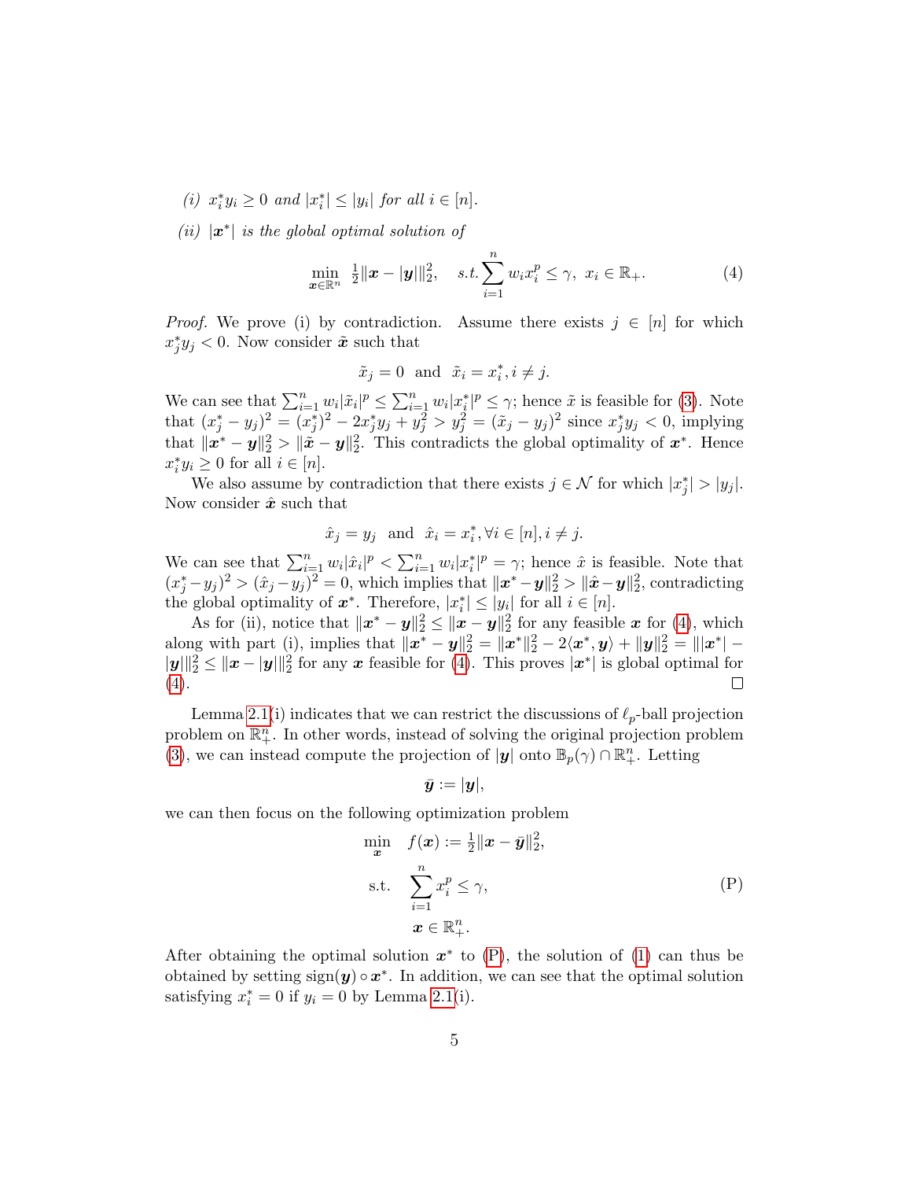*(i)* $x_i^* y_i \geq 0$ *and* $|x_i^*| \leq |y_i|$ *for all* $i \in [n]$.

*(ii)* $|\boldsymbol{x}^*|$ *is the global optimal solution of*

$$\min_{\boldsymbol{x}\in\mathbb{R}^n} \ \tfrac{1}{2}\|\boldsymbol{x} - |\boldsymbol{y}|\|_2^2, \quad s.t. \sum_{i=1}^n w_i x_i^p \leq \gamma, \ x_i \in \mathbb{R}_+. \tag{4}$$

*Proof.* We prove (i) by contradiction. Assume there exists $j \in [n]$ for which $x_j^* y_j < 0$. Now consider $\tilde{\boldsymbol{x}}$ such that

$$\tilde{x}_j = 0 \ \text{ and } \ \tilde{x}_i = x_i^*, i \neq j.$$

We can see that $\sum_{i=1}^n w_i|\tilde{x}_i|^p \leq \sum_{i=1}^n w_i|x_i^*|^p \leq \gamma$; hence $\tilde{x}$ is feasible for (3). Note that $(x_j^* - y_j)^2 = (x_j^*)^2 - 2x_j^* y_j + y_j^2 > y_j^2 = (\tilde{x}_j - y_j)^2$ since $x_j^* y_j < 0$, implying that $\|\boldsymbol{x}^* - \boldsymbol{y}\|_2^2 > \|\tilde{\boldsymbol{x}} - \boldsymbol{y}\|_2^2$. This contradicts the global optimality of $\boldsymbol{x}^*$. Hence $x_i^* y_i \geq 0$ for all $i \in [n]$.

We also assume by contradiction that there exists $j \in \mathcal{N}$ for which $|x_j^*| > |y_j|$. Now consider $\hat{\boldsymbol{x}}$ such that

$$\hat{x}_j = y_j \ \text{ and } \ \hat{x}_i = x_i^*, \forall i \in [n], i \neq j.$$

We can see that $\sum_{i=1}^n w_i|\hat{x}_i|^p < \sum_{i=1}^n w_i|x_i^*|^p = \gamma$; hence $\hat{x}$ is feasible. Note that $(x_j^* - y_j)^2 > (\hat{x}_j - y_j)^2 = 0$, which implies that $\|\boldsymbol{x}^* - \boldsymbol{y}\|_2^2 > \|\hat{\boldsymbol{x}} - \boldsymbol{y}\|_2^2$, contradicting the global optimality of $\boldsymbol{x}^*$. Therefore, $|x_i^*| \leq |y_i|$ for all $i \in [n]$.

As for (ii), notice that $\|\boldsymbol{x}^* - \boldsymbol{y}\|_2^2 \leq \|\boldsymbol{x} - \boldsymbol{y}\|_2^2$ for any feasible $\boldsymbol{x}$ for (4), which along with part (i), implies that $\|\boldsymbol{x}^* - \boldsymbol{y}\|_2^2 = \|\boldsymbol{x}^*\|_2^2 - 2\langle \boldsymbol{x}^*, \boldsymbol{y}\rangle + \|\boldsymbol{y}\|_2^2 = \||\boldsymbol{x}^*| - |\boldsymbol{y}|\|_2^2 \leq \|\boldsymbol{x} - |\boldsymbol{y}|\|_2^2$ for any $\boldsymbol{x}$ feasible for (4). This proves $|\boldsymbol{x}^*|$ is global optimal for (4). $\square$

Lemma 2.1(i) indicates that we can restrict the discussions of $\ell_p$-ball projection problem on $\mathbb{R}_+^n$. In other words, instead of solving the original projection problem (3), we can instead compute the projection of $|\boldsymbol{y}|$ onto $\mathbb{B}_p(\gamma) \cap \mathbb{R}_+^n$. Letting

$$\bar{\boldsymbol{y}} := |\boldsymbol{y}|,$$

we can then focus on the following optimization problem

$$\begin{aligned} \min_{\boldsymbol{x}} \quad & f(\boldsymbol{x}) := \tfrac{1}{2}\|\boldsymbol{x} - \bar{\boldsymbol{y}}\|_2^2, \\ \text{s.t.} \quad & \sum_{i=1}^n x_i^p \leq \gamma, \\ & \boldsymbol{x} \in \mathbb{R}_+^n. \end{aligned} \tag{P}$$

After obtaining the optimal solution $\boldsymbol{x}^*$ to (P), the solution of (1) can thus be obtained by setting $\text{sign}(\boldsymbol{y}) \circ \boldsymbol{x}^*$. In addition, we can see that the optimal solution satisfying $x_i^* = 0$ if $y_i = 0$ by Lemma 2.1(i).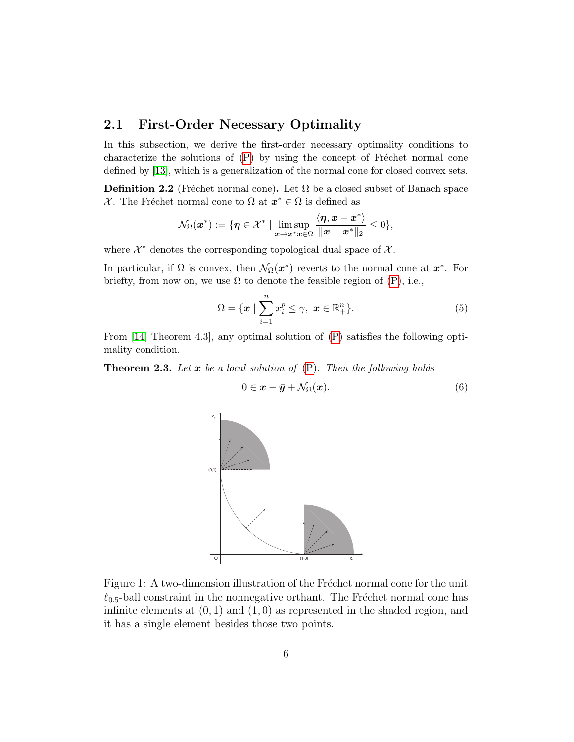## 2.1 First-Order Necessary Optimality

In this subsection, we derive the first-order necessary optimality conditions to characterize the solutions of (P) by using the concept of Fréchet normal cone defined by [13], which is a generalization of the normal cone for closed convex sets.

**Definition 2.2** (Fréchet normal cone)**.** Let $\Omega$ be a closed subset of Banach space $\mathcal{X}$. The Fréchet normal cone to $\Omega$ at $\boldsymbol{x}^* \in \Omega$ is defined as

$$\mathcal{N}_\Omega(\boldsymbol{x}^*) := \{\boldsymbol{\eta} \in \mathcal{X}^* \mid \limsup_{\boldsymbol{x} \to \boldsymbol{x}^* \boldsymbol{x} \in \Omega} \frac{\langle \boldsymbol{\eta}, \boldsymbol{x} - \boldsymbol{x}^* \rangle}{\|\boldsymbol{x} - \boldsymbol{x}^*\|_2} \leq 0\},$$

where $\mathcal{X}^*$ denotes the corresponding topological dual space of $\mathcal{X}$.

In particular, if $\Omega$ is convex, then $\mathcal{N}_\Omega(\boldsymbol{x}^*)$ reverts to the normal cone at $\boldsymbol{x}^*$. For briefty, from now on, we use $\Omega$ to denote the feasible region of (P), i.e.,

$$\Omega = \{\boldsymbol{x} \mid \sum_{i=1}^{n} x_i^p \leq \gamma,\ \boldsymbol{x} \in \mathbb{R}_+^n\}. \tag{5}$$

From [14, Theorem 4.3], any optimal solution of (P) satisfies the following optimality condition.

**Theorem 2.3.** *Let $\boldsymbol{x}$ be a local solution of (P). Then the following holds*

$$0 \in \boldsymbol{x} - \bar{\boldsymbol{y}} + \mathcal{N}_\Omega(\boldsymbol{x}). \tag{6}$$

Figure 1: A two-dimension illustration of the Fréchet normal cone for the unit $\ell_{0.5}$-ball constraint in the nonnegative orthant. The Fréchet normal cone has infinite elements at $(0, 1)$ and $(1, 0)$ as represented in the shaded region, and it has a single element besides those two points.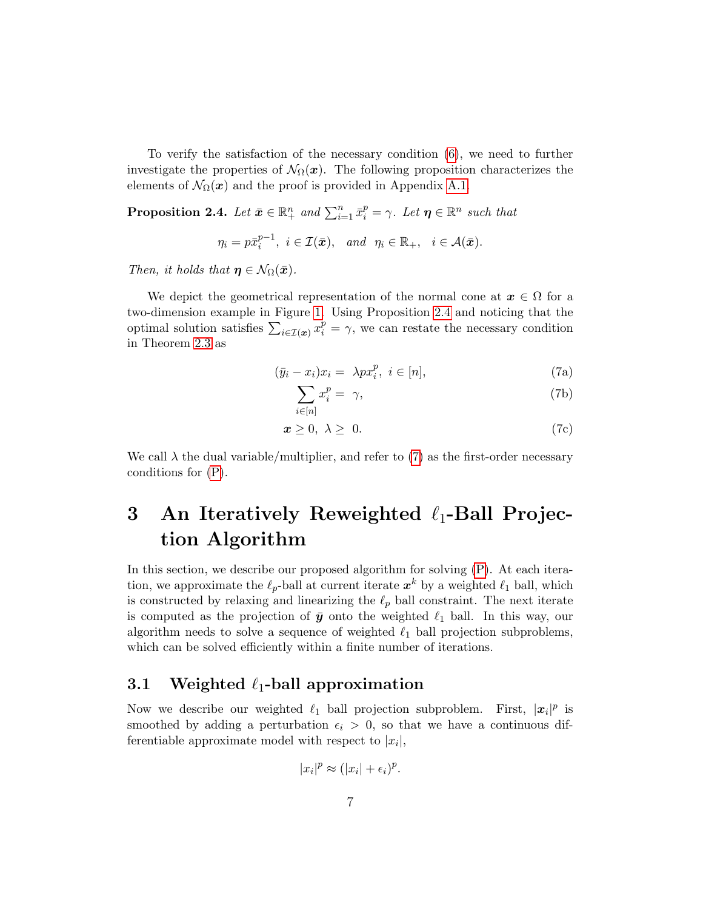To verify the satisfaction of the necessary condition (6), we need to further investigate the properties of $\mathcal{N}_\Omega(\boldsymbol{x})$. The following proposition characterizes the elements of $\mathcal{N}_\Omega(\boldsymbol{x})$ and the proof is provided in Appendix A.1.

**Proposition 2.4.** *Let $\bar{\boldsymbol{x}} \in \mathbb{R}^n_+$ and $\sum_{i=1}^n \bar{x}_i^p = \gamma$. Let $\boldsymbol{\eta} \in \mathbb{R}^n$ such that*

$$\eta_i = p\bar{x}_i^{p-1},\ i \in \mathcal{I}(\bar{\boldsymbol{x}}), \quad \text{and} \quad \eta_i \in \mathbb{R}_+, \quad i \in \mathcal{A}(\bar{\boldsymbol{x}}).$$

*Then, it holds that $\boldsymbol{\eta} \in \mathcal{N}_\Omega(\bar{\boldsymbol{x}})$.*

We depict the geometrical representation of the normal cone at $\boldsymbol{x} \in \Omega$ for a two-dimension example in Figure 1. Using Proposition 2.4 and noticing that the optimal solution satisfies $\sum_{i \in \mathcal{I}(\boldsymbol{x})} x_i^p = \gamma$, we can restate the necessary condition in Theorem 2.3 as

$$(\bar{y}_i - x_i)x_i = \lambda p x_i^p,\ i \in [n], \tag{7a}$$

$$\sum_{i \in [n]} x_i^p = \gamma, \tag{7b}$$

$$\boldsymbol{x} \geq 0,\ \lambda \geq 0. \tag{7c}$$

We call $\lambda$ the dual variable/multiplier, and refer to (7) as the first-order necessary conditions for (P).

# 3 An Iteratively Reweighted $\ell_1$-Ball Projection Algorithm

In this section, we describe our proposed algorithm for solving (P). At each iteration, we approximate the $\ell_p$-ball at current iterate $\boldsymbol{x}^k$ by a weighted $\ell_1$ ball, which is constructed by relaxing and linearizing the $\ell_p$ ball constraint. The next iterate is computed as the projection of $\bar{\boldsymbol{y}}$ onto the weighted $\ell_1$ ball. In this way, our algorithm needs to solve a sequence of weighted $\ell_1$ ball projection subproblems, which can be solved efficiently within a finite number of iterations.

## 3.1 Weighted $\ell_1$-ball approximation

Now we describe our weighted $\ell_1$ ball projection subproblem. First, $|\boldsymbol{x}_i|^p$ is smoothed by adding a perturbation $\epsilon_i > 0$, so that we have a continuous differentiable approximate model with respect to $|x_i|$,

$$|x_i|^p \approx (|x_i| + \epsilon_i)^p.$$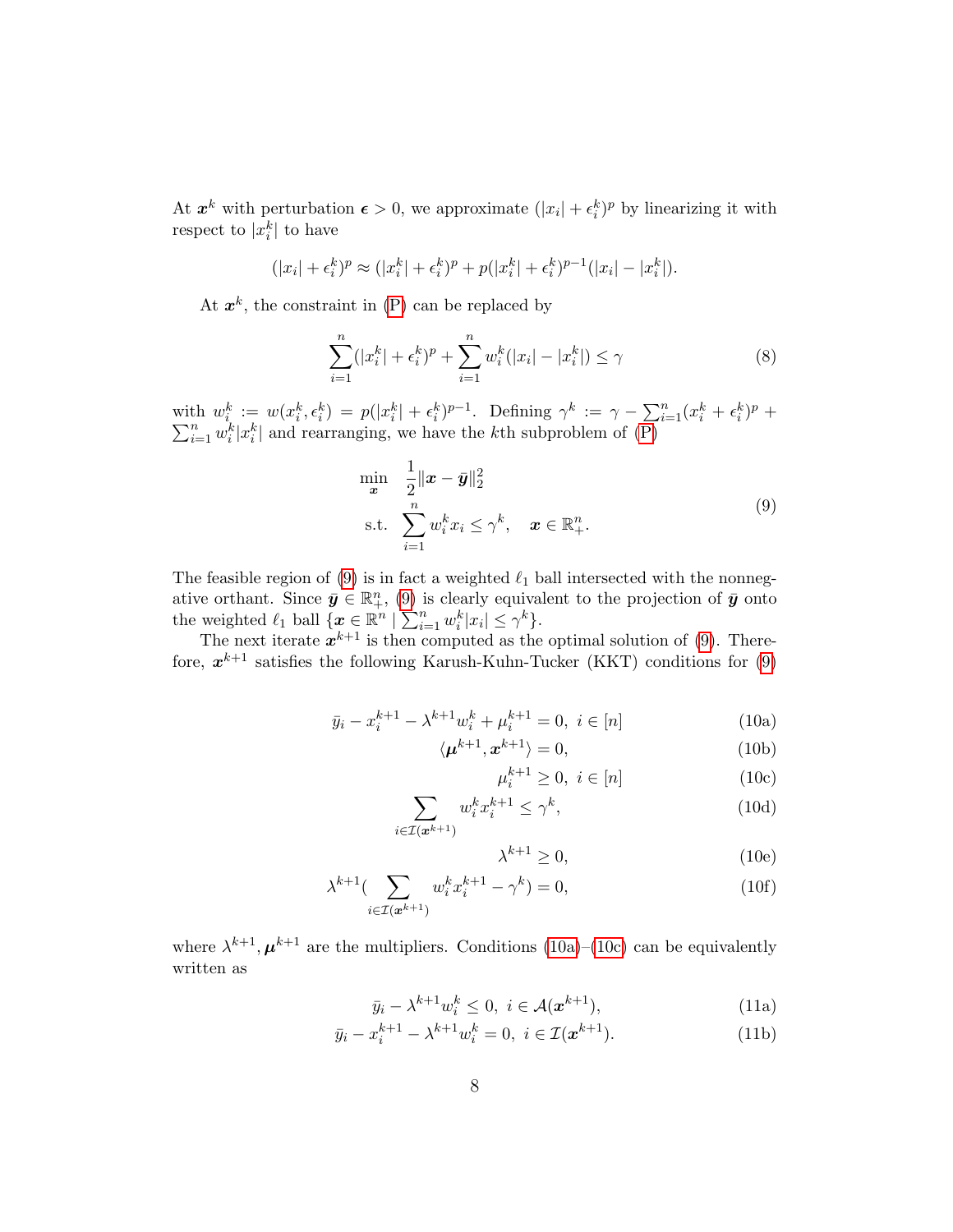At $\boldsymbol{x}^k$ with perturbation $\boldsymbol{\epsilon} > 0$, we approximate $(|x_i| + \epsilon_i^k)^p$ by linearizing it with respect to $|x_i^k|$ to have

$$(|x_i| + \epsilon_i^k)^p \approx (|x_i^k| + \epsilon_i^k)^p + p(|x_i^k| + \epsilon_i^k)^{p-1}(|x_i| - |x_i^k|).$$

At $\boldsymbol{x}^k$, the constraint in (P) can be replaced by

$$\sum_{i=1}^n (|x_i^k| + \epsilon_i^k)^p + \sum_{i=1}^n w_i^k(|x_i| - |x_i^k|) \leq \gamma \tag{8}$$

with $w_i^k := w(x_i^k, \epsilon_i^k) = p(|x_i^k| + \epsilon_i^k)^{p-1}$. Defining $\gamma^k := \gamma - \sum_{i=1}^n (x_i^k + \epsilon_i^k)^p + \sum_{i=1}^n w_i^k |x_i^k|$ and rearranging, we have the $k$th subproblem of (P)

$$\begin{aligned} \min_{\boldsymbol{x}} \quad & \frac{1}{2}\|\boldsymbol{x} - \bar{\boldsymbol{y}}\|_2^2 \\ \text{s.t.} \quad & \sum_{i=1}^n w_i^k x_i \leq \gamma^k, \quad \boldsymbol{x} \in \mathbb{R}_+^n. \end{aligned} \tag{9}$$

The feasible region of (9) is in fact a weighted $\ell_1$ ball intersected with the nonnegative orthant. Since $\bar{\boldsymbol{y}} \in \mathbb{R}_+^n$, (9) is clearly equivalent to the projection of $\bar{\boldsymbol{y}}$ onto the weighted $\ell_1$ ball $\{\boldsymbol{x} \in \mathbb{R}^n \mid \sum_{i=1}^n w_i^k |x_i| \leq \gamma^k\}$.

The next iterate $\boldsymbol{x}^{k+1}$ is then computed as the optimal solution of (9). Therefore, $\boldsymbol{x}^{k+1}$ satisfies the following Karush-Kuhn-Tucker (KKT) conditions for (9)

$$\bar{y}_i - x_i^{k+1} - \lambda^{k+1} w_i^k + \mu_i^{k+1} = 0, \ i \in [n] \tag{10a}$$

$$\langle \boldsymbol{\mu}^{k+1}, \boldsymbol{x}^{k+1} \rangle = 0, \tag{10b}$$

$$\mu_i^{k+1} \geq 0, \ i \in [n] \tag{10c}$$

$$\sum_{i \in \mathcal{I}(\boldsymbol{x}^{k+1})} w_i^k x_i^{k+1} \leq \gamma^k, \tag{10d}$$

$$\lambda^{k+1} \geq 0, \tag{10e}$$

$$\lambda^{k+1}\Big(\sum_{i \in \mathcal{I}(\boldsymbol{x}^{k+1})} w_i^k x_i^{k+1} - \gamma^k\Big) = 0, \tag{10f}$$

where $\lambda^{k+1}, \boldsymbol{\mu}^{k+1}$ are the multipliers. Conditions (10a)–(10c) can be equivalently written as

$$\bar{y}_i - \lambda^{k+1} w_i^k \leq 0, \ i \in \mathcal{A}(\boldsymbol{x}^{k+1}), \tag{11a}$$

$$\bar{y}_i - x_i^{k+1} - \lambda^{k+1} w_i^k = 0, \ i \in \mathcal{I}(\boldsymbol{x}^{k+1}). \tag{11b}$$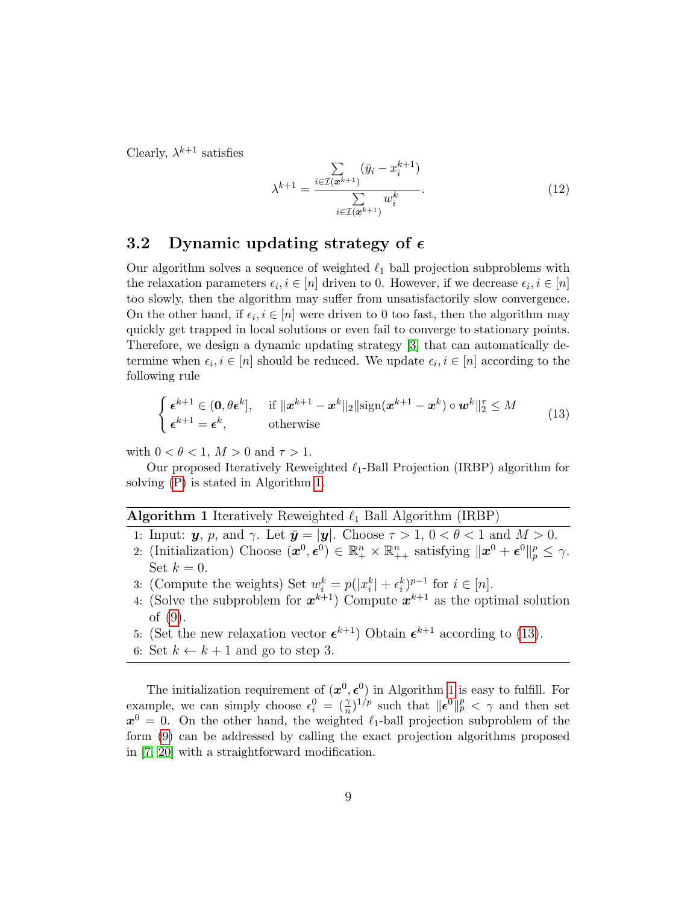Clearly, $\lambda^{k+1}$ satisfies

$$\lambda^{k+1} = \frac{\sum\limits_{i \in \mathcal{I}(\boldsymbol{x}^{k+1})} (\bar{y}_i - x_i^{k+1})}{\sum\limits_{i \in \mathcal{I}(\boldsymbol{x}^{k+1})} w_i^k}. \tag{12}$$

### 3.2 Dynamic updating strategy of $\boldsymbol{\epsilon}$

Our algorithm solves a sequence of weighted $\ell_1$ ball projection subproblems with the relaxation parameters $\epsilon_i, i \in [n]$ driven to 0. However, if we decrease $\epsilon_i, i \in [n]$ too slowly, then the algorithm may suffer from unsatisfactorily slow convergence. On the other hand, if $\epsilon_i, i \in [n]$ were driven to 0 too fast, then the algorithm may quickly get trapped in local solutions or even fail to converge to stationary points. Therefore, we design a dynamic updating strategy [3] that can automatically determine when $\epsilon_i, i \in [n]$ should be reduced. We update $\epsilon_i, i \in [n]$ according to the following rule

$$\begin{cases} \boldsymbol{\epsilon}^{k+1} \in (\mathbf{0}, \theta \boldsymbol{\epsilon}^k], & \text{if } \|\boldsymbol{x}^{k+1} - \boldsymbol{x}^k\|_2 \|\text{sign}(\boldsymbol{x}^{k+1} - \boldsymbol{x}^k) \circ \boldsymbol{w}^k\|_2^\tau \leq M \\ \boldsymbol{\epsilon}^{k+1} = \boldsymbol{\epsilon}^k, & \text{otherwise} \end{cases} \tag{13}$$

with $0 < \theta < 1$, $M > 0$ and $\tau > 1$.

Our proposed Iteratively Reweighted $\ell_1$-Ball Projection (IRBP) algorithm for solving (P) is stated in Algorithm 1.

---

**Algorithm 1** Iteratively Reweighted $\ell_1$ Ball Algorithm (IRBP)

---

1: Input: $\boldsymbol{y}$, $p$, and $\gamma$. Let $\bar{\boldsymbol{y}} = |\boldsymbol{y}|$. Choose $\tau > 1$, $0 < \theta < 1$ and $M > 0$.

2: (Initialization) Choose $(\boldsymbol{x}^0, \boldsymbol{\epsilon}^0) \in \mathbb{R}_+^n \times \mathbb{R}_{++}^n$ satisfying $\|\boldsymbol{x}^0 + \boldsymbol{\epsilon}^0\|_p^p \leq \gamma$. Set $k = 0$.

3: (Compute the weights) Set $w_i^k = p(|x_i^k| + \epsilon_i^k)^{p-1}$ for $i \in [n]$.

4: (Solve the subproblem for $\boldsymbol{x}^{k+1}$) Compute $\boldsymbol{x}^{k+1}$ as the optimal solution of (9).

5: (Set the new relaxation vector $\boldsymbol{\epsilon}^{k+1}$) Obtain $\boldsymbol{\epsilon}^{k+1}$ according to (13).

6: Set $k \leftarrow k + 1$ and go to step 3.

---

The initialization requirement of $(\boldsymbol{x}^0, \boldsymbol{\epsilon}^0)$ in Algorithm 1 is easy to fulfill. For example, we can simply choose $\epsilon_i^0 = (\frac{\gamma}{n})^{1/p}$ such that $\|\boldsymbol{\epsilon}^0\|_p^p < \gamma$ and then set $\boldsymbol{x}^0 = 0$. On the other hand, the weighted $\ell_1$-ball projection subproblem of the form (9) can be addressed by calling the exact projection algorithms proposed in [7, 20] with a straightforward modification.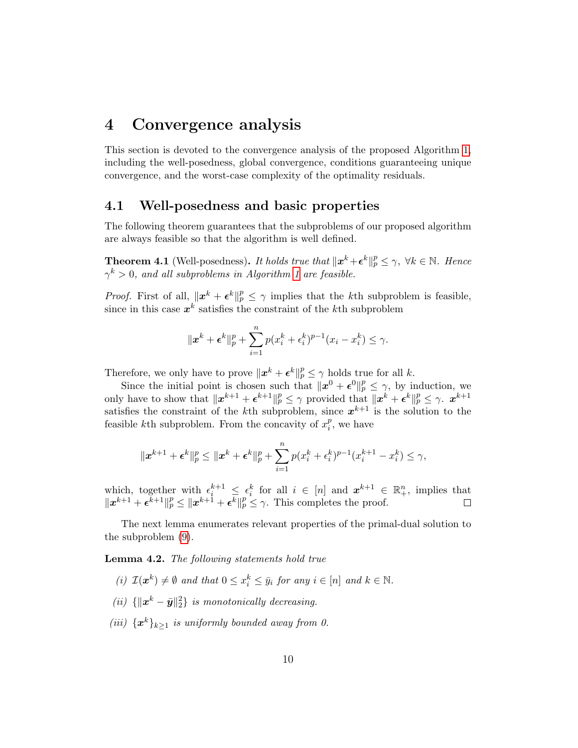# 4 Convergence analysis

This section is devoted to the convergence analysis of the proposed Algorithm 1, including the well-posedness, global convergence, conditions guaranteeing unique convergence, and the worst-case complexity of the optimality residuals.

## 4.1 Well-posedness and basic properties

The following theorem guarantees that the subproblems of our proposed algorithm are always feasible so that the algorithm is well defined.

**Theorem 4.1** (Well-posedness)**.** *It holds true that $\|\boldsymbol{x}^k + \boldsymbol{\epsilon}^k\|_p^p \le \gamma$, $\forall k \in \mathbb{N}$. Hence $\gamma^k > 0$, and all subproblems in Algorithm 1 are feasible.*

*Proof.* First of all, $\|\boldsymbol{x}^k + \boldsymbol{\epsilon}^k\|_p^p \le \gamma$ implies that the $k$th subproblem is feasible, since in this case $\boldsymbol{x}^k$ satisfies the constraint of the $k$th subproblem

$$\|\boldsymbol{x}^k + \boldsymbol{\epsilon}^k\|_p^p + \sum_{i=1}^n p(x_i^k + \epsilon_i^k)^{p-1}(x_i - x_i^k) \le \gamma.$$

Therefore, we only have to prove $\|\boldsymbol{x}^k + \boldsymbol{\epsilon}^k\|_p^p \le \gamma$ holds true for all $k$.

Since the initial point is chosen such that $\|\boldsymbol{x}^0 + \boldsymbol{\epsilon}^0\|_p^p \le \gamma$, by induction, we only have to show that $\|\boldsymbol{x}^{k+1} + \boldsymbol{\epsilon}^{k+1}\|_p^p \le \gamma$ provided that $\|\boldsymbol{x}^k + \boldsymbol{\epsilon}^k\|_p^p \le \gamma$. $\boldsymbol{x}^{k+1}$ satisfies the constraint of the $k$th subproblem, since $\boldsymbol{x}^{k+1}$ is the solution to the feasible $k$th subproblem. From the concavity of $x_i^p$, we have

$$\|\boldsymbol{x}^{k+1} + \boldsymbol{\epsilon}^k\|_p^p \le \|\boldsymbol{x}^k + \boldsymbol{\epsilon}^k\|_p^p + \sum_{i=1}^n p(x_i^k + \epsilon_i^k)^{p-1}(x_i^{k+1} - x_i^k) \le \gamma,$$

which, together with $\epsilon_i^{k+1} \le \epsilon_i^k$ for all $i \in [n]$ and $\boldsymbol{x}^{k+1} \in \mathbb{R}_+^n$, implies that $\|\boldsymbol{x}^{k+1} + \boldsymbol{\epsilon}^{k+1}\|_p^p \le \|\boldsymbol{x}^{k+1} + \boldsymbol{\epsilon}^k\|_p^p \le \gamma$. This completes the proof. ∎

The next lemma enumerates relevant properties of the primal-dual solution to the subproblem (9).

**Lemma 4.2.** *The following statements hold true*

*(i) $\mathcal{I}(\boldsymbol{x}^k) \neq \emptyset$ and that $0 \le x_i^k \le \bar{y}_i$ for any $i \in [n]$ and $k \in \mathbb{N}$.*

*(ii) $\{\|\boldsymbol{x}^k - \bar{\boldsymbol{y}}\|_2^2\}$ is monotonically decreasing.*

*(iii) $\{\boldsymbol{x}^k\}_{k \ge 1}$ is uniformly bounded away from 0.*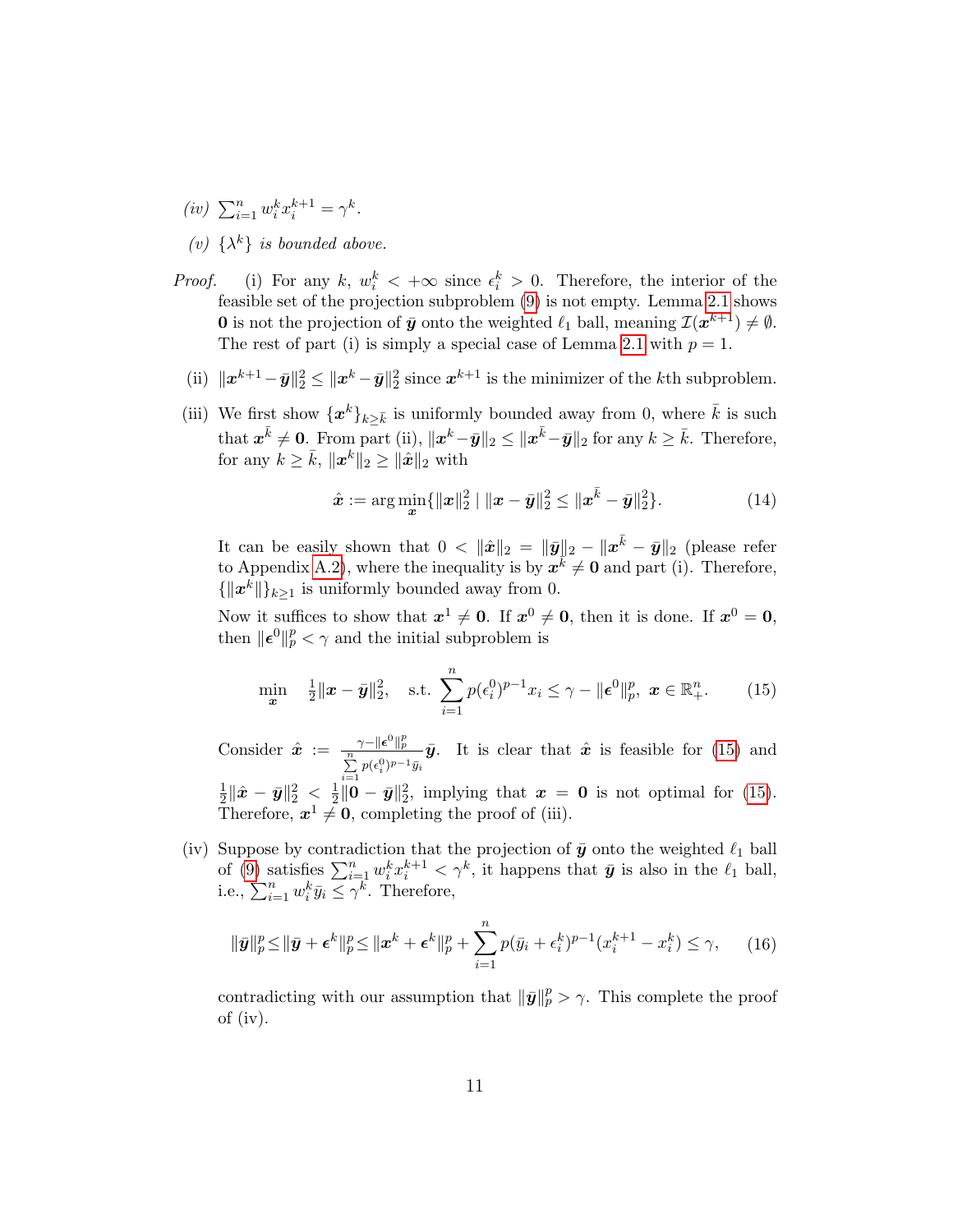*(iv)* $\sum_{i=1}^n w_i^k x_i^{k+1} = \gamma^k$.

*(v)* $\{\lambda^k\}$ *is bounded above.*

*Proof.* (i) For any $k$, $w_i^k < +\infty$ since $\epsilon_i^k > 0$. Therefore, the interior of the feasible set of the projection subproblem (9) is not empty. Lemma 2.1 shows $\mathbf{0}$ is not the projection of $\bar{\boldsymbol{y}}$ onto the weighted $\ell_1$ ball, meaning $\mathcal{I}(\boldsymbol{x}^{k+1}) \neq \emptyset$. The rest of part (i) is simply a special case of Lemma 2.1 with $p = 1$.

(ii) $\|\boldsymbol{x}^{k+1} - \bar{\boldsymbol{y}}\|_2^2 \leq \|\boldsymbol{x}^k - \bar{\boldsymbol{y}}\|_2^2$ since $\boldsymbol{x}^{k+1}$ is the minimizer of the $k$th subproblem.

(iii) We first show $\{\boldsymbol{x}^k\}_{k \geq \bar{k}}$ is uniformly bounded away from 0, where $\bar{k}$ is such that $\boldsymbol{x}^{\bar{k}} \neq \mathbf{0}$. From part (ii), $\|\boldsymbol{x}^k - \bar{\boldsymbol{y}}\|_2 \leq \|\boldsymbol{x}^{\bar{k}} - \bar{\boldsymbol{y}}\|_2$ for any $k \geq \bar{k}$. Therefore, for any $k \geq \bar{k}$, $\|\boldsymbol{x}^k\|_2 \geq \|\hat{\boldsymbol{x}}\|_2$ with

$$\hat{\boldsymbol{x}} := \arg\min_{\boldsymbol{x}} \{\|\boldsymbol{x}\|_2^2 \mid \|\boldsymbol{x} - \bar{\boldsymbol{y}}\|_2^2 \leq \|\boldsymbol{x}^{\bar{k}} - \bar{\boldsymbol{y}}\|_2^2\}. \tag{14}$$

It can be easily shown that $0 < \|\hat{\boldsymbol{x}}\|_2 = \|\bar{\boldsymbol{y}}\|_2 - \|\boldsymbol{x}^{\bar{k}} - \bar{\boldsymbol{y}}\|_2$ (please refer to Appendix A.2), where the inequality is by $\boldsymbol{x}^{\bar{k}} \neq \mathbf{0}$ and part (i). Therefore, $\{\|\boldsymbol{x}^k\|\}_{k \geq 1}$ is uniformly bounded away from 0.

Now it suffices to show that $\boldsymbol{x}^1 \neq \mathbf{0}$. If $\boldsymbol{x}^0 \neq \mathbf{0}$, then it is done. If $\boldsymbol{x}^0 = \mathbf{0}$, then $\|\boldsymbol{\epsilon}^0\|_p^p < \gamma$ and the initial subproblem is

$$\min_{\boldsymbol{x}} \quad \tfrac{1}{2}\|\boldsymbol{x} - \bar{\boldsymbol{y}}\|_2^2, \quad \text{s.t.} \ \sum_{i=1}^n p(\epsilon_i^0)^{p-1} x_i \leq \gamma - \|\boldsymbol{\epsilon}^0\|_p^p, \ \boldsymbol{x} \in \mathbb{R}_+^n. \tag{15}$$

Consider $\hat{\boldsymbol{x}} := \frac{\gamma - \|\boldsymbol{\epsilon}^0\|_p^p}{\sum_{i=1}^n p(\epsilon_i^0)^{p-1}\bar{y}_i} \bar{\boldsymbol{y}}$. It is clear that $\hat{\boldsymbol{x}}$ is feasible for (15) and $\frac{1}{2}\|\hat{\boldsymbol{x}} - \bar{\boldsymbol{y}}\|_2^2 < \frac{1}{2}\|\mathbf{0} - \bar{\boldsymbol{y}}\|_2^2$, implying that $\boldsymbol{x} = \mathbf{0}$ is not optimal for (15). Therefore, $\boldsymbol{x}^1 \neq \mathbf{0}$, completing the proof of (iii).

(iv) Suppose by contradiction that the projection of $\bar{\boldsymbol{y}}$ onto the weighted $\ell_1$ ball of (9) satisfies $\sum_{i=1}^n w_i^k x_i^{k+1} < \gamma^k$, it happens that $\bar{\boldsymbol{y}}$ is also in the $\ell_1$ ball, i.e., $\sum_{i=1}^n w_i^k \bar{y}_i \leq \gamma^k$. Therefore,

$$\|\bar{\boldsymbol{y}}\|_p^p \leq \|\bar{\boldsymbol{y}} + \boldsymbol{\epsilon}^k\|_p^p \leq \|\boldsymbol{x}^k + \boldsymbol{\epsilon}^k\|_p^p + \sum_{i=1}^n p(\bar{y}_i + \epsilon_i^k)^{p-1}(x_i^{k+1} - x_i^k) \leq \gamma, \tag{16}$$

contradicting with our assumption that $\|\bar{\boldsymbol{y}}\|_p^p > \gamma$. This complete the proof of (iv).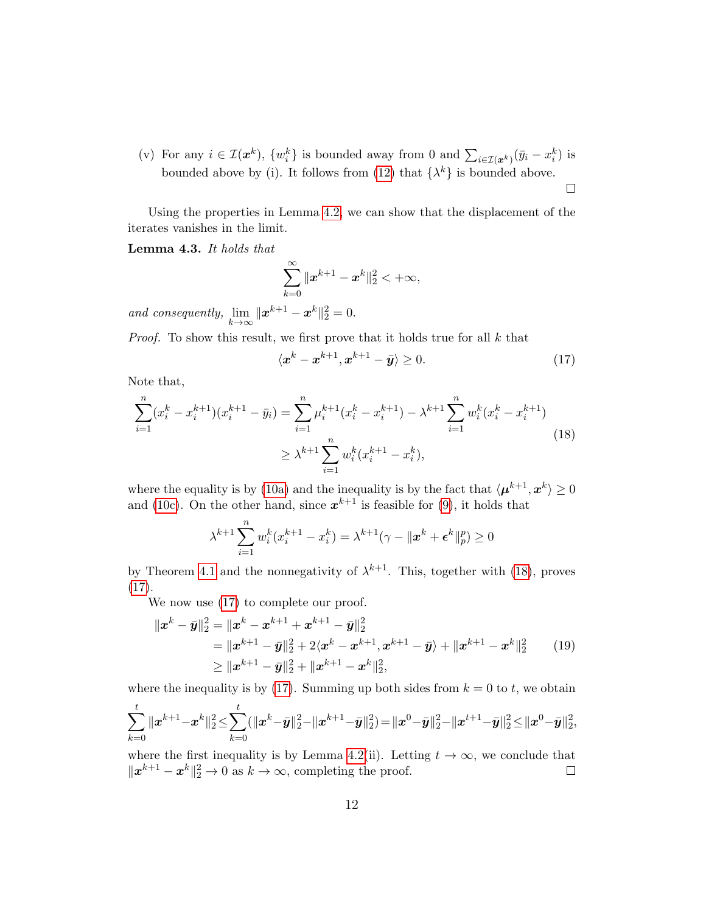(v) For any $i \in \mathcal{I}(\boldsymbol{x}^k)$, $\{w_i^k\}$ is bounded away from 0 and $\sum_{i \in \mathcal{I}(\boldsymbol{x}^k)} (\bar{y}_i - x_i^k)$ is bounded above by (i). It follows from (12) that $\{\lambda^k\}$ is bounded above. □

Using the properties in Lemma 4.2, we can show that the displacement of the iterates vanishes in the limit.

**Lemma 4.3.** *It holds that*

$$\sum_{k=0}^{\infty} \|\boldsymbol{x}^{k+1} - \boldsymbol{x}^k\|_2^2 < +\infty,$$

*and consequently,* $\lim_{k \to \infty} \|\boldsymbol{x}^{k+1} - \boldsymbol{x}^k\|_2^2 = 0$.

*Proof.* To show this result, we first prove that it holds true for all $k$ that

$$\langle \boldsymbol{x}^k - \boldsymbol{x}^{k+1}, \boldsymbol{x}^{k+1} - \bar{\boldsymbol{y}} \rangle \geq 0. \tag{17}$$

Note that,

$$\begin{aligned} \sum_{i=1}^n (x_i^k - x_i^{k+1})(x_i^{k+1} - \bar{y}_i) &= \sum_{i=1}^n \mu_i^{k+1}(x_i^k - x_i^{k+1}) - \lambda^{k+1} \sum_{i=1}^n w_i^k (x_i^k - x_i^{k+1}) \\ &\geq \lambda^{k+1} \sum_{i=1}^n w_i^k (x_i^{k+1} - x_i^k), \end{aligned} \tag{18}$$

where the equality is by (10a) and the inequality is by the fact that $\langle \boldsymbol{\mu}^{k+1}, \boldsymbol{x}^k \rangle \geq 0$ and (10c). On the other hand, since $\boldsymbol{x}^{k+1}$ is feasible for (9), it holds that

$$\lambda^{k+1} \sum_{i=1}^n w_i^k (x_i^{k+1} - x_i^k) = \lambda^{k+1}(\gamma - \|\boldsymbol{x}^k + \boldsymbol{\epsilon}^k\|_p^p) \geq 0$$

by Theorem 4.1 and the nonnegativity of $\lambda^{k+1}$. This, together with (18), proves (17).

We now use (17) to complete our proof.

$$\begin{aligned} \|\boldsymbol{x}^k - \bar{\boldsymbol{y}}\|_2^2 &= \|\boldsymbol{x}^k - \boldsymbol{x}^{k+1} + \boldsymbol{x}^{k+1} - \bar{\boldsymbol{y}}\|_2^2 \\ &= \|\boldsymbol{x}^{k+1} - \bar{\boldsymbol{y}}\|_2^2 + 2\langle \boldsymbol{x}^k - \boldsymbol{x}^{k+1}, \boldsymbol{x}^{k+1} - \bar{\boldsymbol{y}} \rangle + \|\boldsymbol{x}^{k+1} - \boldsymbol{x}^k\|_2^2 \\ &\geq \|\boldsymbol{x}^{k+1} - \bar{\boldsymbol{y}}\|_2^2 + \|\boldsymbol{x}^{k+1} - \boldsymbol{x}^k\|_2^2, \end{aligned} \tag{19}$$

where the inequality is by (17). Summing up both sides from $k = 0$ to $t$, we obtain

$$\sum_{k=0}^t \|\boldsymbol{x}^{k+1} - \boldsymbol{x}^k\|_2^2 \leq \sum_{k=0}^t (\|\boldsymbol{x}^k - \bar{\boldsymbol{y}}\|_2^2 - \|\boldsymbol{x}^{k+1} - \bar{\boldsymbol{y}}\|_2^2) = \|\boldsymbol{x}^0 - \bar{\boldsymbol{y}}\|_2^2 - \|\boldsymbol{x}^{t+1} - \bar{\boldsymbol{y}}\|_2^2 \leq \|\boldsymbol{x}^0 - \bar{\boldsymbol{y}}\|_2^2,$$

where the first inequality is by Lemma 4.2(ii). Letting $t \to \infty$, we conclude that $\|\boldsymbol{x}^{k+1} - \boldsymbol{x}^k\|_2^2 \to 0$ as $k \to \infty$, completing the proof. □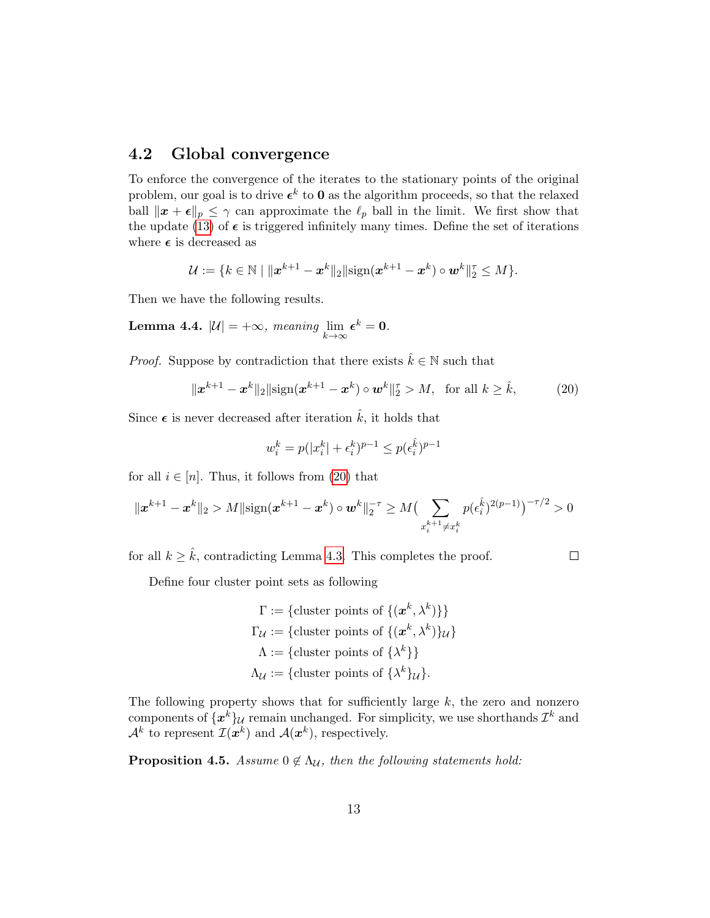## 4.2 Global convergence

To enforce the convergence of the iterates to the stationary points of the original problem, our goal is to drive $\boldsymbol{\epsilon}^k$ to $\mathbf{0}$ as the algorithm proceeds, so that the relaxed ball $\|\boldsymbol{x} + \boldsymbol{\epsilon}\|_p \leq \gamma$ can approximate the $\ell_p$ ball in the limit. We first show that the update (13) of $\boldsymbol{\epsilon}$ is triggered infinitely many times. Define the set of iterations where $\boldsymbol{\epsilon}$ is decreased as

$$\mathcal{U} := \{k \in \mathbb{N} \mid \|\boldsymbol{x}^{k+1} - \boldsymbol{x}^k\|_2 \|\text{sign}(\boldsymbol{x}^{k+1} - \boldsymbol{x}^k) \circ \boldsymbol{w}^k\|_2^\tau \leq M\}.$$

Then we have the following results.

**Lemma 4.4.** *$|\mathcal{U}| = +\infty$, meaning $\lim_{k\to\infty} \boldsymbol{\epsilon}^k = \mathbf{0}$.*

*Proof.* Suppose by contradiction that there exists $\hat{k} \in \mathbb{N}$ such that

$$\|\boldsymbol{x}^{k+1} - \boldsymbol{x}^k\|_2 \|\text{sign}(\boldsymbol{x}^{k+1} - \boldsymbol{x}^k) \circ \boldsymbol{w}^k\|_2^\tau > M, \quad \text{for all } k \geq \hat{k}, \tag{20}$$

Since $\boldsymbol{\epsilon}$ is never decreased after iteration $\hat{k}$, it holds that

$$w_i^k = p(|x_i^k| + \epsilon_i^k)^{p-1} \leq p(\epsilon_i^{\hat{k}})^{p-1}$$

for all $i \in [n]$. Thus, it follows from (20) that

$$\|\boldsymbol{x}^{k+1} - \boldsymbol{x}^k\|_2 > M \|\text{sign}(\boldsymbol{x}^{k+1} - \boldsymbol{x}^k) \circ \boldsymbol{w}^k\|_2^{-\tau} \geq M \big( \sum_{x_i^{k+1} \neq x_i^k} p(\epsilon_i^{\hat{k}})^{2(p-1)} \big)^{-\tau/2} > 0$$

for all $k \geq \hat{k}$, contradicting Lemma 4.3. This completes the proof. $\square$

Define four cluster point sets as following

$$\begin{aligned}
\Gamma &:= \{\text{cluster points of } \{(\boldsymbol{x}^k, \lambda^k)\}\} \\
\Gamma_{\mathcal{U}} &:= \{\text{cluster points of } \{(\boldsymbol{x}^k, \lambda^k)\}_{\mathcal{U}}\} \\
\Lambda &:= \{\text{cluster points of } \{\lambda^k\}\} \\
\Lambda_{\mathcal{U}} &:= \{\text{cluster points of } \{\lambda^k\}_{\mathcal{U}}\}.
\end{aligned}$$

The following property shows that for sufficiently large $k$, the zero and nonzero components of $\{\boldsymbol{x}^k\}_{\mathcal{U}}$ remain unchanged. For simplicity, we use shorthands $\mathcal{I}^k$ and $\mathcal{A}^k$ to represent $\mathcal{I}(\boldsymbol{x}^k)$ and $\mathcal{A}(\boldsymbol{x}^k)$, respectively.

**Proposition 4.5.** *Assume $0 \notin \Lambda_{\mathcal{U}}$, then the following statements hold:*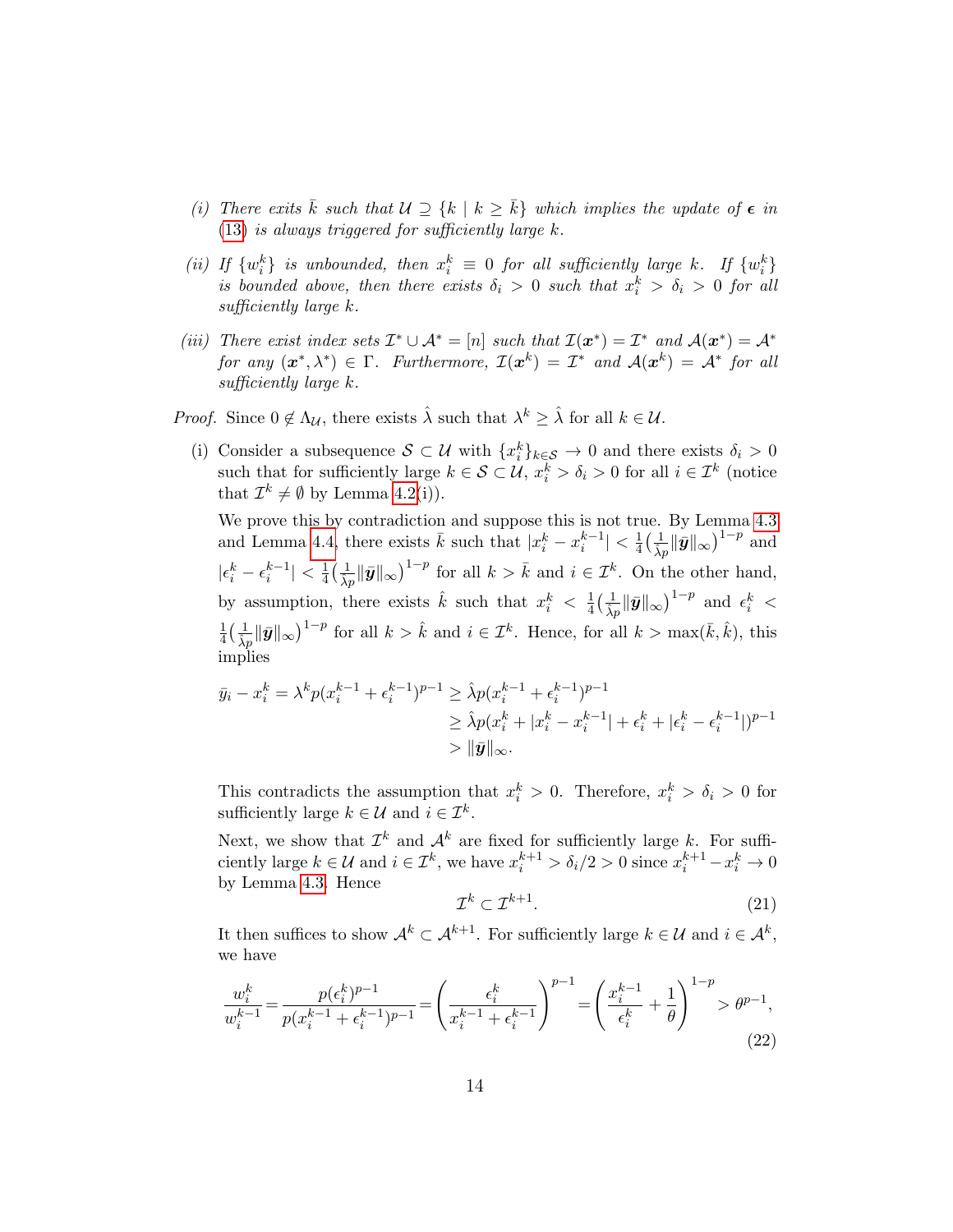*(i) There exits $\bar{k}$ such that $\mathcal{U} \supseteq \{k \mid k \geq \bar{k}\}$ which implies the update of $\boldsymbol{\epsilon}$ in (13) is always triggered for sufficiently large $k$.*

*(ii) If $\{w_i^k\}$ is unbounded, then $x_i^k \equiv 0$ for all sufficiently large $k$. If $\{w_i^k\}$ is bounded above, then there exists $\delta_i > 0$ such that $x_i^k > \delta_i > 0$ for all sufficiently large $k$.*

*(iii) There exist index sets $\mathcal{I}^* \cup \mathcal{A}^* = [n]$ such that $\mathcal{I}(\boldsymbol{x}^*) = \mathcal{I}^*$ and $\mathcal{A}(\boldsymbol{x}^*) = \mathcal{A}^*$ for any $(\boldsymbol{x}^*, \lambda^*) \in \Gamma$. Furthermore, $\mathcal{I}(\boldsymbol{x}^k) = \mathcal{I}^*$ and $\mathcal{A}(\boldsymbol{x}^k) = \mathcal{A}^*$ for all sufficiently large $k$.*

*Proof.* Since $0 \notin \Lambda_{\mathcal{U}}$, there exists $\hat{\lambda}$ such that $\lambda^k \geq \hat{\lambda}$ for all $k \in \mathcal{U}$.

(i) Consider a subsequence $\mathcal{S} \subset \mathcal{U}$ with $\{x_i^k\}_{k \in \mathcal{S}} \to 0$ and there exists $\delta_i > 0$ such that for sufficiently large $k \in \mathcal{S} \subset \mathcal{U}$, $x_i^k > \delta_i > 0$ for all $i \in \mathcal{I}^k$ (notice that $\mathcal{I}^k \neq \emptyset$ by Lemma 4.2(i)).

We prove this by contradiction and suppose this is not true. By Lemma 4.3 and Lemma 4.4, there exists $\bar{k}$ such that $|x_i^k - x_i^{k-1}| < \frac{1}{4}\big(\frac{1}{\hat{\lambda}p}\|\bar{\boldsymbol{y}}\|_\infty\big)^{1-p}$ and $|\epsilon_i^k - \epsilon_i^{k-1}| < \frac{1}{4}\big(\frac{1}{\hat{\lambda}p}\|\bar{\boldsymbol{y}}\|_\infty\big)^{1-p}$ for all $k > \bar{k}$ and $i \in \mathcal{I}^k$. On the other hand, by assumption, there exists $\hat{k}$ such that $x_i^k < \frac{1}{4}\big(\frac{1}{\hat{\lambda}p}\|\bar{\boldsymbol{y}}\|_\infty\big)^{1-p}$ and $\epsilon_i^k < \frac{1}{4}\big(\frac{1}{\hat{\lambda}p}\|\bar{\boldsymbol{y}}\|_\infty\big)^{1-p}$ for all $k > \hat{k}$ and $i \in \mathcal{I}^k$. Hence, for all $k > \max(\bar{k}, \hat{k})$, this implies

$$
\begin{aligned}
\bar{y}_i - x_i^k = \lambda^k p (x_i^{k-1} + \epsilon_i^{k-1})^{p-1} &\geq \hat{\lambda} p (x_i^{k-1} + \epsilon_i^{k-1})^{p-1} \\
&\geq \hat{\lambda} p (x_i^k + |x_i^k - x_i^{k-1}| + \epsilon_i^k + |\epsilon_i^k - \epsilon_i^{k-1}|)^{p-1} \\
&> \|\bar{\boldsymbol{y}}\|_\infty.
\end{aligned}
$$

This contradicts the assumption that $x_i^k > 0$. Therefore, $x_i^k > \delta_i > 0$ for sufficiently large $k \in \mathcal{U}$ and $i \in \mathcal{I}^k$.

Next, we show that $\mathcal{I}^k$ and $\mathcal{A}^k$ are fixed for sufficiently large $k$. For sufficiently large $k \in \mathcal{U}$ and $i \in \mathcal{I}^k$, we have $x_i^{k+1} > \delta_i/2 > 0$ since $x_i^{k+1} - x_i^k \to 0$ by Lemma 4.3. Hence

$$
\mathcal{I}^k \subset \mathcal{I}^{k+1}. \tag{21}
$$

It then suffices to show $\mathcal{A}^k \subset \mathcal{A}^{k+1}$. For sufficiently large $k \in \mathcal{U}$ and $i \in \mathcal{A}^k$, we have

$$
\frac{w_i^k}{w_i^{k-1}} = \frac{p(\epsilon_i^k)^{p-1}}{p(x_i^{k-1} + \epsilon_i^{k-1})^{p-1}} = \left(\frac{\epsilon_i^k}{x_i^{k-1} + \epsilon_i^{k-1}}\right)^{p-1} = \left(\frac{x_i^{k-1}}{\epsilon_i^k} + \frac{1}{\theta}\right)^{1-p} > \theta^{p-1}, \tag{22}
$$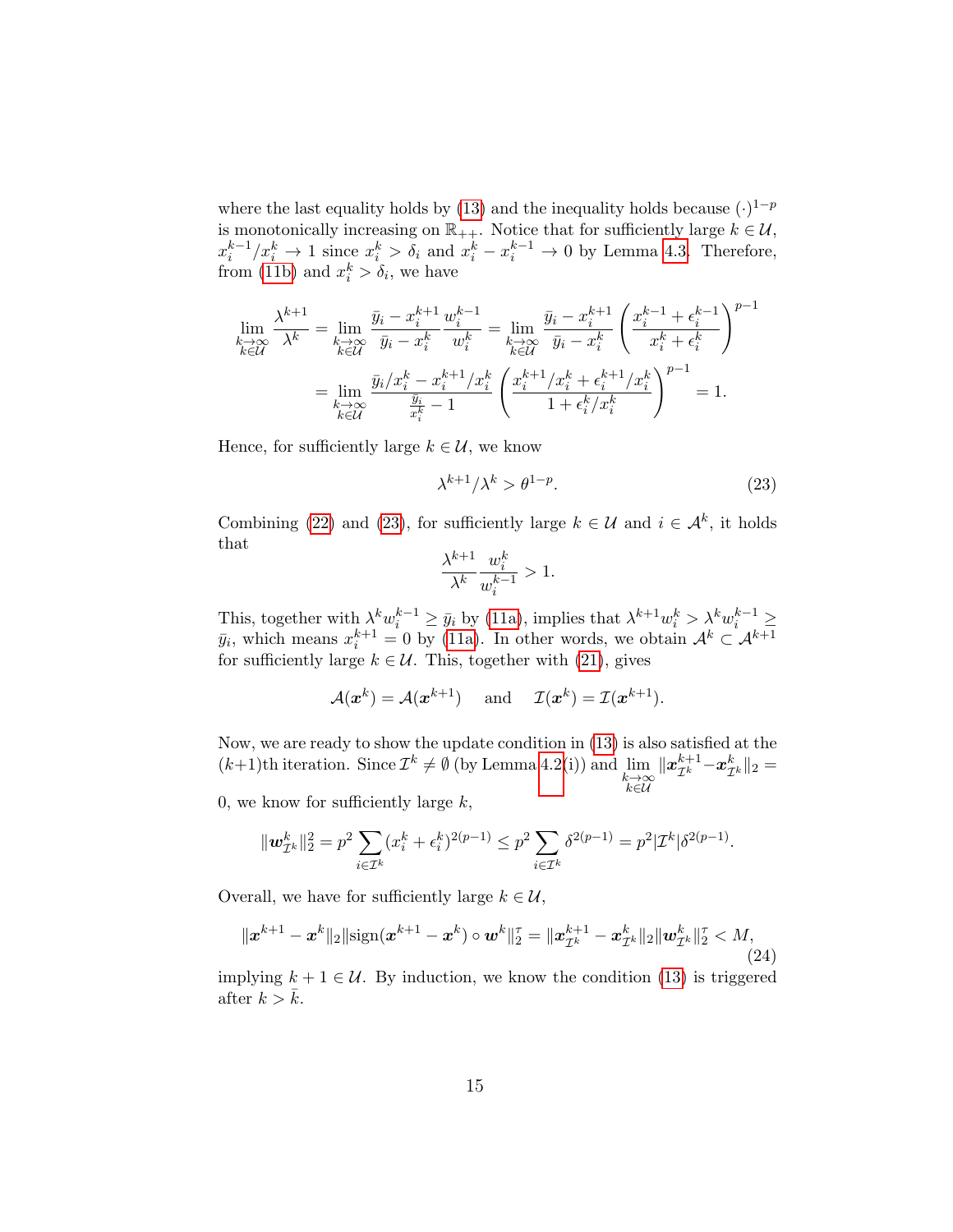where the last equality holds by (13) and the inequality holds because $(\cdot)^{1-p}$ is monotonically increasing on $\mathbb{R}_{++}$. Notice that for sufficiently large $k \in \mathcal{U}$, $x_i^{k-1}/x_i^k \to 1$ since $x_i^k > \delta_i$ and $x_i^k - x_i^{k-1} \to 0$ by Lemma 4.3. Therefore, from (11b) and $x_i^k > \delta_i$, we have

$$
\begin{aligned}
\lim_{\substack{k\to\infty\\k\in\mathcal{U}}} \frac{\lambda^{k+1}}{\lambda^k} &= \lim_{\substack{k\to\infty\\k\in\mathcal{U}}} \frac{\bar{y}_i - x_i^{k+1}}{\bar{y}_i - x_i^k}\frac{w_i^{k-1}}{w_i^k} = \lim_{\substack{k\to\infty\\k\in\mathcal{U}}} \frac{\bar{y}_i - x_i^{k+1}}{\bar{y}_i - x_i^k}\left(\frac{x_i^{k-1}+\epsilon_i^{k-1}}{x_i^k+\epsilon_i^k}\right)^{p-1} \\
&= \lim_{\substack{k\to\infty\\k\in\mathcal{U}}} \frac{\bar{y}_i/x_i^k - x_i^{k+1}/x_i^k}{\frac{\bar{y}_i}{x_i^k}-1}\left(\frac{x_i^{k+1}/x_i^k+\epsilon_i^{k+1}/x_i^k}{1+\epsilon_i^k/x_i^k}\right)^{p-1} = 1.
\end{aligned}
$$

Hence, for sufficiently large $k \in \mathcal{U}$, we know

$$
\lambda^{k+1}/\lambda^k > \theta^{1-p}. \tag{23}
$$

Combining (22) and (23), for sufficiently large $k \in \mathcal{U}$ and $i \in \mathcal{A}^k$, it holds that

$$
\frac{\lambda^{k+1}}{\lambda^k}\frac{w_i^k}{w_i^{k-1}} > 1.
$$

This, together with $\lambda^k w_i^{k-1} \geq \bar{y}_i$ by (11a), implies that $\lambda^{k+1}w_i^k > \lambda^k w_i^{k-1} \geq \bar{y}_i$, which means $x_i^{k+1} = 0$ by (11a). In other words, we obtain $\mathcal{A}^k \subset \mathcal{A}^{k+1}$ for sufficiently large $k \in \mathcal{U}$. This, together with (21), gives

$$
\mathcal{A}(\boldsymbol{x}^k) = \mathcal{A}(\boldsymbol{x}^{k+1}) \quad \text{ and } \quad \mathcal{I}(\boldsymbol{x}^k) = \mathcal{I}(\boldsymbol{x}^{k+1}).
$$

Now, we are ready to show the update condition in (13) is also satisfied at the $(k+1)$th iteration. Since $\mathcal{I}^k \neq \emptyset$ (by Lemma 4.2(i)) and $\lim_{\substack{k\to\infty\\k\in\mathcal{U}}} \|\boldsymbol{x}_{\mathcal{I}^k}^{k+1} - \boldsymbol{x}_{\mathcal{I}^k}^k\|_2 = 0$, we know for sufficiently large $k$,

$$
\|\boldsymbol{w}_{\mathcal{I}^k}^k\|_2^2 = p^2 \sum_{i\in\mathcal{I}^k}(x_i^k+\epsilon_i^k)^{2(p-1)} \leq p^2 \sum_{i\in\mathcal{I}^k} \delta^{2(p-1)} = p^2|\mathcal{I}^k|\delta^{2(p-1)}.
$$

Overall, we have for sufficiently large $k \in \mathcal{U}$,

$$
\|\boldsymbol{x}^{k+1} - \boldsymbol{x}^k\|_2 \|\text{sign}(\boldsymbol{x}^{k+1} - \boldsymbol{x}^k) \circ \boldsymbol{w}^k\|_2^\tau = \|\boldsymbol{x}_{\mathcal{I}^k}^{k+1} - \boldsymbol{x}_{\mathcal{I}^k}^k\|_2 \|\boldsymbol{w}_{\mathcal{I}^k}^k\|_2^\tau < M, \tag{24}
$$

implying $k+1 \in \mathcal{U}$. By induction, we know the condition (13) is triggered after $k > \bar{k}$.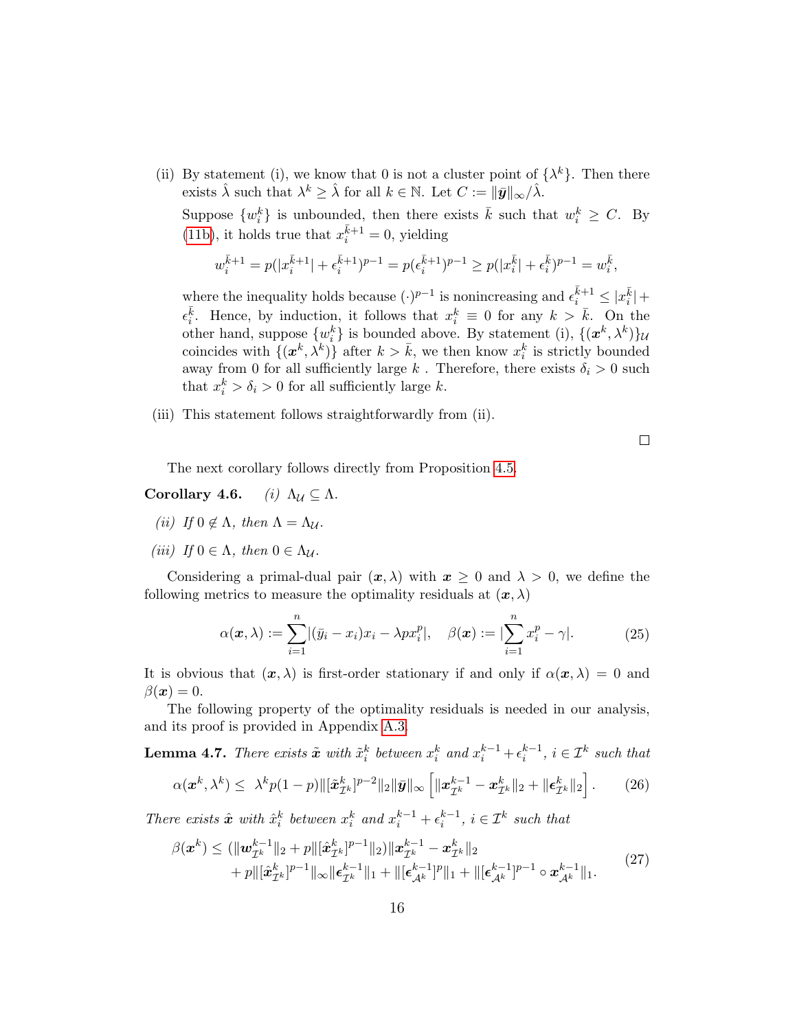(ii) By statement (i), we know that 0 is not a cluster point of $\{\lambda^k\}$. Then there exists $\hat{\lambda}$ such that $\lambda^k \geq \hat{\lambda}$ for all $k \in \mathbb{N}$. Let $C := \|\bar{\boldsymbol{y}}\|_\infty / \hat{\lambda}$.

Suppose $\{w_i^k\}$ is unbounded, then there exists $\bar{k}$ such that $w_i^k \geq C$. By (11b), it holds true that $x_i^{\bar{k}+1} = 0$, yielding

$$w_i^{\bar{k}+1} = p(|x_i^{\bar{k}+1}| + \epsilon_i^{\bar{k}+1})^{p-1} = p(\epsilon_i^{\bar{k}+1})^{p-1} \geq p(|x_i^{\bar{k}}| + \epsilon_i^{\bar{k}})^{p-1} = w_i^{\bar{k}},$$

where the inequality holds because $(\cdot)^{p-1}$ is nonincreasing and $\epsilon_i^{\bar{k}+1} \leq |x_i^{\bar{k}}| + \epsilon_i^{\bar{k}}$. Hence, by induction, it follows that $x_i^k \equiv 0$ for any $k > \bar{k}$. On the other hand, suppose $\{w_i^k\}$ is bounded above. By statement (i), $\{(\boldsymbol{x}^k, \lambda^k)\}_{\mathcal{U}}$ coincides with $\{(\boldsymbol{x}^k, \lambda^k)\}$ after $k > \bar{k}$, we then know $x_i^k$ is strictly bounded away from 0 for all sufficiently large $k$ . Therefore, there exists $\delta_i > 0$ such that $x_i^k > \delta_i > 0$ for all sufficiently large $k$.

(iii) This statement follows straightforwardly from (ii).

□

The next corollary follows directly from Proposition 4.5.

**Corollary 4.6.** *(i)* $\Lambda_{\mathcal{U}} \subseteq \Lambda$.

*(ii) If* $0 \notin \Lambda$, *then* $\Lambda = \Lambda_{\mathcal{U}}$.

*(iii) If* $0 \in \Lambda$, *then* $0 \in \Lambda_{\mathcal{U}}$.

Considering a primal-dual pair $(\boldsymbol{x}, \lambda)$ with $\boldsymbol{x} \geq 0$ and $\lambda > 0$, we define the following metrics to measure the optimality residuals at $(\boldsymbol{x}, \lambda)$

$$\alpha(\boldsymbol{x}, \lambda) := \sum_{i=1}^{n} |(\bar{y}_i - x_i)x_i - \lambda p x_i^p|, \quad \beta(\boldsymbol{x}) := |\sum_{i=1}^{n} x_i^p - \gamma|. \tag{25}$$

It is obvious that $(\boldsymbol{x}, \lambda)$ is first-order stationary if and only if $\alpha(\boldsymbol{x}, \lambda) = 0$ and $\beta(\boldsymbol{x}) = 0$.

The following property of the optimality residuals is needed in our analysis, and its proof is provided in Appendix A.3.

**Lemma 4.7.** *There exists* $\tilde{\boldsymbol{x}}$ *with* $\tilde{x}_i^k$ *between* $x_i^k$ *and* $x_i^{k-1} + \epsilon_i^{k-1}$, $i \in \mathcal{I}^k$ *such that*

$$\alpha(\boldsymbol{x}^k, \lambda^k) \leq \lambda^k p(1-p)\|[\tilde{\boldsymbol{x}}_{\mathcal{I}^k}^k]^{p-2}\|_2 \|\bar{\boldsymbol{y}}\|_\infty \left[\|\boldsymbol{x}_{\mathcal{I}^k}^{k-1} - \boldsymbol{x}_{\mathcal{I}^k}^k\|_2 + \|\boldsymbol{\epsilon}_{\mathcal{I}^k}^k\|_2\right]. \tag{26}$$

*There exists* $\hat{\boldsymbol{x}}$ *with* $\hat{x}_i^k$ *between* $x_i^k$ *and* $x_i^{k-1} + \epsilon_i^{k-1}$, $i \in \mathcal{I}^k$ *such that*

$$\begin{aligned} \beta(\boldsymbol{x}^k) \leq & (\|\boldsymbol{w}_{\mathcal{I}^k}^{k-1}\|_2 + p\|[\hat{\boldsymbol{x}}_{\mathcal{I}^k}^k]^{p-1}\|_2)\|\boldsymbol{x}_{\mathcal{I}^k}^{k-1} - \boldsymbol{x}_{\mathcal{I}^k}^k\|_2 \\ & + p\|[\hat{\boldsymbol{x}}_{\mathcal{I}^k}^k]^{p-1}\|_\infty \|\boldsymbol{\epsilon}_{\mathcal{I}^k}^{k-1}\|_1 + \|[\boldsymbol{\epsilon}_{\mathcal{A}^k}^{k-1}]^p\|_1 + \|[\boldsymbol{\epsilon}_{\mathcal{A}^k}^{k-1}]^{p-1} \circ \boldsymbol{x}_{\mathcal{A}^k}^{k-1}\|_1. \end{aligned} \tag{27}$$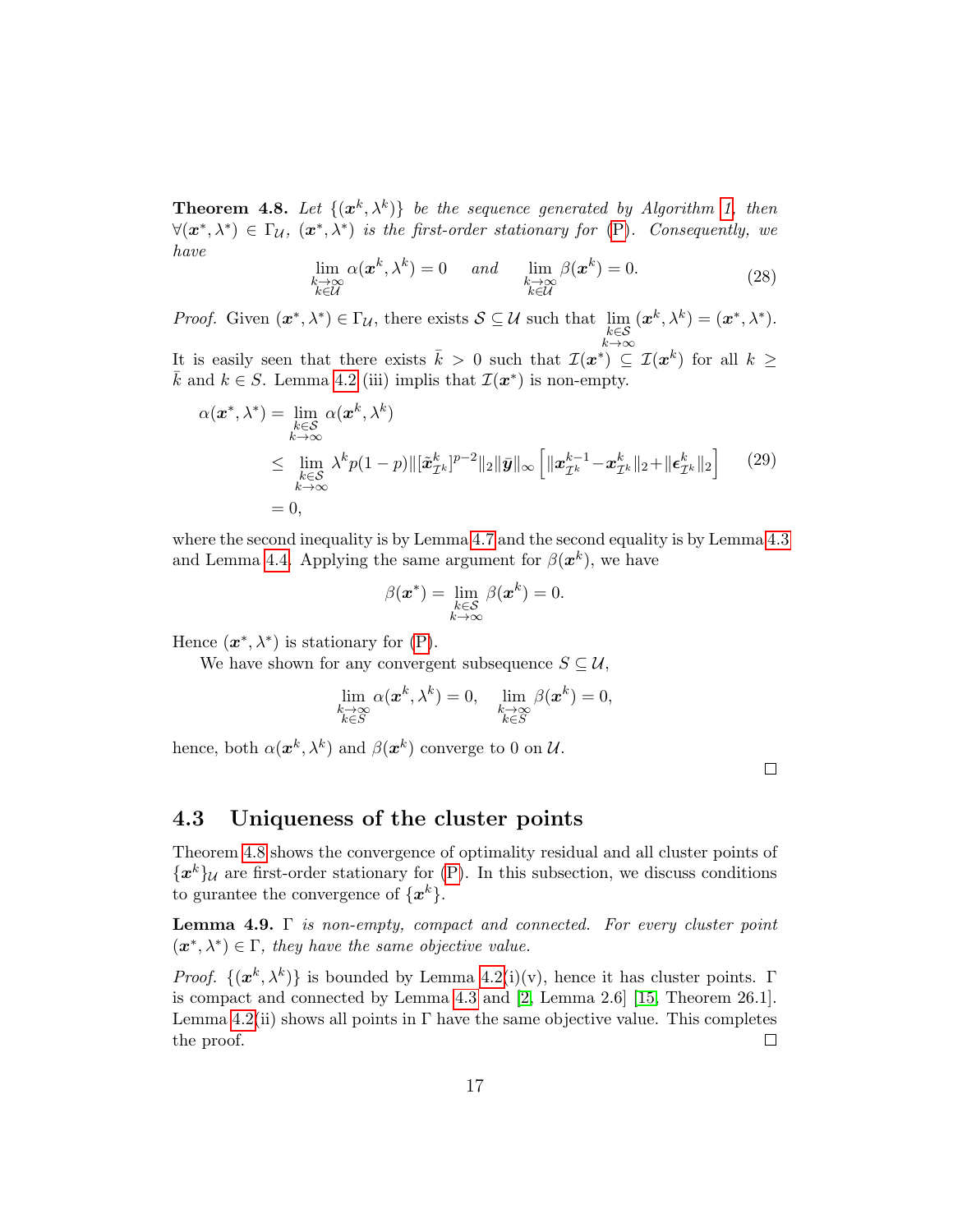**Theorem 4.8.** *Let $\{(\boldsymbol{x}^k, \lambda^k)\}$ be the sequence generated by Algorithm 1, then $\forall (\boldsymbol{x}^*, \lambda^*) \in \Gamma_{\mathcal{U}}$, $(\boldsymbol{x}^*, \lambda^*)$ is the first-order stationary for (P). Consequently, we have*

$$\lim_{\substack{k\to\infty\\ k\in\mathcal{U}}} \alpha(\boldsymbol{x}^k, \lambda^k) = 0 \quad \text{and} \quad \lim_{\substack{k\to\infty\\ k\in\mathcal{U}}} \beta(\boldsymbol{x}^k) = 0. \tag{28}$$

*Proof.* Given $(\boldsymbol{x}^*, \lambda^*) \in \Gamma_{\mathcal{U}}$, there exists $\mathcal{S} \subseteq \mathcal{U}$ such that $\lim\limits_{\substack{k\in\mathcal{S}\\ k\to\infty}} (\boldsymbol{x}^k, \lambda^k) = (\boldsymbol{x}^*, \lambda^*)$. It is easily seen that there exists $\bar{k} > 0$ such that $\mathcal{I}(\boldsymbol{x}^*) \subseteq \mathcal{I}(\boldsymbol{x}^k)$ for all $k \geq \bar{k}$ and $k \in S$. Lemma 4.2 (iii) implis that $\mathcal{I}(\boldsymbol{x}^*)$ is non-empty.

$$\begin{aligned}
\alpha(\boldsymbol{x}^*, \lambda^*) &= \lim_{\substack{k\in\mathcal{S}\\ k\to\infty}} \alpha(\boldsymbol{x}^k, \lambda^k) \\
&\leq \lim_{\substack{k\in\mathcal{S}\\ k\to\infty}} \lambda^k p(1-p)\|[\tilde{\boldsymbol{x}}^k_{\mathcal{I}^k}]^{p-2}\|_2 \|\bar{\boldsymbol{y}}\|_\infty \left[\|\boldsymbol{x}^{k-1}_{\mathcal{I}^k} - \boldsymbol{x}^k_{\mathcal{I}^k}\|_2 + \|\boldsymbol{\epsilon}^k_{\mathcal{I}^k}\|_2\right] \\
&= 0,
\end{aligned} \tag{29}$$

where the second inequality is by Lemma 4.7 and the second equality is by Lemma 4.3 and Lemma 4.4. Applying the same argument for $\beta(\boldsymbol{x}^k)$, we have

$$\beta(\boldsymbol{x}^*) = \lim_{\substack{k\in\mathcal{S}\\ k\to\infty}} \beta(\boldsymbol{x}^k) = 0.$$

Hence $(\boldsymbol{x}^*, \lambda^*)$ is stationary for (P).

We have shown for any convergent subsequence $S \subseteq \mathcal{U}$,

$$\lim_{\substack{k\to\infty\\ k\in S}} \alpha(\boldsymbol{x}^k, \lambda^k) = 0, \quad \lim_{\substack{k\to\infty\\ k\in S}} \beta(\boldsymbol{x}^k) = 0,$$

hence, both $\alpha(\boldsymbol{x}^k, \lambda^k)$ and $\beta(\boldsymbol{x}^k)$ converge to 0 on $\mathcal{U}$. $\square$

## 4.3 Uniqueness of the cluster points

Theorem 4.8 shows the convergence of optimality residual and all cluster points of $\{\boldsymbol{x}^k\}_{\mathcal{U}}$ are first-order stationary for (P). In this subsection, we discuss conditions to gurantee the convergence of $\{\boldsymbol{x}^k\}$.

**Lemma 4.9.** *$\Gamma$ is non-empty, compact and connected. For every cluster point $(\boldsymbol{x}^*, \lambda^*) \in \Gamma$, they have the same objective value.*

*Proof.* $\{(\boldsymbol{x}^k, \lambda^k)\}$ is bounded by Lemma 4.2(i)(v), hence it has cluster points. $\Gamma$ is compact and connected by Lemma 4.3 and [2, Lemma 2.6] [15, Theorem 26.1]. Lemma 4.2(ii) shows all points in $\Gamma$ have the same objective value. This completes the proof. $\square$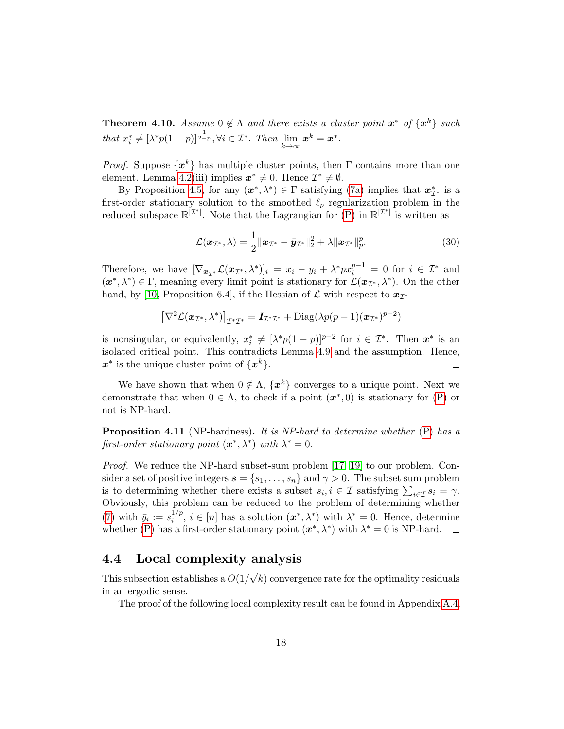**Theorem 4.10.** *Assume $0 \notin \Lambda$ and there exists a cluster point $\boldsymbol{x}^*$ of $\{\boldsymbol{x}^k\}$ such that $x_i^* \neq [\lambda^* p(1-p)]^{\frac{1}{2-p}}, \forall i \in \mathcal{I}^*$. Then $\lim_{k\to\infty} \boldsymbol{x}^k = \boldsymbol{x}^*$.*

*Proof.* Suppose $\{\boldsymbol{x}^k\}$ has multiple cluster points, then $\Gamma$ contains more than one element. Lemma 4.2(iii) implies $\boldsymbol{x}^* \neq 0$. Hence $\mathcal{I}^* \neq \emptyset$.

By Proposition 4.5, for any $(\boldsymbol{x}^*, \lambda^*) \in \Gamma$ satisfying (7a) implies that $\boldsymbol{x}^*_{\mathcal{I}^*}$ is a first-order stationary solution to the smoothed $\ell_p$ regularization problem in the reduced subspace $\mathbb{R}^{|\mathcal{I}^*|}$. Note that the Lagrangian for (P) in $\mathbb{R}^{|\mathcal{I}^*|}$ is written as

$$\mathcal{L}(\boldsymbol{x}_{\mathcal{I}^*}, \lambda) = \frac{1}{2}\|\boldsymbol{x}_{\mathcal{I}^*} - \bar{\boldsymbol{y}}_{\mathcal{I}^*}\|_2^2 + \lambda \|\boldsymbol{x}_{\mathcal{I}^*}\|_p^p. \tag{30}$$

Therefore, we have $[\nabla_{\boldsymbol{x}_{\mathcal{I}^*}} \mathcal{L}(\boldsymbol{x}_{\mathcal{I}^*}, \lambda^*)]_i = x_i - y_i + \lambda^* p x_i^{p-1} = 0$ for $i \in \mathcal{I}^*$ and $(\boldsymbol{x}^*, \lambda^*) \in \Gamma$, meaning every limit point is stationary for $\mathcal{L}(\boldsymbol{x}_{\mathcal{I}^*}, \lambda^*)$. On the other hand, by [10, Proposition 6.4], if the Hessian of $\mathcal{L}$ with respect to $\boldsymbol{x}_{\mathcal{I}^*}$

$$\left[\nabla^2 \mathcal{L}(\boldsymbol{x}_{\mathcal{I}^*}, \lambda^*)\right]_{\mathcal{I}^*\mathcal{I}^*} = \boldsymbol{I}_{\mathcal{I}^*\mathcal{I}^*} + \mathrm{Diag}(\lambda p(p-1)(\boldsymbol{x}_{\mathcal{I}^*})^{p-2})$$

is nonsingular, or equivalently, $x_i^* \neq [\lambda^* p(1-p)]^{p-2}$ for $i \in \mathcal{I}^*$. Then $\boldsymbol{x}^*$ is an isolated critical point. This contradicts Lemma 4.9 and the assumption. Hence, $\boldsymbol{x}^*$ is the unique cluster point of $\{\boldsymbol{x}^k\}$. $\square$

We have shown that when $0 \notin \Lambda$, $\{\boldsymbol{x}^k\}$ converges to a unique point. Next we demonstrate that when $0 \in \Lambda$, to check if a point $(\boldsymbol{x}^*, 0)$ is stationary for (P) or not is NP-hard.

**Proposition 4.11** (NP-hardness)**.** *It is NP-hard to determine whether (P) has a first-order stationary point $(\boldsymbol{x}^*, \lambda^*)$ with $\lambda^* = 0$.*

*Proof.* We reduce the NP-hard subset-sum problem [17, 19] to our problem. Consider a set of positive integers $\boldsymbol{s} = \{s_1, \ldots, s_n\}$ and $\gamma > 0$. The subset sum problem is to determining whether there exists a subset $s_i, i \in \mathcal{I}$ satisfying $\sum_{i\in\mathcal{I}} s_i = \gamma$. Obviously, this problem can be reduced to the problem of determining whether (7) with $\bar{y}_i := s_i^{1/p}$, $i \in [n]$ has a solution $(\boldsymbol{x}^*, \lambda^*)$ with $\lambda^* = 0$. Hence, determine whether (P) has a first-order stationary point $(\boldsymbol{x}^*, \lambda^*)$ with $\lambda^* = 0$ is NP-hard. $\square$

## 4.4 Local complexity analysis

This subsection establishes a $O(1/\sqrt{k})$ convergence rate for the optimality residuals in an ergodic sense.

The proof of the following local complexity result can be found in Appendix A.4.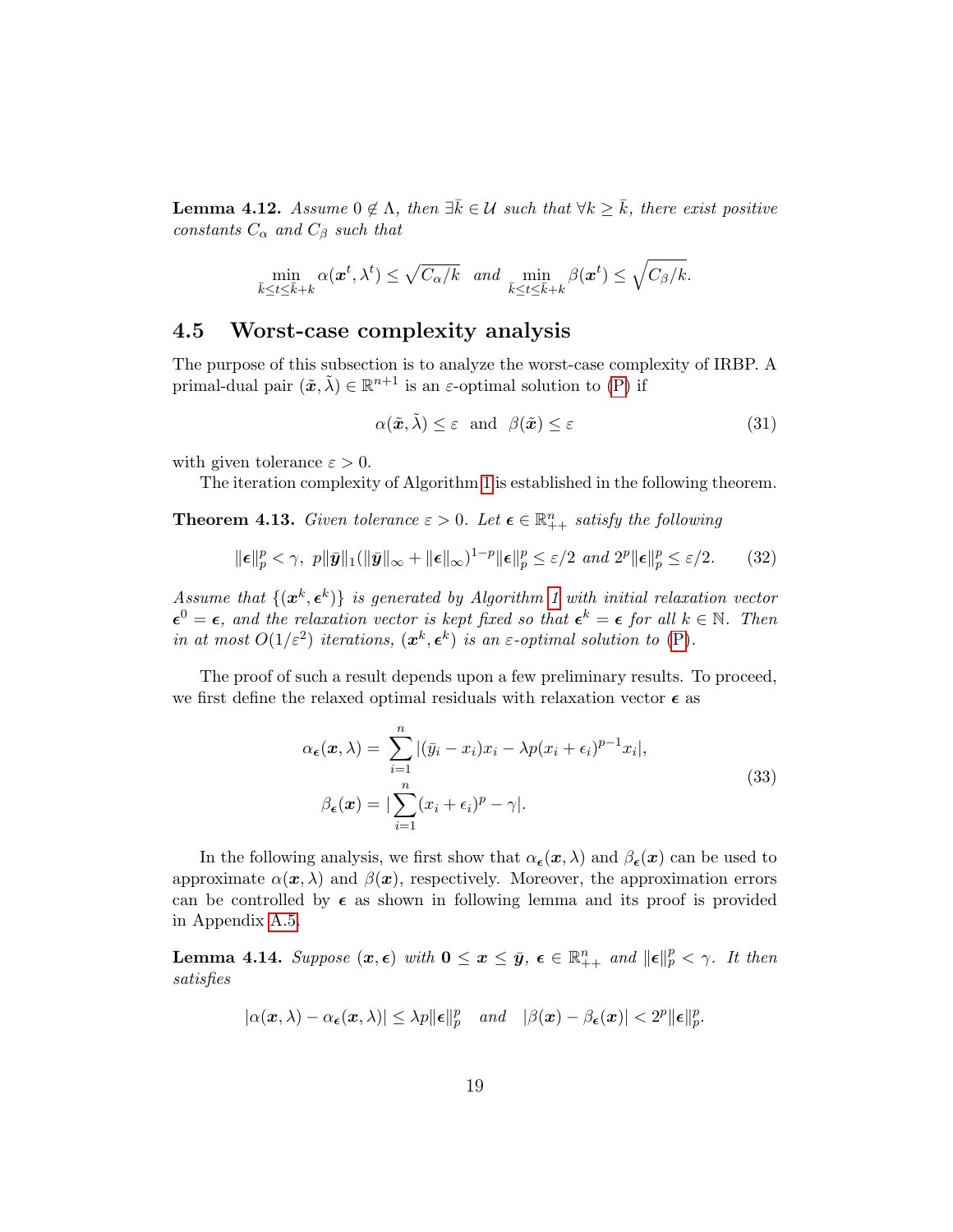**Lemma 4.12.** *Assume $0 \notin \Lambda$, then $\exists \bar{k} \in \mathcal{U}$ such that $\forall k \geq \bar{k}$, there exist positive constants $C_\alpha$ and $C_\beta$ such that*

$$\min_{\bar{k} \leq t \leq \bar{k}+k} \alpha(\boldsymbol{x}^t, \lambda^t) \leq \sqrt{C_\alpha / k} \quad \text{and} \quad \min_{\bar{k} \leq t \leq \bar{k}+k} \beta(\boldsymbol{x}^t) \leq \sqrt{C_\beta / k}.$$

## 4.5 Worst-case complexity analysis

The purpose of this subsection is to analyze the worst-case complexity of IRBP. A primal-dual pair $(\tilde{\boldsymbol{x}}, \tilde{\lambda}) \in \mathbb{R}^{n+1}$ is an $\varepsilon$-optimal solution to (P) if

$$\alpha(\tilde{\boldsymbol{x}}, \tilde{\lambda}) \leq \varepsilon \quad \text{and} \quad \beta(\tilde{\boldsymbol{x}}) \leq \varepsilon \tag{31}$$

with given tolerance $\varepsilon > 0$.

The iteration complexity of Algorithm 1 is established in the following theorem.

**Theorem 4.13.** *Given tolerance $\varepsilon > 0$. Let $\boldsymbol{\epsilon} \in \mathbb{R}^n_{++}$ satisfy the following*

$$\|\boldsymbol{\epsilon}\|_p^p < \gamma, \;\; p\|\bar{\boldsymbol{y}}\|_1 (\|\bar{\boldsymbol{y}}\|_\infty + \|\boldsymbol{\epsilon}\|_\infty)^{1-p} \|\boldsymbol{\epsilon}\|_p^p \leq \varepsilon/2 \;\; \text{and} \;\; 2^p \|\boldsymbol{\epsilon}\|_p^p \leq \varepsilon/2. \tag{32}$$

*Assume that $\{(\boldsymbol{x}^k, \boldsymbol{\epsilon}^k)\}$ is generated by Algorithm 1 with initial relaxation vector $\boldsymbol{\epsilon}^0 = \boldsymbol{\epsilon}$, and the relaxation vector is kept fixed so that $\boldsymbol{\epsilon}^k = \boldsymbol{\epsilon}$ for all $k \in \mathbb{N}$. Then in at most $O(1/\varepsilon^2)$ iterations, $(\boldsymbol{x}^k, \boldsymbol{\epsilon}^k)$ is an $\varepsilon$-optimal solution to (P).*

The proof of such a result depends upon a few preliminary results. To proceed, we first define the relaxed optimal residuals with relaxation vector $\boldsymbol{\epsilon}$ as

$$\begin{aligned} \alpha_{\boldsymbol{\epsilon}}(\boldsymbol{x}, \lambda) &= \sum_{i=1}^n |(\bar{y}_i - x_i)x_i - \lambda p (x_i + \epsilon_i)^{p-1} x_i|, \\ \beta_{\boldsymbol{\epsilon}}(\boldsymbol{x}) &= |\sum_{i=1}^n (x_i + \epsilon_i)^p - \gamma|. \end{aligned} \tag{33}$$

In the following analysis, we first show that $\alpha_{\boldsymbol{\epsilon}}(\boldsymbol{x}, \lambda)$ and $\beta_{\boldsymbol{\epsilon}}(\boldsymbol{x})$ can be used to approximate $\alpha(\boldsymbol{x}, \lambda)$ and $\beta(\boldsymbol{x})$, respectively. Moreover, the approximation errors can be controlled by $\boldsymbol{\epsilon}$ as shown in following lemma and its proof is provided in Appendix A.5.

**Lemma 4.14.** *Suppose $(\boldsymbol{x}, \boldsymbol{\epsilon})$ with $\boldsymbol{0} \leq \boldsymbol{x} \leq \bar{\boldsymbol{y}}$, $\boldsymbol{\epsilon} \in \mathbb{R}^n_{++}$ and $\|\boldsymbol{\epsilon}\|_p^p < \gamma$. It then satisfies*

$$|\alpha(\boldsymbol{x}, \lambda) - \alpha_{\boldsymbol{\epsilon}}(\boldsymbol{x}, \lambda)| \leq \lambda p \|\boldsymbol{\epsilon}\|_p^p \quad \text{and} \quad |\beta(\boldsymbol{x}) - \beta_{\boldsymbol{\epsilon}}(\boldsymbol{x})| < 2^p \|\boldsymbol{\epsilon}\|_p^p.$$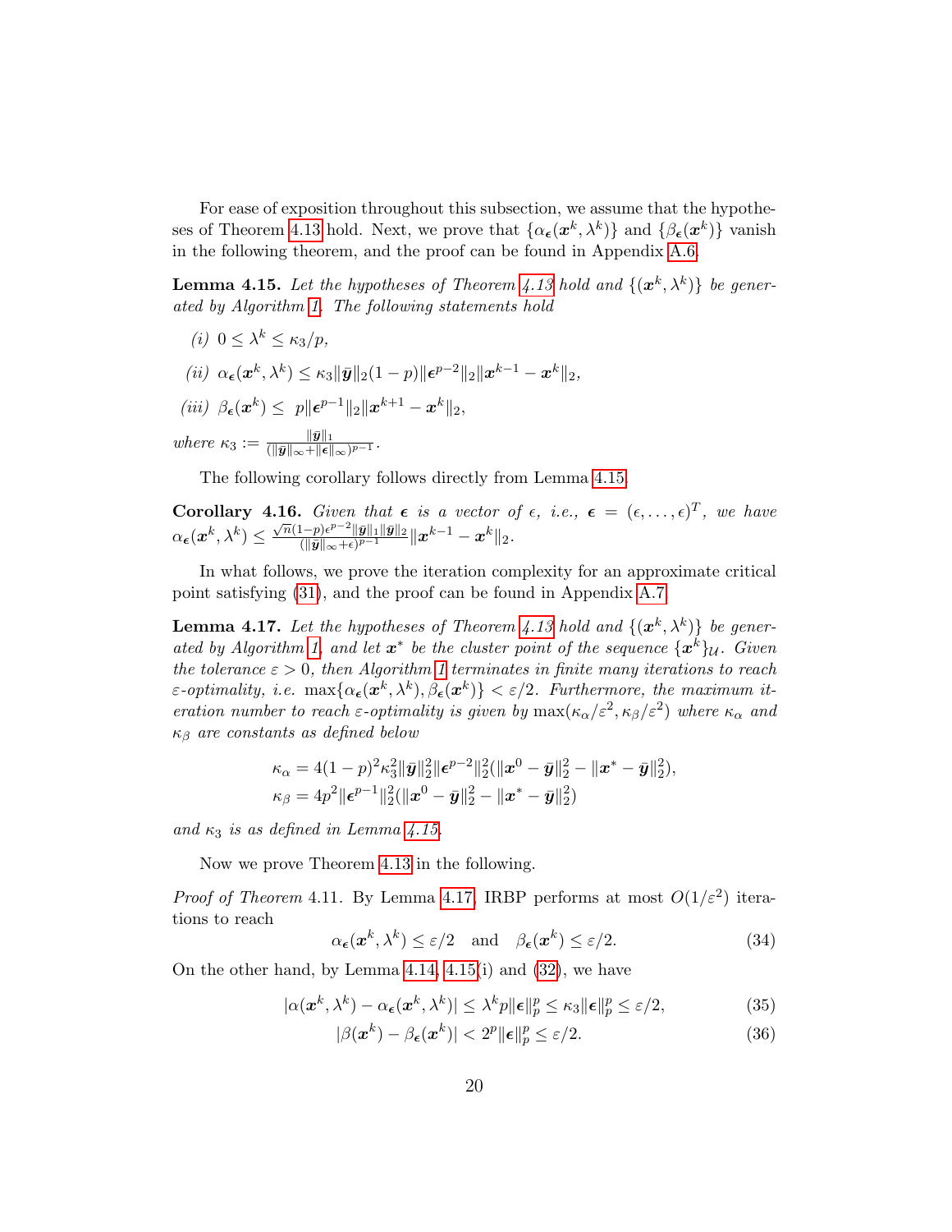For ease of exposition throughout this subsection, we assume that the hypotheses of Theorem 4.13 hold. Next, we prove that $\{\alpha_{\boldsymbol{\epsilon}}(\boldsymbol{x}^k, \lambda^k)\}$ and $\{\beta_{\boldsymbol{\epsilon}}(\boldsymbol{x}^k)\}$ vanish in the following theorem, and the proof can be found in Appendix A.6.

**Lemma 4.15.** *Let the hypotheses of Theorem 4.13 hold and $\{(\boldsymbol{x}^k, \lambda^k)\}$ be generated by Algorithm 1. The following statements hold*

*(i)* $0 \leq \lambda^k \leq \kappa_3/p$,

*(ii)* $\alpha_{\boldsymbol{\epsilon}}(\boldsymbol{x}^k, \lambda^k) \leq \kappa_3 \|\bar{\boldsymbol{y}}\|_2 (1-p) \|\boldsymbol{\epsilon}^{p-2}\|_2 \|\boldsymbol{x}^{k-1} - \boldsymbol{x}^k\|_2$,

*(iii)* $\beta_{\boldsymbol{\epsilon}}(\boldsymbol{x}^k) \leq \; p \|\boldsymbol{\epsilon}^{p-1}\|_2 \|\boldsymbol{x}^{k+1} - \boldsymbol{x}^k\|_2$,

*where* $\kappa_3 := \frac{\|\bar{\boldsymbol{y}}\|_1}{(\|\bar{\boldsymbol{y}}\|_\infty + \|\boldsymbol{\epsilon}\|_\infty)^{p-1}}$.

The following corollary follows directly from Lemma 4.15.

**Corollary 4.16.** *Given that $\boldsymbol{\epsilon}$ is a vector of $\epsilon$, i.e., $\boldsymbol{\epsilon} = (\epsilon, \ldots, \epsilon)^T$, we have* $\alpha_{\boldsymbol{\epsilon}}(\boldsymbol{x}^k, \lambda^k) \leq \frac{\sqrt{n}(1-p)\epsilon^{p-2}\|\bar{\boldsymbol{y}}\|_1 \|\bar{\boldsymbol{y}}\|_2}{(\|\bar{\boldsymbol{y}}\|_\infty + \epsilon)^{p-1}} \|\boldsymbol{x}^{k-1} - \boldsymbol{x}^k\|_2$.

In what follows, we prove the iteration complexity for an approximate critical point satisfying (31), and the proof can be found in Appendix A.7.

**Lemma 4.17.** *Let the hypotheses of Theorem 4.13 hold and $\{(\boldsymbol{x}^k, \lambda^k)\}$ be generated by Algorithm 1, and let $\boldsymbol{x}^*$ be the cluster point of the sequence $\{\boldsymbol{x}^k\}_{\mathcal{U}}$. Given the tolerance $\varepsilon > 0$, then Algorithm 1 terminates in finite many iterations to reach $\varepsilon$-optimality, i.e.* $\max\{\alpha_{\boldsymbol{\epsilon}}(\boldsymbol{x}^k, \lambda^k), \beta_{\boldsymbol{\epsilon}}(\boldsymbol{x}^k)\} < \varepsilon/2$. *Furthermore, the maximum iteration number to reach $\varepsilon$-optimality is given by $\max(\kappa_\alpha/\varepsilon^2, \kappa_\beta/\varepsilon^2)$ where $\kappa_\alpha$ and $\kappa_\beta$ are constants as defined below*

$$
\begin{aligned}
\kappa_\alpha &= 4(1-p)^2 \kappa_3^2 \|\bar{\boldsymbol{y}}\|_2^2 \|\boldsymbol{\epsilon}^{p-2}\|_2^2 (\|\boldsymbol{x}^0 - \bar{\boldsymbol{y}}\|_2^2 - \|\boldsymbol{x}^* - \bar{\boldsymbol{y}}\|_2^2), \\
\kappa_\beta &= 4p^2 \|\boldsymbol{\epsilon}^{p-1}\|_2^2 (\|\boldsymbol{x}^0 - \bar{\boldsymbol{y}}\|_2^2 - \|\boldsymbol{x}^* - \bar{\boldsymbol{y}}\|_2^2)
\end{aligned}
$$

*and $\kappa_3$ is as defined in Lemma 4.15.*

Now we prove Theorem 4.13 in the following.

*Proof of Theorem* 4.11. By Lemma 4.17, IRBP performs at most $O(1/\varepsilon^2)$ iterations to reach

$$
\alpha_{\boldsymbol{\epsilon}}(\boldsymbol{x}^k, \lambda^k) \leq \varepsilon/2 \quad \text{and} \quad \beta_{\boldsymbol{\epsilon}}(\boldsymbol{x}^k) \leq \varepsilon/2. \tag{34}
$$

On the other hand, by Lemma 4.14, 4.15(i) and (32), we have

$$
|\alpha(\boldsymbol{x}^k, \lambda^k) - \alpha_{\boldsymbol{\epsilon}}(\boldsymbol{x}^k, \lambda^k)| \leq \lambda^k p \|\boldsymbol{\epsilon}\|_p^p \leq \kappa_3 \|\boldsymbol{\epsilon}\|_p^p \leq \varepsilon/2, \tag{35}
$$

$$
|\beta(\boldsymbol{x}^k) - \beta_{\boldsymbol{\epsilon}}(\boldsymbol{x}^k)| < 2^p \|\boldsymbol{\epsilon}\|_p^p \leq \varepsilon/2. \tag{36}
$$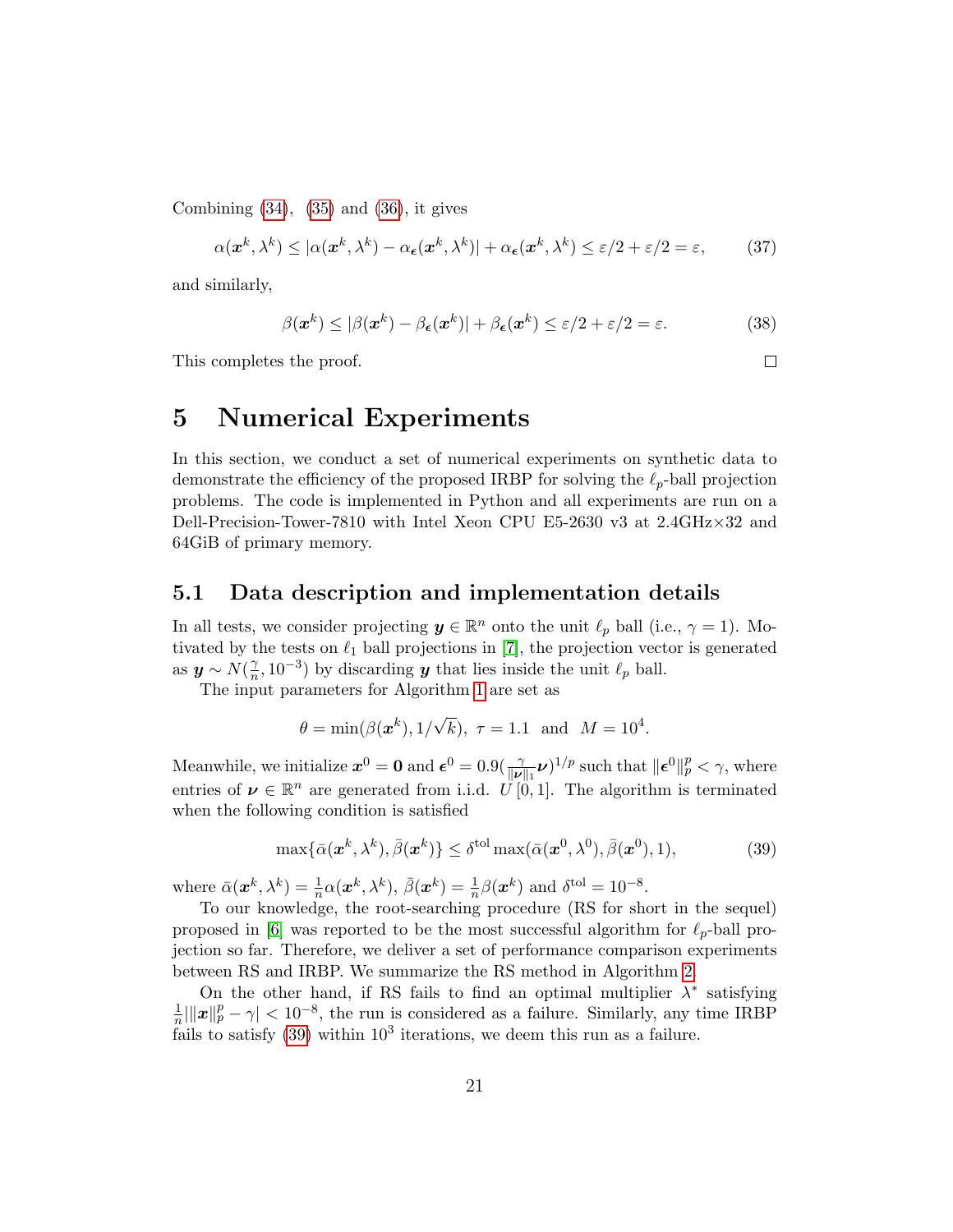Combining (34), (35) and (36), it gives

$$\alpha(\boldsymbol{x}^k, \lambda^k) \leq |\alpha(\boldsymbol{x}^k, \lambda^k) - \alpha_{\boldsymbol{\epsilon}}(\boldsymbol{x}^k, \lambda^k)| + \alpha_{\boldsymbol{\epsilon}}(\boldsymbol{x}^k, \lambda^k) \leq \varepsilon/2 + \varepsilon/2 = \varepsilon, \tag{37}$$

and similarly,

$$\beta(\boldsymbol{x}^k) \leq |\beta(\boldsymbol{x}^k) - \beta_{\boldsymbol{\epsilon}}(\boldsymbol{x}^k)| + \beta_{\boldsymbol{\epsilon}}(\boldsymbol{x}^k) \leq \varepsilon/2 + \varepsilon/2 = \varepsilon. \tag{38}$$

This completes the proof. □

# 5 Numerical Experiments

In this section, we conduct a set of numerical experiments on synthetic data to demonstrate the efficiency of the proposed IRBP for solving the $\ell_p$-ball projection problems. The code is implemented in Python and all experiments are run on a Dell-Precision-Tower-7810 with Intel Xeon CPU E5-2630 v3 at 2.4GHz×32 and 64GiB of primary memory.

## 5.1 Data description and implementation details

In all tests, we consider projecting $\boldsymbol{y} \in \mathbb{R}^n$ onto the unit $\ell_p$ ball (i.e., $\gamma = 1$). Motivated by the tests on $\ell_1$ ball projections in [7], the projection vector is generated as $\boldsymbol{y} \sim N(\frac{\gamma}{n}, 10^{-3})$ by discarding $\boldsymbol{y}$ that lies inside the unit $\ell_p$ ball.

The input parameters for Algorithm 1 are set as

$$\theta = \min(\beta(\boldsymbol{x}^k), 1/\sqrt{k}), \ \tau = 1.1 \ \text{ and } \ M = 10^4.$$

Meanwhile, we initialize $\boldsymbol{x}^0 = \boldsymbol{0}$ and $\boldsymbol{\epsilon}^0 = 0.9(\frac{\gamma}{\|\boldsymbol{\nu}\|_1}\boldsymbol{\nu})^{1/p}$ such that $\|\boldsymbol{\epsilon}^0\|_p^p < \gamma$, where entries of $\boldsymbol{\nu} \in \mathbb{R}^n$ are generated from i.i.d. $U[0, 1]$. The algorithm is terminated when the following condition is satisfied

$$\max\{\bar{\alpha}(\boldsymbol{x}^k, \lambda^k), \bar{\beta}(\boldsymbol{x}^k)\} \leq \delta^{\text{tol}} \max(\bar{\alpha}(\boldsymbol{x}^0, \lambda^0), \bar{\beta}(\boldsymbol{x}^0), 1), \tag{39}$$

where $\bar{\alpha}(\boldsymbol{x}^k, \lambda^k) = \frac{1}{n}\alpha(\boldsymbol{x}^k, \lambda^k)$, $\bar{\beta}(\boldsymbol{x}^k) = \frac{1}{n}\beta(\boldsymbol{x}^k)$ and $\delta^{\text{tol}} = 10^{-8}$.

To our knowledge, the root-searching procedure (RS for short in the sequel) proposed in [6] was reported to be the most successful algorithm for $\ell_p$-ball projection so far. Therefore, we deliver a set of performance comparison experiments between RS and IRBP. We summarize the RS method in Algorithm 2.

On the other hand, if RS fails to find an optimal multiplier $\lambda^*$ satisfying $\frac{1}{n}|\|\boldsymbol{x}\|_p^p - \gamma| < 10^{-8}$, the run is considered as a failure. Similarly, any time IRBP fails to satisfy (39) within $10^3$ iterations, we deem this run as a failure.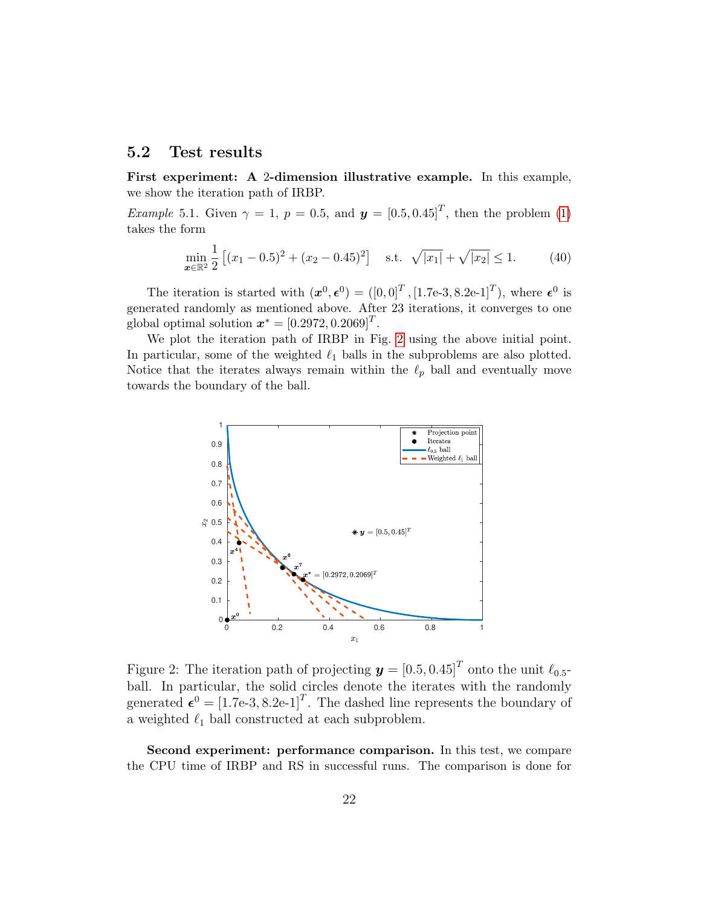## 5.2 Test results

**First experiment: A 2-dimension illustrative example.** In this example, we show the iteration path of IRBP.

*Example* 5.1. Given $\gamma = 1$, $p = 0.5$, and $\boldsymbol{y} = [0.5, 0.45]^T$, then the problem (1) takes the form

$$\min_{\boldsymbol{x} \in \mathbb{R}^2} \frac{1}{2} \left[ (x_1 - 0.5)^2 + (x_2 - 0.45)^2 \right] \quad \text{s.t.} \quad \sqrt{|x_1|} + \sqrt{|x_2|} \leq 1. \tag{40}$$

The iteration is started with $(\boldsymbol{x}^0, \boldsymbol{\epsilon}^0) = ([0, 0]^T, [1.7\text{e-}3, 8.2\text{e-}1]^T)$, where $\boldsymbol{\epsilon}^0$ is generated randomly as mentioned above. After 23 iterations, it converges to one global optimal solution $\boldsymbol{x}^* = [0.2972, 0.2069]^T$.

We plot the iteration path of IRBP in Fig. 2 using the above initial point. In particular, some of the weighted $\ell_1$ balls in the subproblems are also plotted. Notice that the iterates always remain within the $\ell_p$ ball and eventually move towards the boundary of the ball.

Figure 2: The iteration path of projecting $\boldsymbol{y} = [0.5, 0.45]^T$ onto the unit $\ell_{0.5}$-ball. In particular, the solid circles denote the iterates with the randomly generated $\boldsymbol{\epsilon}^0 = [1.7\text{e-}3, 8.2\text{e-}1]^T$. The dashed line represents the boundary of a weighted $\ell_1$ ball constructed at each subproblem.

**Second experiment: performance comparison.** In this test, we compare the CPU time of IRBP and RS in successful runs. The comparison is done for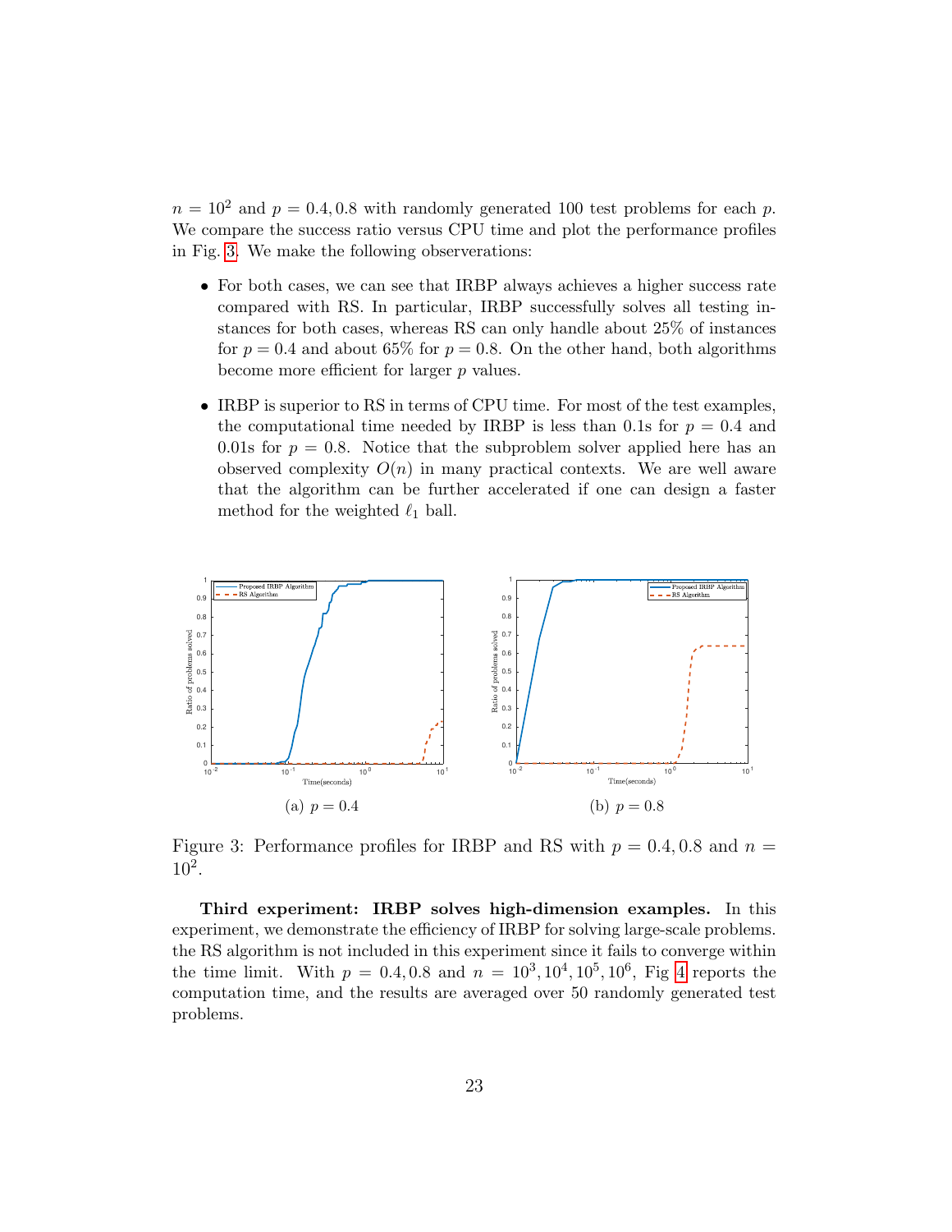$n = 10^2$ and $p = 0.4, 0.8$ with randomly generated 100 test problems for each $p$. We compare the success ratio versus CPU time and plot the performance profiles in Fig. 3. We make the following observerations:

- For both cases, we can see that IRBP always achieves a higher success rate compared with RS. In particular, IRBP successfully solves all testing instances for both cases, whereas RS can only handle about 25% of instances for $p = 0.4$ and about 65% for $p = 0.8$. On the other hand, both algorithms become more efficient for larger $p$ values.

- IRBP is superior to RS in terms of CPU time. For most of the test examples, the computational time needed by IRBP is less than 0.1s for $p = 0.4$ and 0.01s for $p = 0.8$. Notice that the subproblem solver applied here has an observed complexity $O(n)$ in many practical contexts. We are well aware that the algorithm can be further accelerated if one can design a faster method for the weighted $\ell_1$ ball.

(a) $p = 0.4$

(b) $p = 0.8$

Figure 3: Performance profiles for IRBP and RS with $p = 0.4, 0.8$ and $n = 10^2$.

**Third experiment: IRBP solves high-dimension examples.** In this experiment, we demonstrate the efficiency of IRBP for solving large-scale problems. the RS algorithm is not included in this experiment since it fails to converge within the time limit. With $p = 0.4, 0.8$ and $n = 10^3, 10^4, 10^5, 10^6$, Fig 4 reports the computation time, and the results are averaged over 50 randomly generated test problems.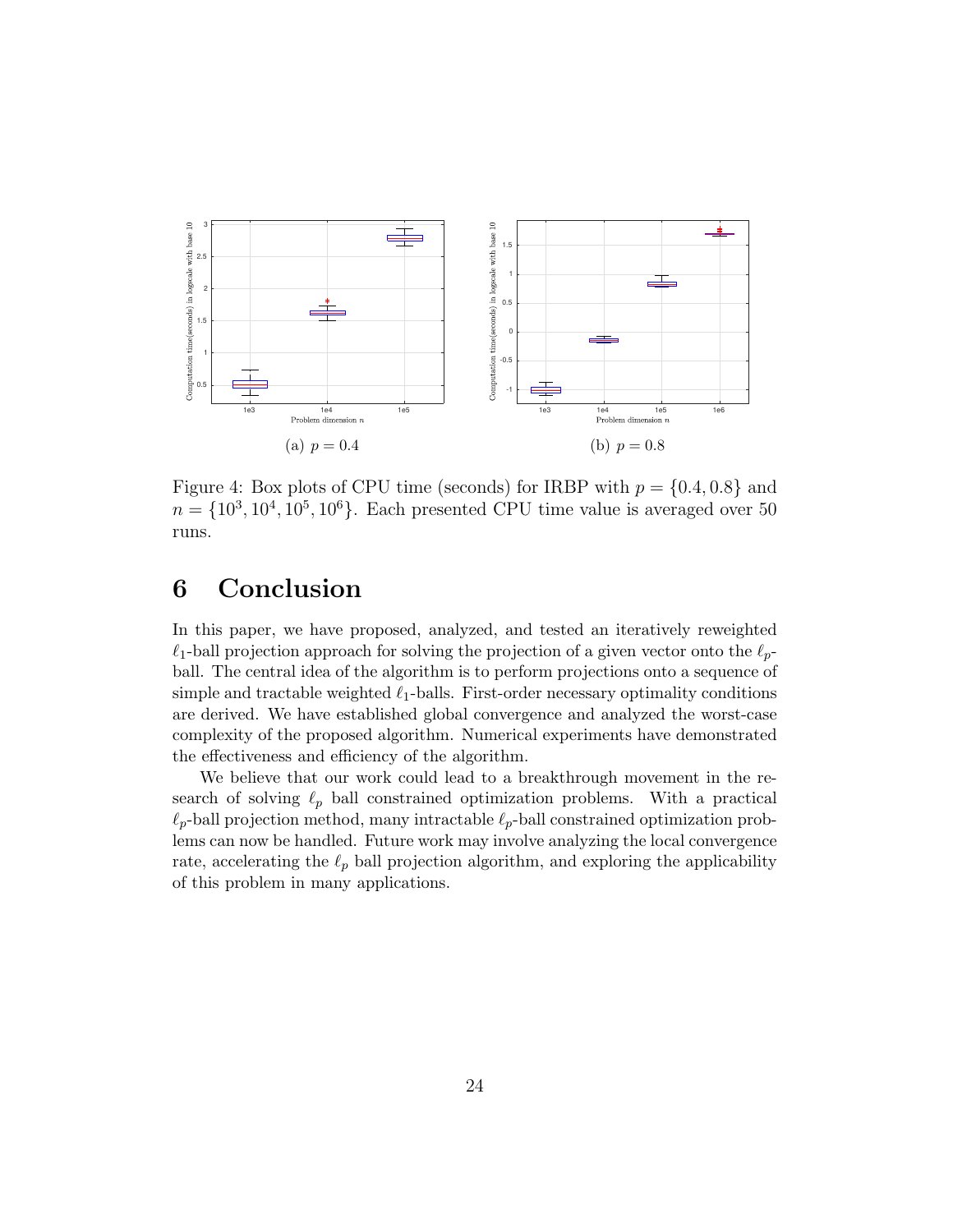(a) $p = 0.4$

(b) $p = 0.8$

Figure 4: Box plots of CPU time (seconds) for IRBP with $p = \{0.4, 0.8\}$ and $n = \{10^3, 10^4, 10^5, 10^6\}$. Each presented CPU time value is averaged over 50 runs.

# 6 Conclusion

In this paper, we have proposed, analyzed, and tested an iteratively reweighted $\ell_1$-ball projection approach for solving the projection of a given vector onto the $\ell_p$-ball. The central idea of the algorithm is to perform projections onto a sequence of simple and tractable weighted $\ell_1$-balls. First-order necessary optimality conditions are derived. We have established global convergence and analyzed the worst-case complexity of the proposed algorithm. Numerical experiments have demonstrated the effectiveness and efficiency of the algorithm.

We believe that our work could lead to a breakthrough movement in the research of solving $\ell_p$ ball constrained optimization problems. With a practical $\ell_p$-ball projection method, many intractable $\ell_p$-ball constrained optimization problems can now be handled. Future work may involve analyzing the local convergence rate, accelerating the $\ell_p$ ball projection algorithm, and exploring the applicability of this problem in many applications.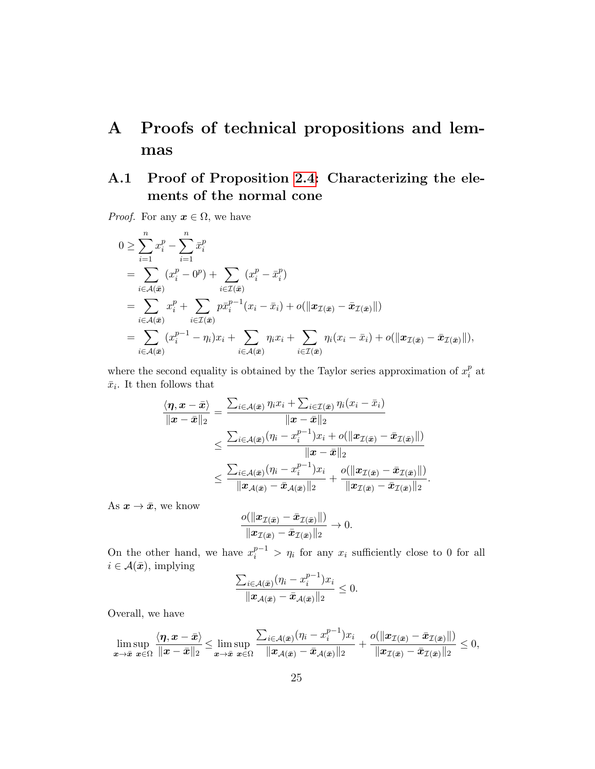# A Proofs of technical propositions and lemmas

## A.1 Proof of Proposition 2.4: Characterizing the elements of the normal cone

*Proof.* For any $\boldsymbol{x} \in \Omega$, we have

$$
\begin{aligned}
0 &\geq \sum_{i=1}^{n} x_i^p - \sum_{i=1}^{n} \bar{x}_i^p \\
&= \sum_{i \in \mathcal{A}(\bar{\boldsymbol{x}})} (x_i^p - 0^p) + \sum_{i \in \mathcal{I}(\bar{\boldsymbol{x}})} (x_i^p - \bar{x}_i^p) \\
&= \sum_{i \in \mathcal{A}(\bar{\boldsymbol{x}})} x_i^p + \sum_{i \in \mathcal{I}(\bar{\boldsymbol{x}})} p\bar{x}_i^{p-1}(x_i - \bar{x}_i) + o(\|\boldsymbol{x}_{\mathcal{I}(\bar{\boldsymbol{x}})} - \bar{\boldsymbol{x}}_{\mathcal{I}(\bar{\boldsymbol{x}})}\|) \\
&= \sum_{i \in \mathcal{A}(\bar{\boldsymbol{x}})} (x_i^{p-1} - \eta_i)x_i + \sum_{i \in \mathcal{A}(\bar{\boldsymbol{x}})} \eta_i x_i + \sum_{i \in \mathcal{I}(\bar{\boldsymbol{x}})} \eta_i(x_i - \bar{x}_i) + o(\|\boldsymbol{x}_{\mathcal{I}(\bar{\boldsymbol{x}})} - \bar{\boldsymbol{x}}_{\mathcal{I}(\bar{\boldsymbol{x}})}\|),
\end{aligned}
$$

where the second equality is obtained by the Taylor series approximation of $x_i^p$ at $\bar{x}_i$. It then follows that

$$
\begin{aligned}
\frac{\langle \boldsymbol{\eta}, \boldsymbol{x} - \bar{\boldsymbol{x}} \rangle}{\|\boldsymbol{x} - \bar{\boldsymbol{x}}\|_2} &= \frac{\sum_{i \in \mathcal{A}(\bar{\boldsymbol{x}})} \eta_i x_i + \sum_{i \in \mathcal{I}(\bar{\boldsymbol{x}})} \eta_i(x_i - \bar{x}_i)}{\|\boldsymbol{x} - \bar{\boldsymbol{x}}\|_2} \\
&\leq \frac{\sum_{i \in \mathcal{A}(\bar{\boldsymbol{x}})} (\eta_i - x_i^{p-1})x_i + o(\|\boldsymbol{x}_{\mathcal{I}(\bar{\boldsymbol{x}})} - \bar{\boldsymbol{x}}_{\mathcal{I}(\bar{\boldsymbol{x}})}\|)}{\|\boldsymbol{x} - \bar{\boldsymbol{x}}\|_2} \\
&\leq \frac{\sum_{i \in \mathcal{A}(\bar{\boldsymbol{x}})} (\eta_i - x_i^{p-1})x_i}{\|\boldsymbol{x}_{\mathcal{A}(\bar{\boldsymbol{x}})} - \bar{\boldsymbol{x}}_{\mathcal{A}(\bar{\boldsymbol{x}})}\|_2} + \frac{o(\|\boldsymbol{x}_{\mathcal{I}(\bar{\boldsymbol{x}})} - \bar{\boldsymbol{x}}_{\mathcal{I}(\bar{\boldsymbol{x}})}\|)}{\|\boldsymbol{x}_{\mathcal{I}(\bar{\boldsymbol{x}})} - \bar{\boldsymbol{x}}_{\mathcal{I}(\bar{\boldsymbol{x}})}\|_2}.
\end{aligned}
$$

As $\boldsymbol{x} \to \bar{\boldsymbol{x}}$, we know

$$
\frac{o(\|\boldsymbol{x}_{\mathcal{I}(\bar{\boldsymbol{x}})} - \bar{\boldsymbol{x}}_{\mathcal{I}(\bar{\boldsymbol{x}})}\|)}{\|\boldsymbol{x}_{\mathcal{I}(\bar{\boldsymbol{x}})} - \bar{\boldsymbol{x}}_{\mathcal{I}(\bar{\boldsymbol{x}})}\|_2} \to 0.
$$

On the other hand, we have $x_i^{p-1} > \eta_i$ for any $x_i$ sufficiently close to 0 for all $i \in \mathcal{A}(\bar{\boldsymbol{x}})$, implying

$$
\frac{\sum_{i \in \mathcal{A}(\bar{\boldsymbol{x}})} (\eta_i - x_i^{p-1})x_i}{\|\boldsymbol{x}_{\mathcal{A}(\bar{\boldsymbol{x}})} - \bar{\boldsymbol{x}}_{\mathcal{A}(\bar{\boldsymbol{x}})}\|_2} \leq 0.
$$

Overall, we have

$$
\limsup_{\boldsymbol{x} \to \bar{\boldsymbol{x}} \ \boldsymbol{x} \in \Omega} \frac{\langle \boldsymbol{\eta}, \boldsymbol{x} - \bar{\boldsymbol{x}} \rangle}{\|\boldsymbol{x} - \bar{\boldsymbol{x}}\|_2} \leq \limsup_{\boldsymbol{x} \to \bar{\boldsymbol{x}} \ \boldsymbol{x} \in \Omega} \frac{\sum_{i \in \mathcal{A}(\bar{\boldsymbol{x}})} (\eta_i - x_i^{p-1})x_i}{\|\boldsymbol{x}_{\mathcal{A}(\bar{\boldsymbol{x}})} - \bar{\boldsymbol{x}}_{\mathcal{A}(\bar{\boldsymbol{x}})}\|_2} + \frac{o(\|\boldsymbol{x}_{\mathcal{I}(\bar{\boldsymbol{x}})} - \bar{\boldsymbol{x}}_{\mathcal{I}(\bar{\boldsymbol{x}})}\|)}{\|\boldsymbol{x}_{\mathcal{I}(\bar{\boldsymbol{x}})} - \bar{\boldsymbol{x}}_{\mathcal{I}(\bar{\boldsymbol{x}})}\|_2} \leq 0,
$$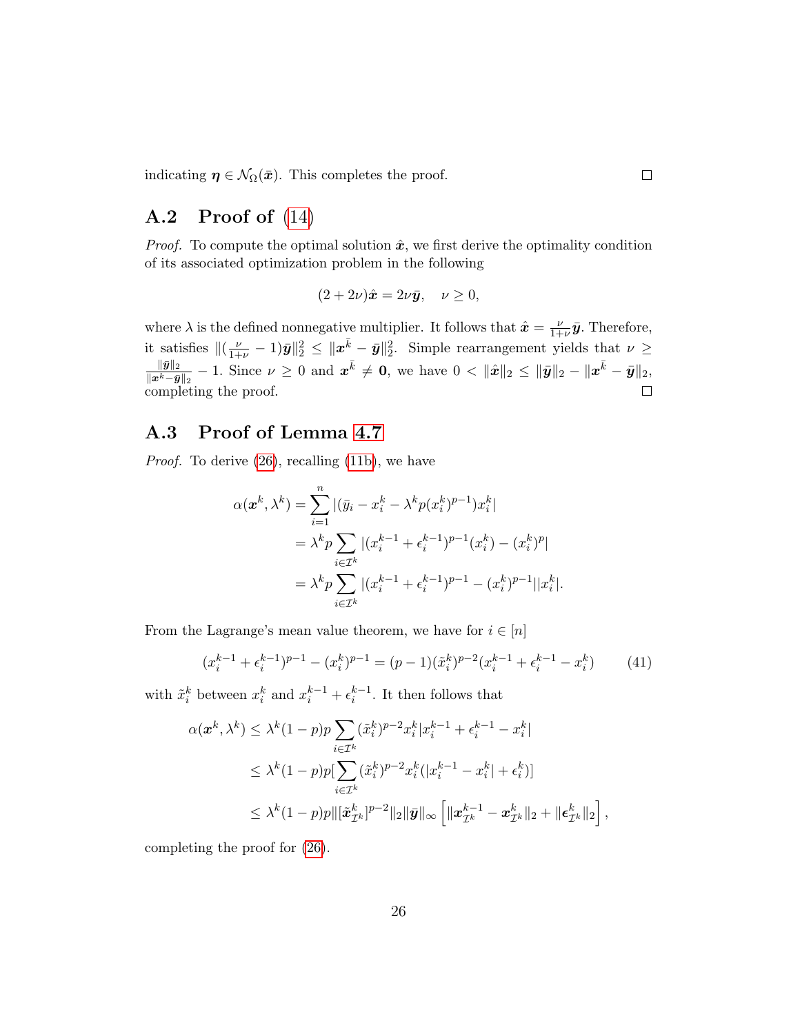indicating $\boldsymbol{\eta} \in \mathcal{N}_\Omega(\bar{\boldsymbol{x}})$. This completes the proof. ☐

## A.2 Proof of (14)

*Proof.* To compute the optimal solution $\hat{\boldsymbol{x}}$, we first derive the optimality condition of its associated optimization problem in the following

$$(2 + 2\nu)\hat{\boldsymbol{x}} = 2\nu\bar{\boldsymbol{y}}, \quad \nu \geq 0,$$

where $\lambda$ is the defined nonnegative multiplier. It follows that $\hat{\boldsymbol{x}} = \frac{\nu}{1+\nu}\bar{\boldsymbol{y}}$. Therefore, it satisfies $\|(\frac{\nu}{1+\nu} - 1)\bar{\boldsymbol{y}}\|_2^2 \leq \|\boldsymbol{x}^{\bar{k}} - \bar{\boldsymbol{y}}\|_2^2$. Simple rearrangement yields that $\nu \geq \frac{\|\bar{\boldsymbol{y}}\|_2}{\|\boldsymbol{x}^{\bar{k}} - \bar{\boldsymbol{y}}\|_2} - 1$. Since $\nu \geq 0$ and $\boldsymbol{x}^{\bar{k}} \neq \boldsymbol{0}$, we have $0 < \|\hat{\boldsymbol{x}}\|_2 \leq \|\bar{\boldsymbol{y}}\|_2 - \|\boldsymbol{x}^{\bar{k}} - \bar{\boldsymbol{y}}\|_2$, completing the proof. ☐

## A.3 Proof of Lemma 4.7

*Proof.* To derive (26), recalling (11b), we have

$$\begin{aligned}
\alpha(\boldsymbol{x}^k, \lambda^k) &= \sum_{i=1}^{n} |(\bar{y}_i - x_i^k - \lambda^k p (x_i^k)^{p-1}) x_i^k| \\
&= \lambda^k p \sum_{i \in \mathcal{I}^k} |(x_i^{k-1} + \epsilon_i^{k-1})^{p-1}(x_i^k) - (x_i^k)^p| \\
&= \lambda^k p \sum_{i \in \mathcal{I}^k} |(x_i^{k-1} + \epsilon_i^{k-1})^{p-1} - (x_i^k)^{p-1}||x_i^k|.
\end{aligned}$$

From the Lagrange's mean value theorem, we have for $i \in [n]$

$$(x_i^{k-1} + \epsilon_i^{k-1})^{p-1} - (x_i^k)^{p-1} = (p-1)(\tilde{x}_i^k)^{p-2}(x_i^{k-1} + \epsilon_i^{k-1} - x_i^k) \tag{41}$$

with $\tilde{x}_i^k$ between $x_i^k$ and $x_i^{k-1} + \epsilon_i^{k-1}$. It then follows that

$$\begin{aligned}
\alpha(\boldsymbol{x}^k, \lambda^k) &\leq \lambda^k (1-p) p \sum_{i \in \mathcal{I}^k} (\tilde{x}_i^k)^{p-2} x_i^k |x_i^{k-1} + \epsilon_i^{k-1} - x_i^k| \\
&\leq \lambda^k (1-p) p [\sum_{i \in \mathcal{I}^k} (\tilde{x}_i^k)^{p-2} x_i^k (|x_i^{k-1} - x_i^k| + \epsilon_i^k)] \\
&\leq \lambda^k (1-p) p \|[\tilde{\boldsymbol{x}}_{\mathcal{I}^k}^k]^{p-2}\|_2 \|\bar{\boldsymbol{y}}\|_\infty \left[ \|\boldsymbol{x}_{\mathcal{I}^k}^{k-1} - \boldsymbol{x}_{\mathcal{I}^k}^k\|_2 + \|\boldsymbol{\epsilon}_{\mathcal{I}^k}^k\|_2 \right],
\end{aligned}$$

completing the proof for (26).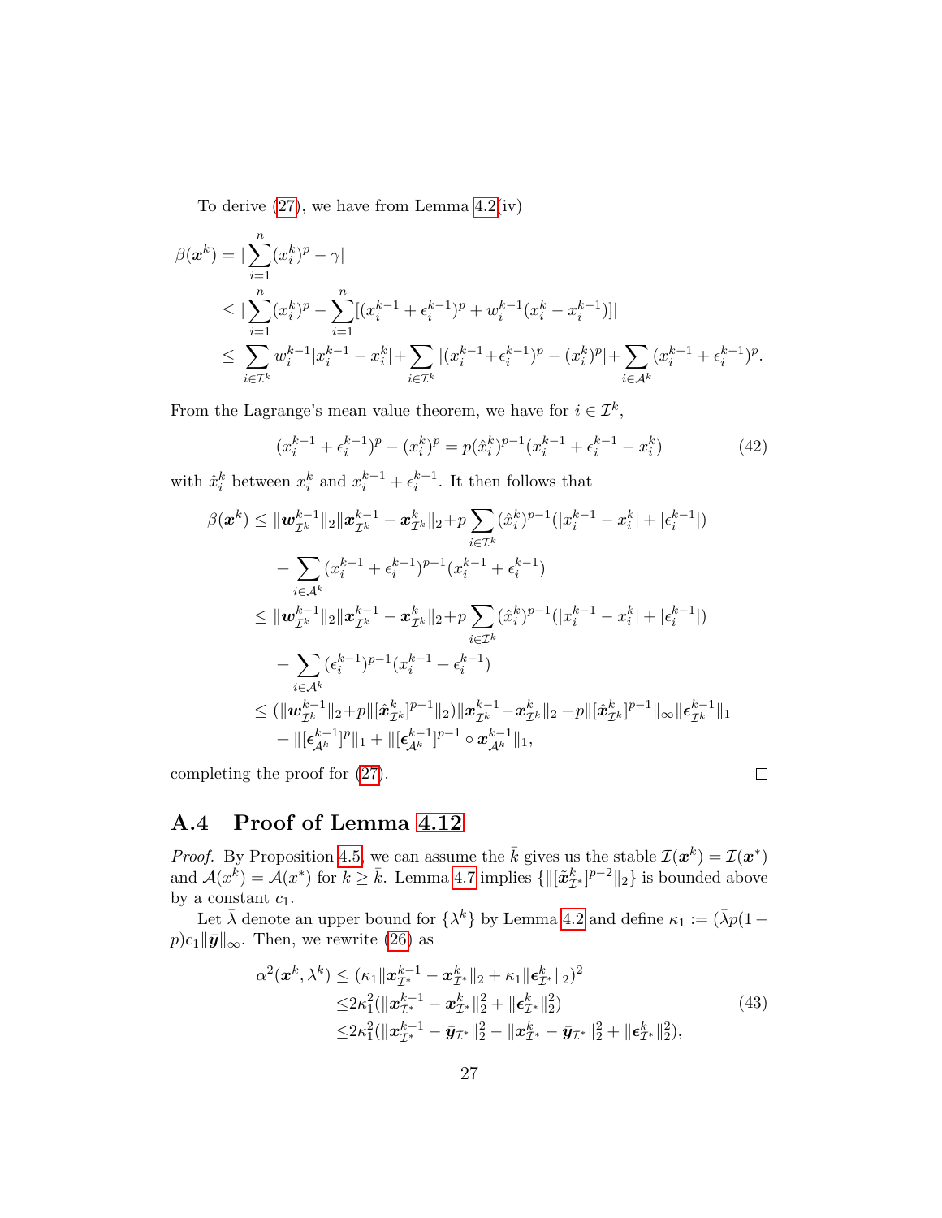To derive (27), we have from Lemma 4.2(iv)

$$
\begin{aligned}
\beta(\boldsymbol{x}^k) &= |\sum_{i=1}^n (x_i^k)^p - \gamma| \\
&\le |\sum_{i=1}^n (x_i^k)^p - \sum_{i=1}^n [(x_i^{k-1} + \epsilon_i^{k-1})^p + w_i^{k-1}(x_i^k - x_i^{k-1})]| \\
&\le \sum_{i\in\mathcal{I}^k} w_i^{k-1}|x_i^{k-1} - x_i^k| + \sum_{i\in\mathcal{I}^k} |(x_i^{k-1}+\epsilon_i^{k-1})^p - (x_i^k)^p| + \sum_{i\in\mathcal{A}^k}(x_i^{k-1} + \epsilon_i^{k-1})^p.
\end{aligned}
$$

From the Lagrange's mean value theorem, we have for $i \in \mathcal{I}^k$,

$$
(x_i^{k-1} + \epsilon_i^{k-1})^p - (x_i^k)^p = p(\hat{x}_i^k)^{p-1}(x_i^{k-1} + \epsilon_i^{k-1} - x_i^k) \tag{42}
$$

with $\hat{x}_i^k$ between $x_i^k$ and $x_i^{k-1} + \epsilon_i^{k-1}$. It then follows that

$$
\begin{aligned}
\beta(\boldsymbol{x}^k) \le\, & \|\boldsymbol{w}_{\mathcal{I}^k}^{k-1}\|_2 \|\boldsymbol{x}_{\mathcal{I}^k}^{k-1} - \boldsymbol{x}_{\mathcal{I}^k}^k\|_2 + p\sum_{i\in\mathcal{I}^k}(\hat{x}_i^k)^{p-1}(|x_i^{k-1} - x_i^k| + |\epsilon_i^{k-1}|) \\
& + \sum_{i\in\mathcal{A}^k}(x_i^{k-1} + \epsilon_i^{k-1})^{p-1}(x_i^{k-1} + \epsilon_i^{k-1}) \\
\le\, & \|\boldsymbol{w}_{\mathcal{I}^k}^{k-1}\|_2 \|\boldsymbol{x}_{\mathcal{I}^k}^{k-1} - \boldsymbol{x}_{\mathcal{I}^k}^k\|_2 + p\sum_{i\in\mathcal{I}^k}(\hat{x}_i^k)^{p-1}(|x_i^{k-1} - x_i^k| + |\epsilon_i^{k-1}|) \\
& + \sum_{i\in\mathcal{A}^k}(\epsilon_i^{k-1})^{p-1}(x_i^{k-1} + \epsilon_i^{k-1}) \\
\le\, & (\|\boldsymbol{w}_{\mathcal{I}^k}^{k-1}\|_2 + p\|[\hat{\boldsymbol{x}}_{\mathcal{I}^k}^k]^{p-1}\|_2)\|\boldsymbol{x}_{\mathcal{I}^k}^{k-1} - \boldsymbol{x}_{\mathcal{I}^k}^k\|_2 + p\|[\hat{\boldsymbol{x}}_{\mathcal{I}^k}^k]^{p-1}\|_\infty \|\boldsymbol{\epsilon}_{\mathcal{I}^k}^{k-1}\|_1 \\
& + \|[\boldsymbol{\epsilon}_{\mathcal{A}^k}^{k-1}]^p\|_1 + \|[\boldsymbol{\epsilon}_{\mathcal{A}^k}^{k-1}]^{p-1} \circ \boldsymbol{x}_{\mathcal{A}^k}^{k-1}\|_1,
\end{aligned}
$$

completing the proof for (27). □

## A.4 Proof of Lemma 4.12

*Proof.* By Proposition 4.5, we can assume the $\bar{k}$ gives us the stable $\mathcal{I}(\boldsymbol{x}^k) = \mathcal{I}(\boldsymbol{x}^*)$ and $\mathcal{A}(x^k) = \mathcal{A}(x^*)$ for $k \ge \bar{k}$. Lemma 4.7 implies $\{\|[\tilde{\boldsymbol{x}}_{\mathcal{I}^*}^k]^{p-2}\|_2\}$ is bounded above by a constant $c_1$.

Let $\bar{\lambda}$ denote an upper bound for $\{\lambda^k\}$ by Lemma 4.2 and define $\kappa_1 := (\bar{\lambda}p(1-p)c_1\|\bar{\boldsymbol{y}}\|_\infty$. Then, we rewrite (26) as

$$
\begin{aligned}
\alpha^2(\boldsymbol{x}^k, \lambda^k) &\le (\kappa_1\|\boldsymbol{x}_{\mathcal{I}^*}^{k-1} - \boldsymbol{x}_{\mathcal{I}^*}^k\|_2 + \kappa_1\|\boldsymbol{\epsilon}_{\mathcal{I}^*}^k\|_2)^2 \\
&\le 2\kappa_1^2(\|\boldsymbol{x}_{\mathcal{I}^*}^{k-1} - \boldsymbol{x}_{\mathcal{I}^*}^k\|_2^2 + \|\boldsymbol{\epsilon}_{\mathcal{I}^*}^k\|_2^2) \\
&\le 2\kappa_1^2(\|\boldsymbol{x}_{\mathcal{I}^*}^{k-1} - \bar{\boldsymbol{y}}_{\mathcal{I}^*}\|_2^2 - \|\boldsymbol{x}_{\mathcal{I}^*}^k - \bar{\boldsymbol{y}}_{\mathcal{I}^*}\|_2^2 + \|\boldsymbol{\epsilon}_{\mathcal{I}^*}^k\|_2^2),
\end{aligned} \tag{43}
$$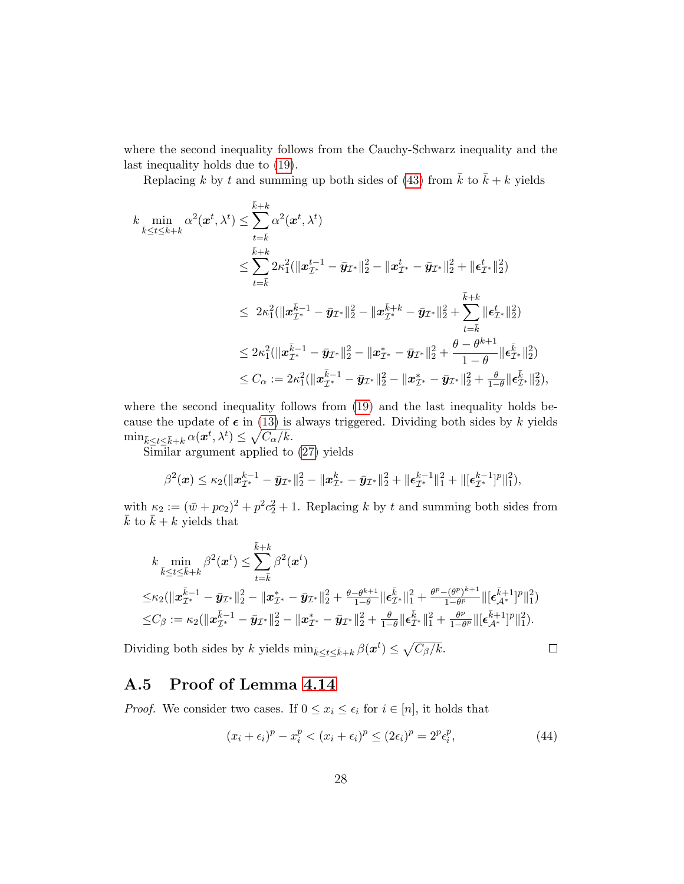where the second inequality follows from the Cauchy-Schwarz inequality and the last inequality holds due to (19).

Replacing $k$ by $t$ and summing up both sides of (43) from $\bar{k}$ to $\bar{k}+k$ yields

$$
\begin{aligned}
k \min_{\bar{k}\le t\le \bar{k}+k} \alpha^2(\boldsymbol{x}^t, \lambda^t) &\le \sum_{t=\bar{k}}^{\bar{k}+k} \alpha^2(\boldsymbol{x}^t, \lambda^t) \\
&\le \sum_{t=\bar{k}}^{\bar{k}+k} 2\kappa_1^2(\|\boldsymbol{x}_{\mathcal{I}^*}^{t-1} - \bar{\boldsymbol{y}}_{\mathcal{I}^*}\|_2^2 - \|\boldsymbol{x}_{\mathcal{I}^*}^{t} - \bar{\boldsymbol{y}}_{\mathcal{I}^*}\|_2^2 + \|\boldsymbol{\epsilon}_{\mathcal{I}^*}^{t}\|_2^2) \\
&\le \; 2\kappa_1^2(\|\boldsymbol{x}_{\mathcal{I}^*}^{\bar{k}-1} - \bar{\boldsymbol{y}}_{\mathcal{I}^*}\|_2^2 - \|\boldsymbol{x}_{\mathcal{I}^*}^{\bar{k}+k} - \bar{\boldsymbol{y}}_{\mathcal{I}^*}\|_2^2 + \sum_{t=\bar{k}}^{\bar{k}+k} \|\boldsymbol{\epsilon}_{\mathcal{I}^*}^{t}\|_2^2) \\
&\le 2\kappa_1^2(\|\boldsymbol{x}_{\mathcal{I}^*}^{\bar{k}-1} - \bar{\boldsymbol{y}}_{\mathcal{I}^*}\|_2^2 - \|\boldsymbol{x}_{\mathcal{I}^*}^{*} - \bar{\boldsymbol{y}}_{\mathcal{I}^*}\|_2^2 + \frac{\theta - \theta^{k+1}}{1-\theta}\|\boldsymbol{\epsilon}_{\mathcal{I}^*}^{\bar{k}}\|_2^2) \\
&\le C_\alpha := 2\kappa_1^2(\|\boldsymbol{x}_{\mathcal{I}^*}^{\bar{k}-1} - \bar{\boldsymbol{y}}_{\mathcal{I}^*}\|_2^2 - \|\boldsymbol{x}_{\mathcal{I}^*}^{*} - \bar{\boldsymbol{y}}_{\mathcal{I}^*}\|_2^2 + \tfrac{\theta}{1-\theta}\|\boldsymbol{\epsilon}_{\mathcal{I}^*}^{\bar{k}}\|_2^2),
\end{aligned}
$$

where the second inequality follows from (19) and the last inequality holds because the update of $\boldsymbol{\epsilon}$ in (13) is always triggered. Dividing both sides by $k$ yields $\min_{\bar{k}\le t\le \bar{k}+k} \alpha(\boldsymbol{x}^t, \lambda^t) \le \sqrt{C_\alpha/k}$.

Similar argument applied to (27) yields

$$
\beta^2(\boldsymbol{x}) \le \kappa_2(\|\boldsymbol{x}_{\mathcal{I}^*}^{k-1} - \bar{\boldsymbol{y}}_{\mathcal{I}^*}\|_2^2 - \|\boldsymbol{x}_{\mathcal{I}^*}^{k} - \bar{\boldsymbol{y}}_{\mathcal{I}^*}\|_2^2 + \|\boldsymbol{\epsilon}_{\mathcal{I}^*}^{k-1}\|_1^2 + \|[\boldsymbol{\epsilon}_{\mathcal{I}^*}^{k-1}]^p\|_1^2),
$$

with $\kappa_2 := (\bar{w} + pc_2)^2 + p^2c_2^2 + 1$. Replacing $k$ by $t$ and summing both sides from $\bar{k}$ to $\bar{k}+k$ yields that

$$
\begin{aligned}
&k \min_{\bar{k}\le t\le \bar{k}+k} \beta^2(\boldsymbol{x}^t) \le \sum_{t=\bar{k}}^{\bar{k}+k} \beta^2(\boldsymbol{x}^t) \\
\le&\kappa_2(\|\boldsymbol{x}_{\mathcal{I}^*}^{\bar{k}-1} - \bar{\boldsymbol{y}}_{\mathcal{I}^*}\|_2^2 - \|\boldsymbol{x}_{\mathcal{I}^*}^{*} - \bar{\boldsymbol{y}}_{\mathcal{I}^*}\|_2^2 + \tfrac{\theta-\theta^{k+1}}{1-\theta}\|\boldsymbol{\epsilon}_{\mathcal{I}^*}^{\bar{k}}\|_1^2 + \tfrac{\theta^p-(\theta^p)^{k+1}}{1-\theta^p}\|[\boldsymbol{\epsilon}_{\mathcal{A}^*}^{\bar{k}+1}]^p\|_1^2) \\
\le&C_\beta := \kappa_2(\|\boldsymbol{x}_{\mathcal{I}^*}^{\bar{k}-1} - \bar{\boldsymbol{y}}_{\mathcal{I}^*}\|_2^2 - \|\boldsymbol{x}_{\mathcal{I}^*}^{*} - \bar{\boldsymbol{y}}_{\mathcal{I}^*}\|_2^2 + \tfrac{\theta}{1-\theta}\|\boldsymbol{\epsilon}_{\mathcal{I}^*}^{\bar{k}}\|_1^2 + \tfrac{\theta^p}{1-\theta^p}\|[\boldsymbol{\epsilon}_{\mathcal{A}^*}^{\bar{k}+1}]^p\|_1^2).
\end{aligned}
$$

Dividing both sides by $k$ yields $\min_{\bar{k}\le t\le \bar{k}+k} \beta(\boldsymbol{x}^t) \le \sqrt{C_\beta/k}$. □

## A.5 Proof of Lemma 4.14

*Proof.* We consider two cases. If $0 \le x_i \le \epsilon_i$ for $i \in [n]$, it holds that

$$
(x_i + \epsilon_i)^p - x_i^p < (x_i + \epsilon_i)^p \le (2\epsilon_i)^p = 2^p\epsilon_i^p, \tag{44}
$$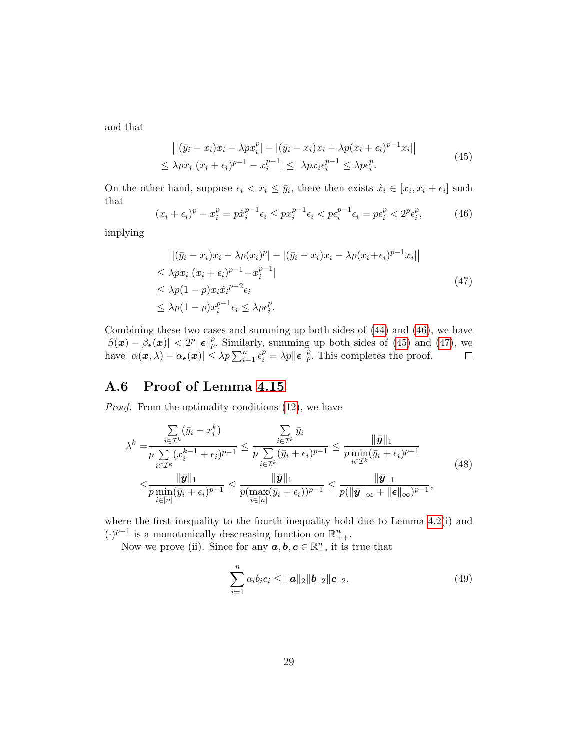and that

$$
\begin{aligned}
&\big||(\bar{y}_i - x_i)x_i - \lambda p x_i^p| - |(\bar{y}_i - x_i)x_i - \lambda p(x_i + \epsilon_i)^{p-1}x_i|\big| \\
&\leq \lambda p x_i |(x_i + \epsilon_i)^{p-1} - x_i^{p-1}| \leq \ \lambda p x_i \epsilon_i^{p-1} \leq \lambda p \epsilon_i^p.
\end{aligned}
\tag{45}
$$

On the other hand, suppose $\epsilon_i < x_i \leq \bar{y}_i$, there then exists $\hat{x}_i \in [x_i, x_i + \epsilon_i]$ such that

$$
(x_i + \epsilon_i)^p - x_i^p = p\hat{x}_i^{p-1}\epsilon_i \leq p x_i^{p-1}\epsilon_i < p\epsilon_i^{p-1}\epsilon_i = p\epsilon_i^p < 2^p \epsilon_i^p, \tag{46}
$$

implying

$$
\begin{aligned}
&\big||(\bar{y}_i - x_i)x_i - \lambda p(x_i)^p| - |(\bar{y}_i - x_i)x_i - \lambda p(x_i + \epsilon_i)^{p-1}x_i|\big| \\
&\leq \lambda p x_i |(x_i + \epsilon_i)^{p-1} - x_i^{p-1}| \\
&\leq \lambda p(1-p) x_i \hat{x}_i^{p-2}\epsilon_i \\
&\leq \lambda p(1-p) x_i^{p-1}\epsilon_i \leq \lambda p \epsilon_i^p.
\end{aligned}
\tag{47}
$$

Combining these two cases and summing up both sides of (44) and (46), we have $|\beta(\boldsymbol{x}) - \beta_{\boldsymbol{\epsilon}}(\boldsymbol{x})| < 2^p\|\boldsymbol{\epsilon}\|_p^p$. Similarly, summing up both sides of (45) and (47), we have $|\alpha(\boldsymbol{x}, \lambda) - \alpha_{\boldsymbol{\epsilon}}(\boldsymbol{x})| \leq \lambda p \sum_{i=1}^n \epsilon_i^p = \lambda p \|\boldsymbol{\epsilon}\|_p^p$. This completes the proof. $\square$

## A.6 Proof of Lemma 4.15

*Proof.* From the optimality conditions (12), we have

$$
\begin{aligned}
\lambda^k =& \frac{\sum\limits_{i \in \mathcal{I}^k} (\bar{y}_i - x_i^k)}{p \sum\limits_{i \in \mathcal{I}^k} (x_i^{k-1} + \epsilon_i)^{p-1}} \leq \frac{\sum\limits_{i \in \mathcal{I}^k} \bar{y}_i}{p \sum\limits_{i \in \mathcal{I}^k} (\bar{y}_i + \epsilon_i)^{p-1}} \leq \frac{\|\bar{\boldsymbol{y}}\|_1}{p \min\limits_{i \in \mathcal{I}^k} (\bar{y}_i + \epsilon_i)^{p-1}} \\
\leq& \frac{\|\bar{\boldsymbol{y}}\|_1}{p \min\limits_{i \in [n]} (\bar{y}_i + \epsilon_i)^{p-1}} \leq \frac{\|\bar{\boldsymbol{y}}\|_1}{p (\max\limits_{i \in [n]} (\bar{y}_i + \epsilon_i))^{p-1}} \leq \frac{\|\bar{\boldsymbol{y}}\|_1}{p (\|\bar{\boldsymbol{y}}\|_\infty + \|\boldsymbol{\epsilon}\|_\infty)^{p-1}},
\end{aligned}
\tag{48}
$$

where the first inequality to the fourth inequality hold due to Lemma 4.2(i) and $(\cdot)^{p-1}$ is a monotonically descreasing function on $\mathbb{R}^n_{++}$.

Now we prove (ii). Since for any $\boldsymbol{a}, \boldsymbol{b}, \boldsymbol{c} \in \mathbb{R}^n_+$, it is true that

$$
\sum_{i=1}^n a_i b_i c_i \leq \|\boldsymbol{a}\|_2 \|\boldsymbol{b}\|_2 \|\boldsymbol{c}\|_2. \tag{49}
$$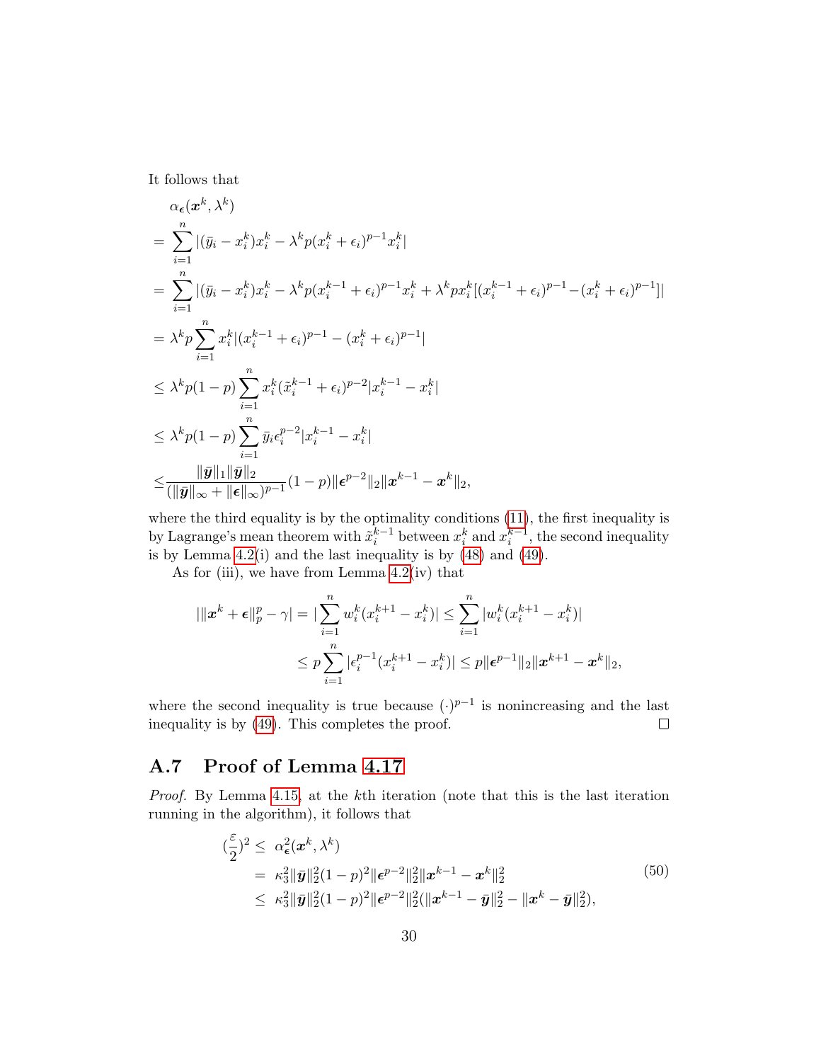It follows that

$$
\begin{aligned}
&\alpha_{\boldsymbol{\epsilon}}(\boldsymbol{x}^k, \lambda^k) \\
=& \sum_{i=1}^{n} |(\bar{y}_i - x_i^k)x_i^k - \lambda^k p(x_i^k + \epsilon_i)^{p-1} x_i^k| \\
=& \sum_{i=1}^{n} |(\bar{y}_i - x_i^k)x_i^k - \lambda^k p(x_i^{k-1} + \epsilon_i)^{p-1} x_i^k + \lambda^k p x_i^k [(x_i^{k-1} + \epsilon_i)^{p-1} - (x_i^k + \epsilon_i)^{p-1}]| \\
=& \lambda^k p \sum_{i=1}^{n} x_i^k |(x_i^{k-1} + \epsilon_i)^{p-1} - (x_i^k + \epsilon_i)^{p-1}| \\
\leq& \lambda^k p(1-p) \sum_{i=1}^{n} x_i^k (\tilde{x}_i^{k-1} + \epsilon_i)^{p-2} |x_i^{k-1} - x_i^k| \\
\leq& \lambda^k p(1-p) \sum_{i=1}^{n} \bar{y}_i \epsilon_i^{p-2} |x_i^{k-1} - x_i^k| \\
\leq& \frac{\|\bar{\boldsymbol{y}}\|_1 \|\bar{\boldsymbol{y}}\|_2}{(\|\bar{\boldsymbol{y}}\|_\infty + \|\boldsymbol{\epsilon}\|_\infty)^{p-1}} (1-p) \|\boldsymbol{\epsilon}^{p-2}\|_2 \|\boldsymbol{x}^{k-1} - \boldsymbol{x}^k\|_2,
\end{aligned}
$$

where the third equality is by the optimality conditions (11), the first inequality is by Lagrange's mean theorem with $\tilde{x}_i^{k-1}$ between $x_i^k$ and $x_i^{k-1}$, the second inequality is by Lemma 4.2(i) and the last inequality is by (48) and (49).

As for (iii), we have from Lemma 4.2(iv) that

$$
\begin{aligned}
|\|\boldsymbol{x}^k + \boldsymbol{\epsilon}\|_p^p - \gamma| &= |\sum_{i=1}^{n} w_i^k (x_i^{k+1} - x_i^k)| \leq \sum_{i=1}^{n} |w_i^k (x_i^{k+1} - x_i^k)| \\
&\leq p \sum_{i=1}^{n} |\epsilon_i^{p-1} (x_i^{k+1} - x_i^k)| \leq p \|\boldsymbol{\epsilon}^{p-1}\|_2 \|\boldsymbol{x}^{k+1} - \boldsymbol{x}^k\|_2,
\end{aligned}
$$

where the second inequality is true because $(\cdot)^{p-1}$ is nonincreasing and the last inequality is by (49). This completes the proof. $\square$

## A.7 Proof of Lemma 4.17

*Proof.* By Lemma 4.15, at the $k$th iteration (note that this is the last iteration running in the algorithm), it follows that

$$
\begin{aligned}
(\frac{\varepsilon}{2})^2 \leq& \ \alpha_{\boldsymbol{\epsilon}}^2(\boldsymbol{x}^k, \lambda^k) \\
=& \ \kappa_3^2 \|\bar{\boldsymbol{y}}\|_2^2 (1-p)^2 \|\boldsymbol{\epsilon}^{p-2}\|_2^2 \|\boldsymbol{x}^{k-1} - \boldsymbol{x}^k\|_2^2 \\
\leq& \ \kappa_3^2 \|\bar{\boldsymbol{y}}\|_2^2 (1-p)^2 \|\boldsymbol{\epsilon}^{p-2}\|_2^2 (\|\boldsymbol{x}^{k-1} - \bar{\boldsymbol{y}}\|_2^2 - \|\boldsymbol{x}^k - \bar{\boldsymbol{y}}\|_2^2),
\end{aligned}
\tag{50}
$$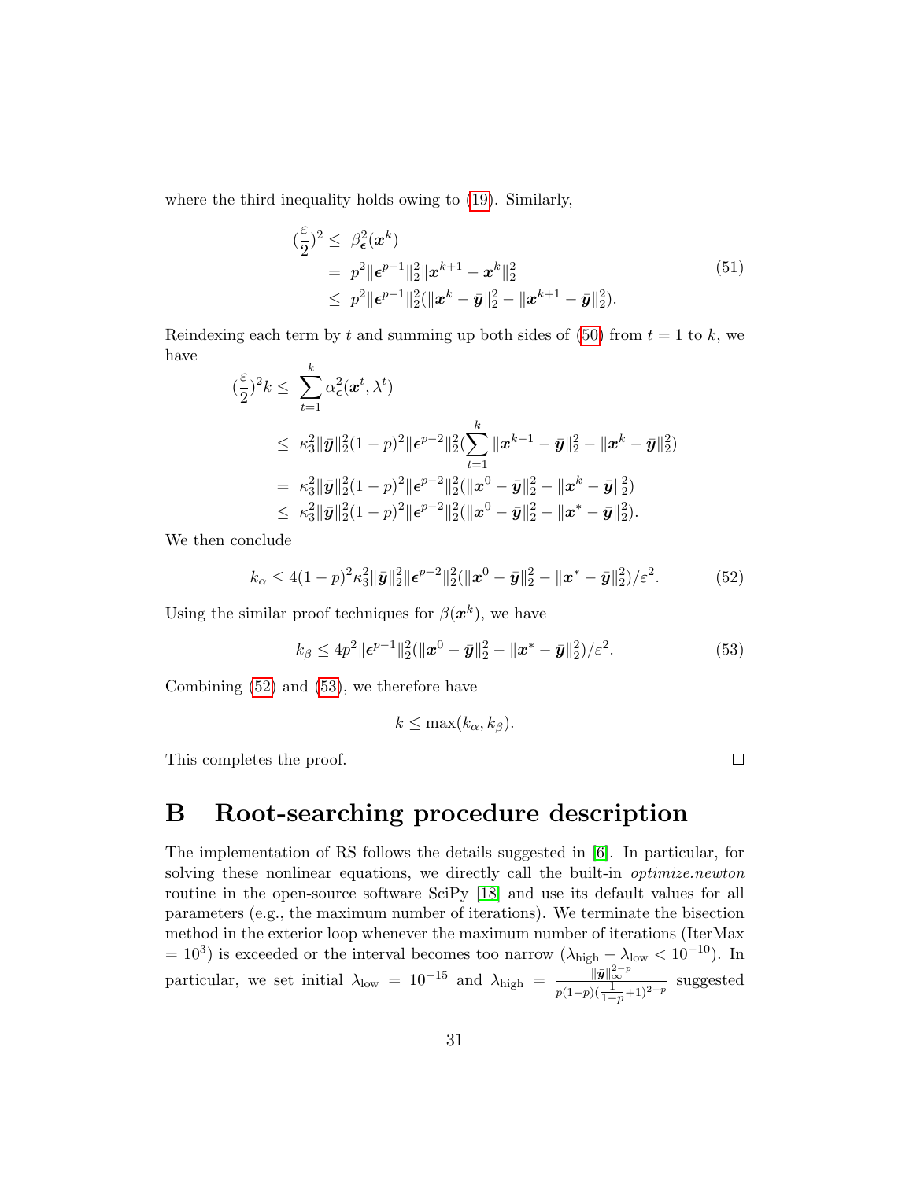where the third inequality holds owing to (19). Similarly,

$$
\begin{aligned}
(\frac{\varepsilon}{2})^2 \leq\ & \beta_{\boldsymbol{\epsilon}}^2(\boldsymbol{x}^k) \\
=\ & p^2\|\boldsymbol{\epsilon}^{p-1}\|_2^2\|\boldsymbol{x}^{k+1}-\boldsymbol{x}^k\|_2^2 \\
\leq\ & p^2\|\boldsymbol{\epsilon}^{p-1}\|_2^2(\|\boldsymbol{x}^k-\bar{\boldsymbol{y}}\|_2^2-\|\boldsymbol{x}^{k+1}-\bar{\boldsymbol{y}}\|_2^2).
\end{aligned} \tag{51}
$$

Reindexing each term by $t$ and summing up both sides of (50) from $t=1$ to $k$, we have

$$
\begin{aligned}
(\frac{\varepsilon}{2})^2 k \leq\ & \sum_{t=1}^{k}\alpha_{\boldsymbol{\epsilon}}^2(\boldsymbol{x}^t,\lambda^t) \\
\leq\ & \kappa_3^2\|\bar{\boldsymbol{y}}\|_2^2(1-p)^2\|\boldsymbol{\epsilon}^{p-2}\|_2^2(\sum_{t=1}^{k}\|\boldsymbol{x}^{k-1}-\bar{\boldsymbol{y}}\|_2^2-\|\boldsymbol{x}^k-\bar{\boldsymbol{y}}\|_2^2) \\
=\ & \kappa_3^2\|\bar{\boldsymbol{y}}\|_2^2(1-p)^2\|\boldsymbol{\epsilon}^{p-2}\|_2^2(\|\boldsymbol{x}^0-\bar{\boldsymbol{y}}\|_2^2-\|\boldsymbol{x}^k-\bar{\boldsymbol{y}}\|_2^2) \\
\leq\ & \kappa_3^2\|\bar{\boldsymbol{y}}\|_2^2(1-p)^2\|\boldsymbol{\epsilon}^{p-2}\|_2^2(\|\boldsymbol{x}^0-\bar{\boldsymbol{y}}\|_2^2-\|\boldsymbol{x}^*-\bar{\boldsymbol{y}}\|_2^2).
\end{aligned}
$$

We then conclude

$$
k_\alpha \leq 4(1-p)^2\kappa_3^2\|\bar{\boldsymbol{y}}\|_2^2\|\boldsymbol{\epsilon}^{p-2}\|_2^2(\|\boldsymbol{x}^0-\bar{\boldsymbol{y}}\|_2^2-\|\boldsymbol{x}^*-\bar{\boldsymbol{y}}\|_2^2)/\varepsilon^2. \tag{52}
$$

Using the similar proof techniques for $\beta(\boldsymbol{x}^k)$, we have

$$
k_\beta \leq 4p^2\|\boldsymbol{\epsilon}^{p-1}\|_2^2(\|\boldsymbol{x}^0-\bar{\boldsymbol{y}}\|_2^2-\|\boldsymbol{x}^*-\bar{\boldsymbol{y}}\|_2^2)/\varepsilon^2. \tag{53}
$$

Combining (52) and (53), we therefore have

$$
k \leq \max(k_\alpha, k_\beta).
$$

This completes the proof. □

# B Root-searching procedure description

The implementation of RS follows the details suggested in [6]. In particular, for solving these nonlinear equations, we directly call the built-in *optimize.newton* routine in the open-source software SciPy [18] and use its default values for all parameters (e.g., the maximum number of iterations). We terminate the bisection method in the exterior loop whenever the maximum number of iterations (IterMax $= 10^3$) is exceeded or the interval becomes too narrow ($\lambda_{\text{high}} - \lambda_{\text{low}} < 10^{-10}$). In particular, we set initial $\lambda_{\text{low}} = 10^{-15}$ and $\lambda_{\text{high}} = \frac{\|\bar{\boldsymbol{y}}\|_\infty^{2-p}}{p(1-p)(\frac{1}{1-p}+1)^{2-p}}$ suggested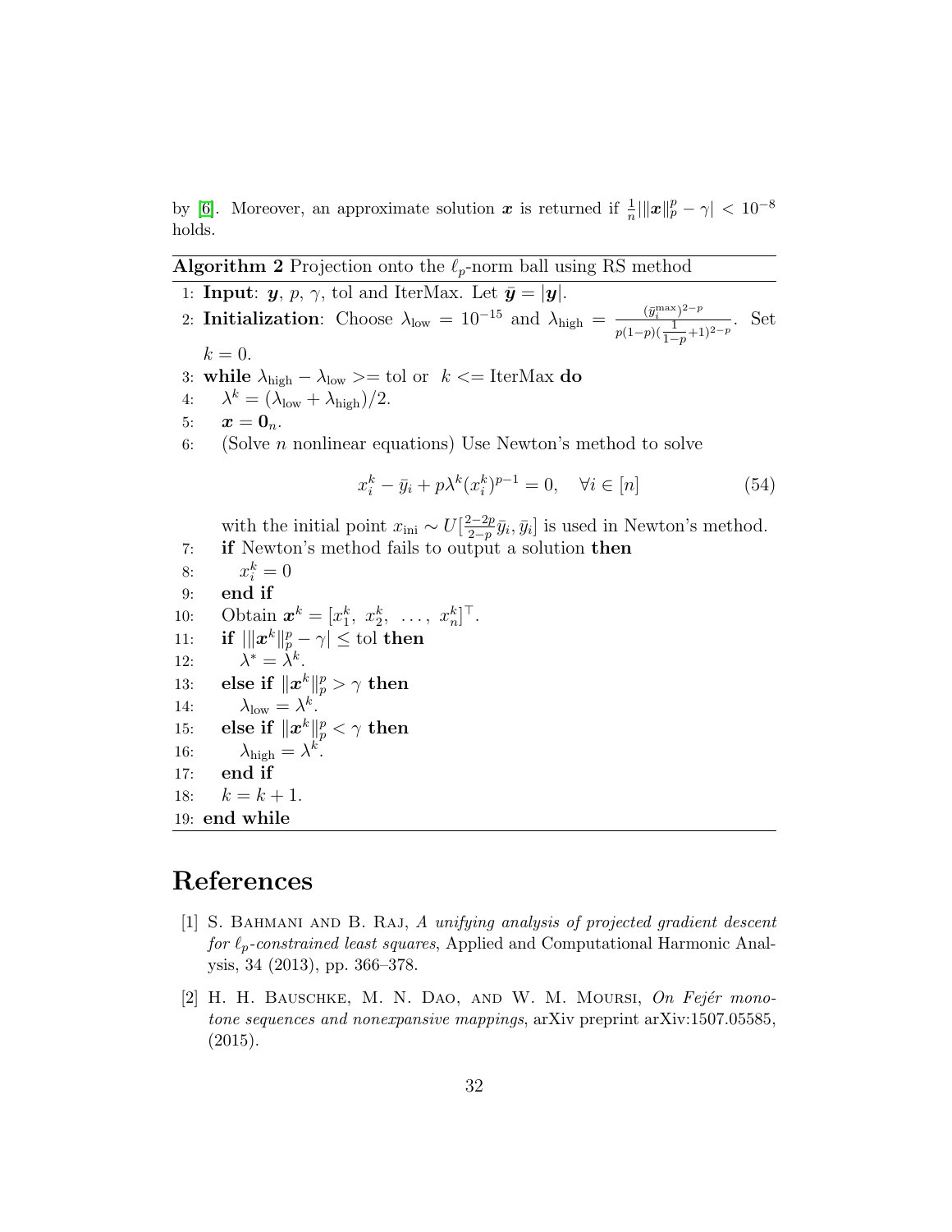by [6]. Moreover, an approximate solution $\boldsymbol{x}$ is returned if $\frac{1}{n}|\|\boldsymbol{x}\|_p^p - \gamma| < 10^{-8}$ holds.

---

**Algorithm 2** Projection onto the $\ell_p$-norm ball using RS method

---

1: **Input**: $\boldsymbol{y}$, $p$, $\gamma$, tol and IterMax. Let $\bar{\boldsymbol{y}} = |\boldsymbol{y}|$.

2: **Initialization**: Choose $\lambda_{\text{low}} = 10^{-15}$ and $\lambda_{\text{high}} = \frac{(\bar{y}_i^{\max})^{2-p}}{p(1-p)(\frac{1}{1-p}+1)^{2-p}}$. Set $k = 0$.

3: **while** $\lambda_{\text{high}} - \lambda_{\text{low}} >=$ tol or $k <=$ IterMax **do**

4: $\quad \lambda^k = (\lambda_{\text{low}} + \lambda_{\text{high}})/2$.

5: $\quad \boldsymbol{x} = \boldsymbol{0}_n$.

6: $\quad$ (Solve $n$ nonlinear equations) Use Newton's method to solve

$$x_i^k - \bar{y}_i + p\lambda^k (x_i^k)^{p-1} = 0, \quad \forall i \in [n] \tag{54}$$

$\quad$ with the initial point $x_{\text{ini}} \sim U[\frac{2-2p}{2-p}\bar{y}_i, \bar{y}_i]$ is used in Newton's method.

7: $\quad$ **if** Newton's method fails to output a solution **then**

8: $\quad\quad x_i^k = 0$

9: $\quad$ **end if**

10: $\quad$ Obtain $\boldsymbol{x}^k = [x_1^k,\ x_2^k,\ \ldots,\ x_n^k]^\top$.

11: $\quad$ **if** $|\|\boldsymbol{x}^k\|_p^p - \gamma| \leq$ tol **then**

12: $\quad\quad \lambda^* = \lambda^k$.

13: $\quad$ **else if** $\|\boldsymbol{x}^k\|_p^p > \gamma$ **then**

14: $\quad\quad \lambda_{\text{low}} = \lambda^k$.

15: $\quad$ **else if** $\|\boldsymbol{x}^k\|_p^p < \gamma$ **then**

16: $\quad\quad \lambda_{\text{high}} = \lambda^k$.

17: $\quad$ **end if**

18: $\quad k = k + 1$.

19: **end while**

---

# References

[1] S. Bahmani and B. Raj, *A unifying analysis of projected gradient descent for $\ell_p$-constrained least squares*, Applied and Computational Harmonic Analysis, 34 (2013), pp. 366–378.

[2] H. H. Bauschke, M. N. Dao, and W. M. Moursi, *On Fejér monotone sequences and nonexpansive mappings*, arXiv preprint arXiv:1507.05585, (2015).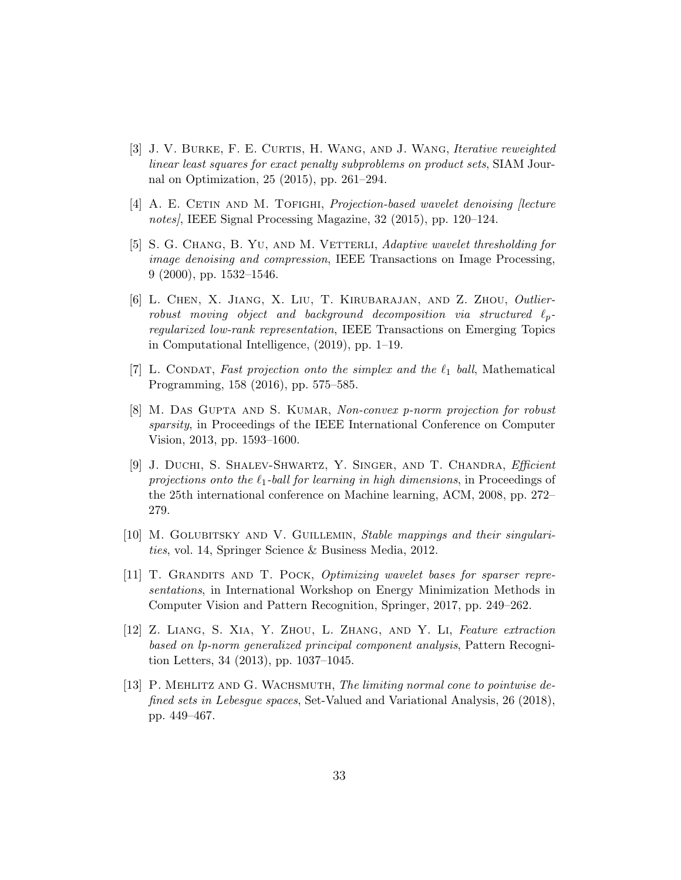[3] J. V. Burke, F. E. Curtis, H. Wang, and J. Wang, *Iterative reweighted linear least squares for exact penalty subproblems on product sets*, SIAM Journal on Optimization, 25 (2015), pp. 261–294.

[4] A. E. Cetin and M. Tofighi, *Projection-based wavelet denoising [lecture notes]*, IEEE Signal Processing Magazine, 32 (2015), pp. 120–124.

[5] S. G. Chang, B. Yu, and M. Vetterli, *Adaptive wavelet thresholding for image denoising and compression*, IEEE Transactions on Image Processing, 9 (2000), pp. 1532–1546.

[6] L. Chen, X. Jiang, X. Liu, T. Kirubarajan, and Z. Zhou, *Outlier-robust moving object and background decomposition via structured $\ell_p$-regularized low-rank representation*, IEEE Transactions on Emerging Topics in Computational Intelligence, (2019), pp. 1–19.

[7] L. Condat, *Fast projection onto the simplex and the $\ell_1$ ball*, Mathematical Programming, 158 (2016), pp. 575–585.

[8] M. Das Gupta and S. Kumar, *Non-convex p-norm projection for robust sparsity*, in Proceedings of the IEEE International Conference on Computer Vision, 2013, pp. 1593–1600.

[9] J. Duchi, S. Shalev-Shwartz, Y. Singer, and T. Chandra, *Efficient projections onto the $\ell_1$-ball for learning in high dimensions*, in Proceedings of the 25th international conference on Machine learning, ACM, 2008, pp. 272–279.

[10] M. Golubitsky and V. Guillemin, *Stable mappings and their singularities*, vol. 14, Springer Science & Business Media, 2012.

[11] T. Grandits and T. Pock, *Optimizing wavelet bases for sparser representations*, in International Workshop on Energy Minimization Methods in Computer Vision and Pattern Recognition, Springer, 2017, pp. 249–262.

[12] Z. Liang, S. Xia, Y. Zhou, L. Zhang, and Y. Li, *Feature extraction based on lp-norm generalized principal component analysis*, Pattern Recognition Letters, 34 (2013), pp. 1037–1045.

[13] P. Mehlitz and G. Wachsmuth, *The limiting normal cone to pointwise defined sets in Lebesgue spaces*, Set-Valued and Variational Analysis, 26 (2018), pp. 449–467.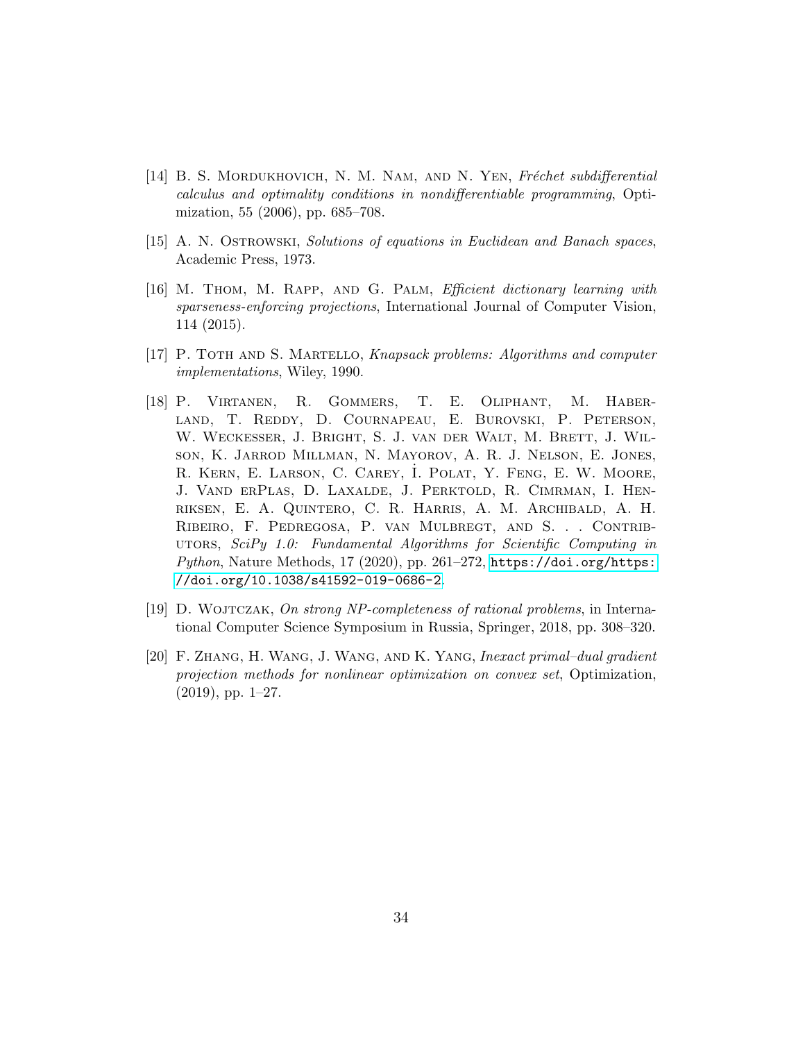[14] B. S. Mordukhovich, N. M. Nam, and N. Yen, *Fréchet subdifferential calculus and optimality conditions in nondifferentiable programming*, Optimization, 55 (2006), pp. 685–708.

[15] A. N. Ostrowski, *Solutions of equations in Euclidean and Banach spaces*, Academic Press, 1973.

[16] M. Thom, M. Rapp, and G. Palm, *Efficient dictionary learning with sparseness-enforcing projections*, International Journal of Computer Vision, 114 (2015).

[17] P. Toth and S. Martello, *Knapsack problems: Algorithms and computer implementations*, Wiley, 1990.

[18] P. Virtanen, R. Gommers, T. E. Oliphant, M. Haberland, T. Reddy, D. Cournapeau, E. Burovski, P. Peterson, W. Weckesser, J. Bright, S. J. van der Walt, M. Brett, J. Wilson, K. Jarrod Millman, N. Mayorov, A. R. J. Nelson, E. Jones, R. Kern, E. Larson, C. Carey, İ. Polat, Y. Feng, E. W. Moore, J. Vand erPlas, D. Laxalde, J. Perktold, R. Cimrman, I. Henriksen, E. A. Quintero, C. R. Harris, A. M. Archibald, A. H. Ribeiro, F. Pedregosa, P. van Mulbregt, and S. . . Contributors, *SciPy 1.0: Fundamental Algorithms for Scientific Computing in Python*, Nature Methods, 17 (2020), pp. 261–272, https://doi.org/https://doi.org/10.1038/s41592-019-0686-2.

[19] D. Wojtczak, *On strong NP-completeness of rational problems*, in International Computer Science Symposium in Russia, Springer, 2018, pp. 308–320.

[20] F. Zhang, H. Wang, J. Wang, and K. Yang, *Inexact primal–dual gradient projection methods for nonlinear optimization on convex set*, Optimization, (2019), pp. 1–27.